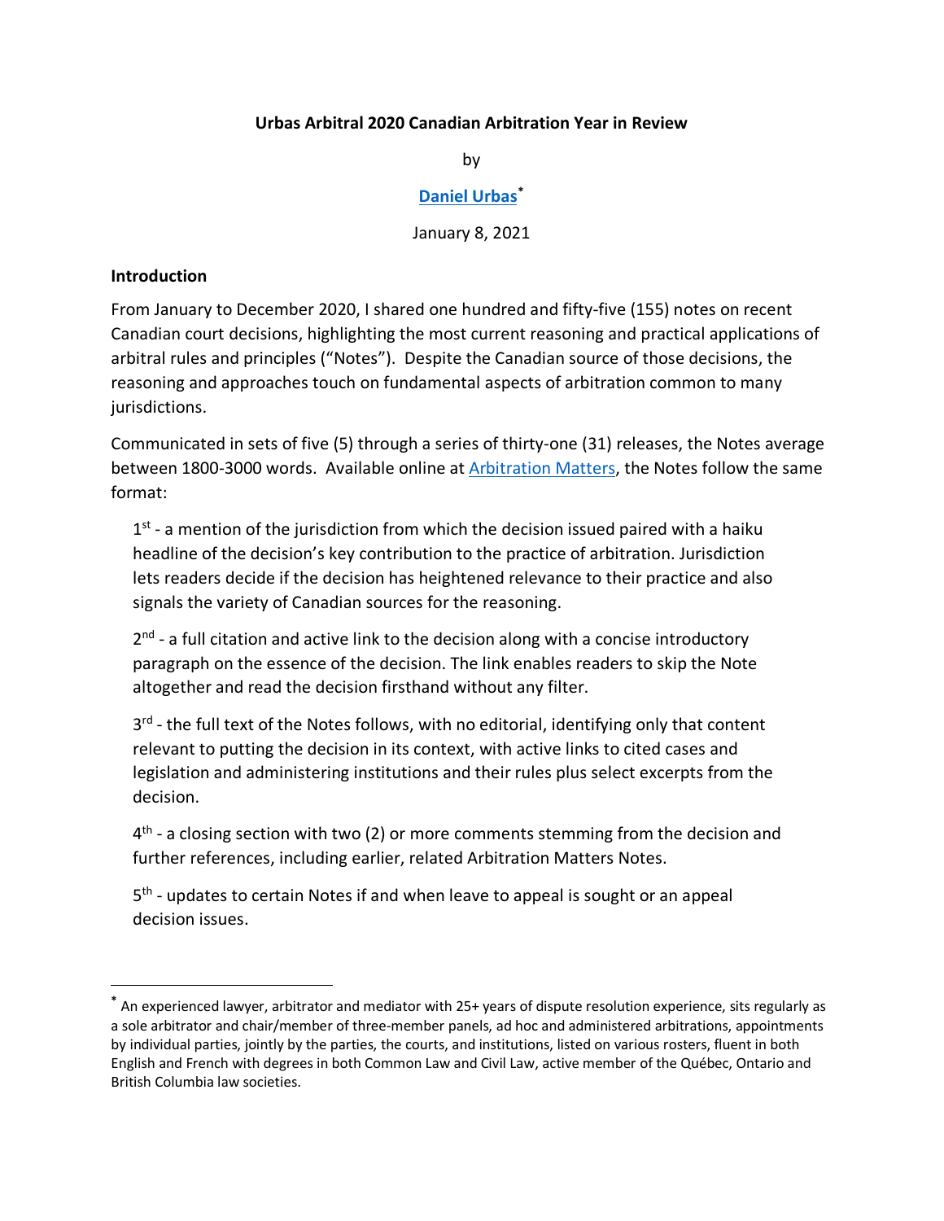**Urbas Arbitral 2020 Canadian Arbitration Year in Review**

by

**[Daniel Urbas](#)**[*]

January 8, 2021

## Introduction

From January to December 2020, I shared one hundred and fifty-five (155) notes on recent Canadian court decisions, highlighting the most current reasoning and practical applications of arbitral rules and principles ("Notes"). Despite the Canadian source of those decisions, the reasoning and approaches touch on fundamental aspects of arbitration common to many jurisdictions.

Communicated in sets of five (5) through a series of thirty-one (31) releases, the Notes average between 1800-3000 words. Available online at [Arbitration Matters](#), the Notes follow the same format:

1st - a mention of the jurisdiction from which the decision issued paired with a haiku headline of the decision's key contribution to the practice of arbitration. Jurisdiction lets readers decide if the decision has heightened relevance to their practice and also signals the variety of Canadian sources for the reasoning.

2nd - a full citation and active link to the decision along with a concise introductory paragraph on the essence of the decision. The link enables readers to skip the Note altogether and read the decision firsthand without any filter.

3rd - the full text of the Notes follows, with no editorial, identifying only that content relevant to putting the decision in its context, with active links to cited cases and legislation and administering institutions and their rules plus select excerpts from the decision.

4th - a closing section with two (2) or more comments stemming from the decision and further references, including earlier, related Arbitration Matters Notes.

5th - updates to certain Notes if and when leave to appeal is sought or an appeal decision issues.

---

[*] An experienced lawyer, arbitrator and mediator with 25+ years of dispute resolution experience, sits regularly as a sole arbitrator and chair/member of three-member panels, ad hoc and administered arbitrations, appointments by individual parties, jointly by the parties, the courts, and institutions, listed on various rosters, fluent in both English and French with degrees in both Common Law and Civil Law, active member of the Québec, Ontario and British Columbia law societies.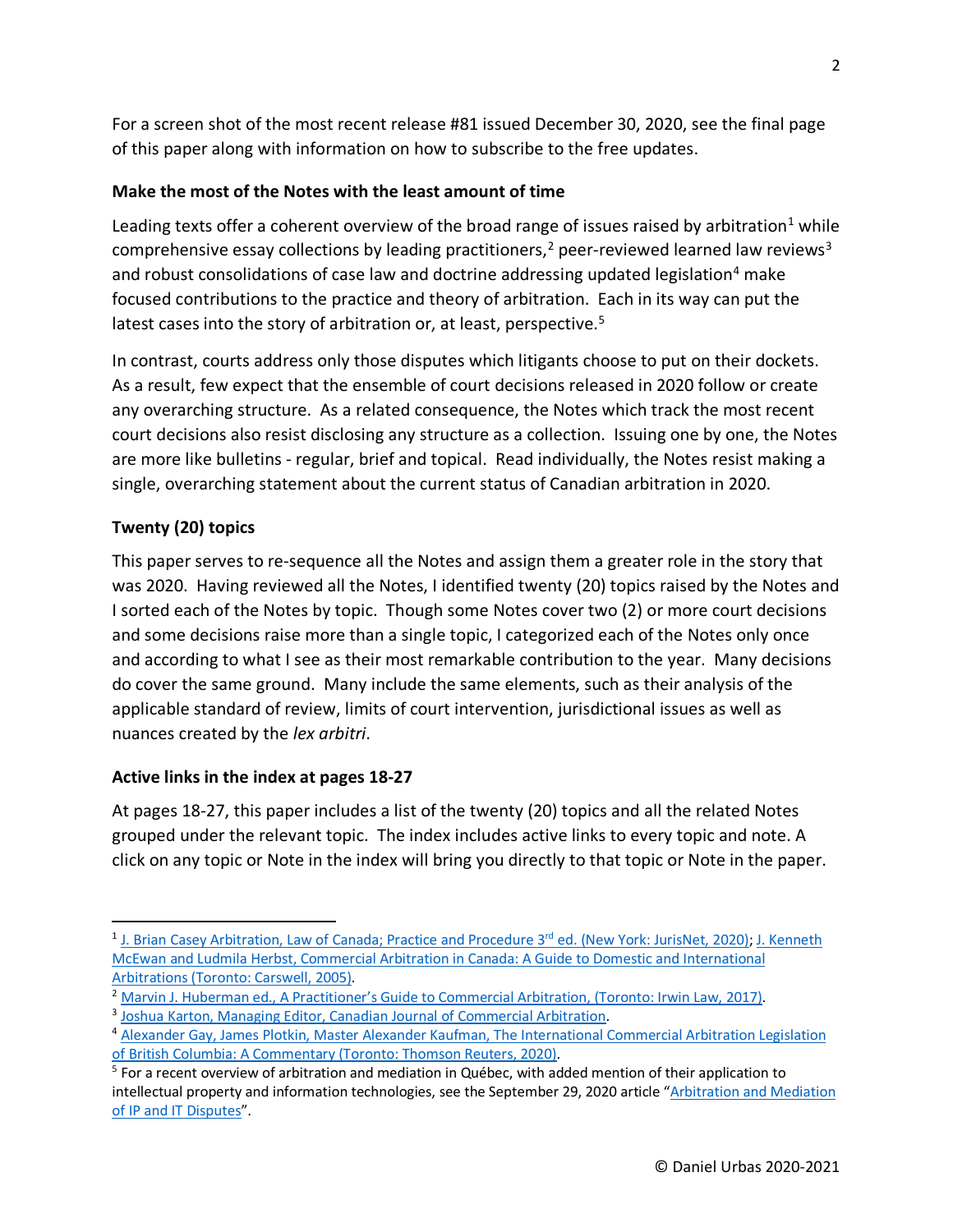For a screen shot of the most recent release #81 issued December 30, 2020, see the final page of this paper along with information on how to subscribe to the free updates.

**Make the most of the Notes with the least amount of time**

Leading texts offer a coherent overview of the broad range of issues raised by arbitration[1] while comprehensive essay collections by leading practitioners,[2] peer-reviewed learned law reviews[3] and robust consolidations of case law and doctrine addressing updated legislation[4] make focused contributions to the practice and theory of arbitration. Each in its way can put the latest cases into the story of arbitration or, at least, perspective.[5]

In contrast, courts address only those disputes which litigants choose to put on their dockets. As a result, few expect that the ensemble of court decisions released in 2020 follow or create any overarching structure. As a related consequence, the Notes which track the most recent court decisions also resist disclosing any structure as a collection. Issuing one by one, the Notes are more like bulletins - regular, brief and topical. Read individually, the Notes resist making a single, overarching statement about the current status of Canadian arbitration in 2020.

**Twenty (20) topics**

This paper serves to re-sequence all the Notes and assign them a greater role in the story that was 2020. Having reviewed all the Notes, I identified twenty (20) topics raised by the Notes and I sorted each of the Notes by topic. Though some Notes cover two (2) or more court decisions and some decisions raise more than a single topic, I categorized each of the Notes only once and according to what I see as their most remarkable contribution to the year. Many decisions do cover the same ground. Many include the same elements, such as their analysis of the applicable standard of review, limits of court intervention, jurisdictional issues as well as nuances created by the *lex arbitri*.

**Active links in the index at pages 18-27**

At pages 18-27, this paper includes a list of the twenty (20) topics and all the related Notes grouped under the relevant topic. The index includes active links to every topic and note. A click on any topic or Note in the index will bring you directly to that topic or Note in the paper.

---

[1] J. Brian Casey Arbitration, Law of Canada; Practice and Procedure 3rd ed. (New York: JurisNet, 2020); J. Kenneth McEwan and Ludmila Herbst, Commercial Arbitration in Canada: A Guide to Domestic and International Arbitrations (Toronto: Carswell, 2005).

[2] Marvin J. Huberman ed., A Practitioner's Guide to Commercial Arbitration, (Toronto: Irwin Law, 2017).

[3] Joshua Karton, Managing Editor, Canadian Journal of Commercial Arbitration.

[4] Alexander Gay, James Plotkin, Master Alexander Kaufman, The International Commercial Arbitration Legislation of British Columbia: A Commentary (Toronto: Thomson Reuters, 2020).

[5] For a recent overview of arbitration and mediation in Québec, with added mention of their application to intellectual property and information technologies, see the September 29, 2020 article "Arbitration and Mediation of IP and IT Disputes".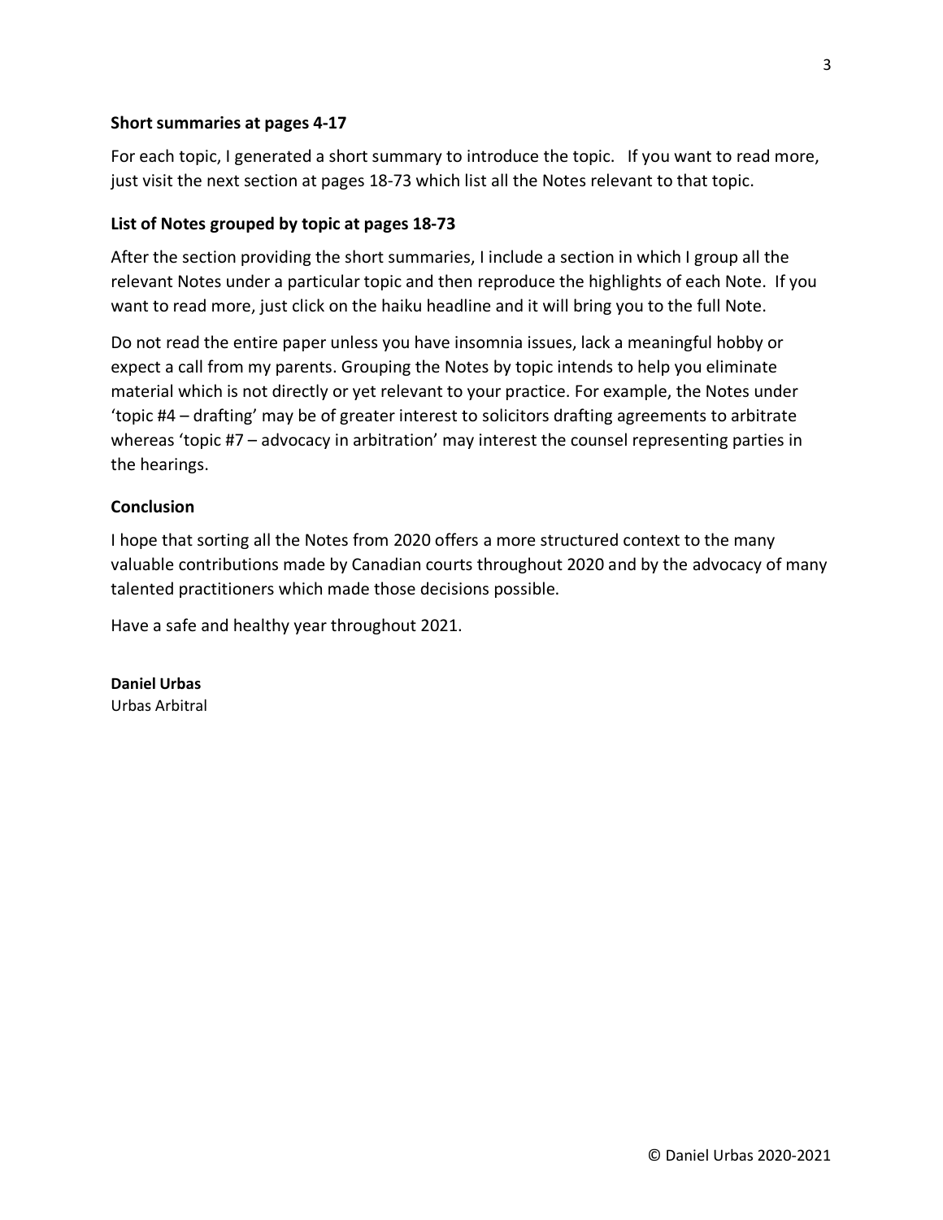### Short summaries at pages 4-17

For each topic, I generated a short summary to introduce the topic. If you want to read more, just visit the next section at pages 18-73 which list all the Notes relevant to that topic.

### List of Notes grouped by topic at pages 18-73

After the section providing the short summaries, I include a section in which I group all the relevant Notes under a particular topic and then reproduce the highlights of each Note. If you want to read more, just click on the haiku headline and it will bring you to the full Note.

Do not read the entire paper unless you have insomnia issues, lack a meaningful hobby or expect a call from my parents. Grouping the Notes by topic intends to help you eliminate material which is not directly or yet relevant to your practice. For example, the Notes under 'topic #4 – drafting' may be of greater interest to solicitors drafting agreements to arbitrate whereas 'topic #7 – advocacy in arbitration' may interest the counsel representing parties in the hearings.

### Conclusion

I hope that sorting all the Notes from 2020 offers a more structured context to the many valuable contributions made by Canadian courts throughout 2020 and by the advocacy of many talented practitioners which made those decisions possible.

Have a safe and healthy year throughout 2021.

**Daniel Urbas**
Urbas Arbitral

© Daniel Urbas 2020-2021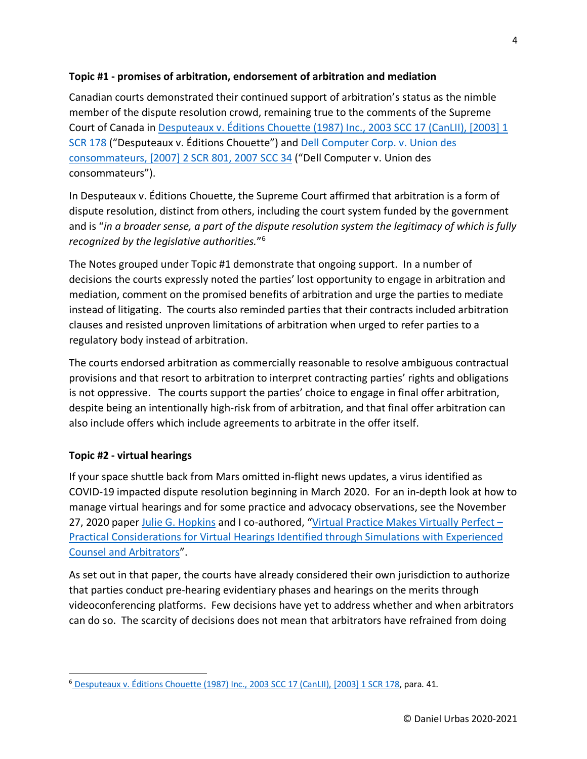**Topic #1 - promises of arbitration, endorsement of arbitration and mediation**

Canadian courts demonstrated their continued support of arbitration's status as the nimble member of the dispute resolution crowd, remaining true to the comments of the Supreme Court of Canada in Desputeaux v. Éditions Chouette (1987) Inc., 2003 SCC 17 (CanLII), [2003] 1 SCR 178 ("Desputeaux v. Éditions Chouette") and Dell Computer Corp. v. Union des consommateurs, [2007] 2 SCR 801, 2007 SCC 34 ("Dell Computer v. Union des consommateurs").

In Desputeaux v. Éditions Chouette, the Supreme Court affirmed that arbitration is a form of dispute resolution, distinct from others, including the court system funded by the government and is "*in a broader sense, a part of the dispute resolution system the legitimacy of which is fully recognized by the legislative authorities.*"[6]

The Notes grouped under Topic #1 demonstrate that ongoing support. In a number of decisions the courts expressly noted the parties' lost opportunity to engage in arbitration and mediation, comment on the promised benefits of arbitration and urge the parties to mediate instead of litigating. The courts also reminded parties that their contracts included arbitration clauses and resisted unproven limitations of arbitration when urged to refer parties to a regulatory body instead of arbitration.

The courts endorsed arbitration as commercially reasonable to resolve ambiguous contractual provisions and that resort to arbitration to interpret contracting parties' rights and obligations is not oppressive. The courts support the parties' choice to engage in final offer arbitration, despite being an intentionally high-risk from of arbitration, and that final offer arbitration can also include offers which include agreements to arbitrate in the offer itself.

**Topic #2 - virtual hearings**

If your space shuttle back from Mars omitted in-flight news updates, a virus identified as COVID-19 impacted dispute resolution beginning in March 2020. For an in-depth look at how to manage virtual hearings and for some practice and advocacy observations, see the November 27, 2020 paper Julie G. Hopkins and I co-authored, "Virtual Practice Makes Virtually Perfect – Practical Considerations for Virtual Hearings Identified through Simulations with Experienced Counsel and Arbitrators".

As set out in that paper, the courts have already considered their own jurisdiction to authorize that parties conduct pre-hearing evidentiary phases and hearings on the merits through videoconferencing platforms. Few decisions have yet to address whether and when arbitrators can do so. The scarcity of decisions does not mean that arbitrators have refrained from doing

---

[6] Desputeaux v. Éditions Chouette (1987) Inc., 2003 SCC 17 (CanLII), [2003] 1 SCR 178, para. 41.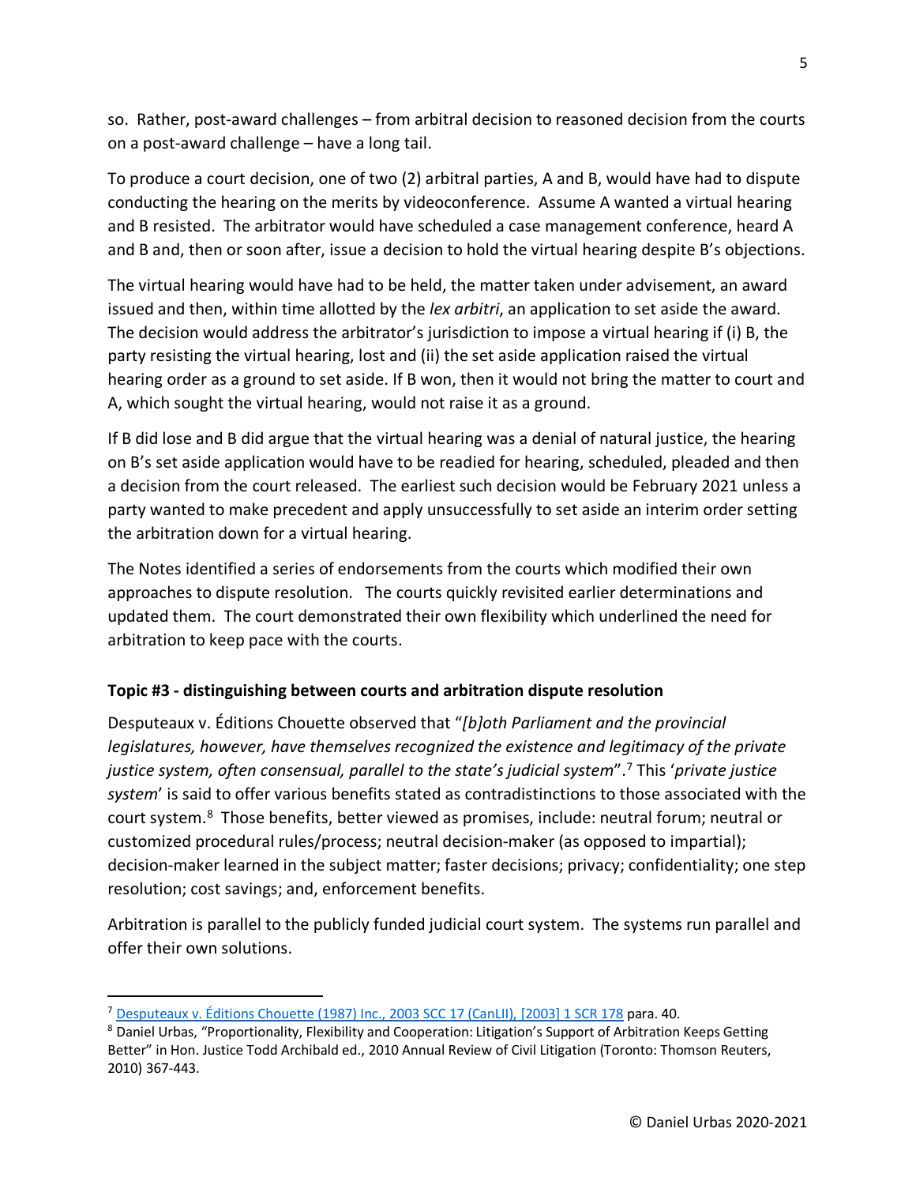so. Rather, post-award challenges – from arbitral decision to reasoned decision from the courts on a post-award challenge – have a long tail.

To produce a court decision, one of two (2) arbitral parties, A and B, would have had to dispute conducting the hearing on the merits by videoconference. Assume A wanted a virtual hearing and B resisted. The arbitrator would have scheduled a case management conference, heard A and B and, then or soon after, issue a decision to hold the virtual hearing despite B's objections.

The virtual hearing would have had to be held, the matter taken under advisement, an award issued and then, within time allotted by the *lex arbitri*, an application to set aside the award. The decision would address the arbitrator's jurisdiction to impose a virtual hearing if (i) B, the party resisting the virtual hearing, lost and (ii) the set aside application raised the virtual hearing order as a ground to set aside. If B won, then it would not bring the matter to court and A, which sought the virtual hearing, would not raise it as a ground.

If B did lose and B did argue that the virtual hearing was a denial of natural justice, the hearing on B's set aside application would have to be readied for hearing, scheduled, pleaded and then a decision from the court released. The earliest such decision would be February 2021 unless a party wanted to make precedent and apply unsuccessfully to set aside an interim order setting the arbitration down for a virtual hearing.

The Notes identified a series of endorsements from the courts which modified their own approaches to dispute resolution. The courts quickly revisited earlier determinations and updated them. The court demonstrated their own flexibility which underlined the need for arbitration to keep pace with the courts.

**Topic #3 - distinguishing between courts and arbitration dispute resolution**

Desputeaux v. Éditions Chouette observed that "*[b]oth Parliament and the provincial legislatures, however, have themselves recognized the existence and legitimacy of the private justice system, often consensual, parallel to the state's judicial system*".[7] This '*private justice system*' is said to offer various benefits stated as contradistinctions to those associated with the court system.[8] Those benefits, better viewed as promises, include: neutral forum; neutral or customized procedural rules/process; neutral decision-maker (as opposed to impartial); decision-maker learned in the subject matter; faster decisions; privacy; confidentiality; one step resolution; cost savings; and, enforcement benefits.

Arbitration is parallel to the publicly funded judicial court system. The systems run parallel and offer their own solutions.

---

[7] Desputeaux v. Éditions Chouette (1987) Inc., 2003 SCC 17 (CanLII), [2003] 1 SCR 178 para. 40.

[8] Daniel Urbas, "Proportionality, Flexibility and Cooperation: Litigation's Support of Arbitration Keeps Getting Better" in Hon. Justice Todd Archibald ed., 2010 Annual Review of Civil Litigation (Toronto: Thomson Reuters, 2010) 367-443.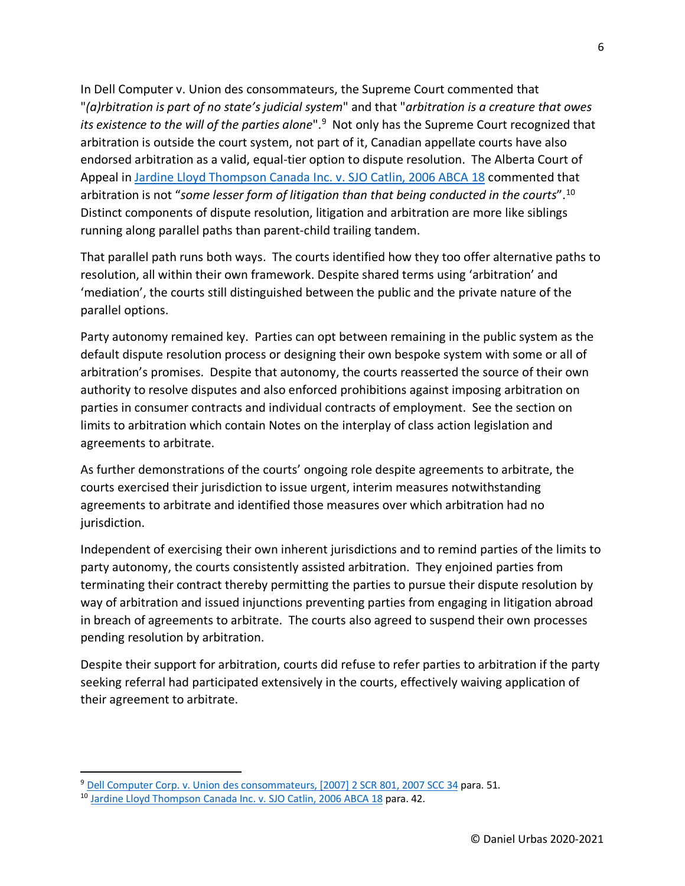In Dell Computer v. Union des consommateurs, the Supreme Court commented that "*(a)rbitration is part of no state's judicial system*" and that "*arbitration is a creature that owes its existence to the will of the parties alone*".[9] Not only has the Supreme Court recognized that arbitration is outside the court system, not part of it, Canadian appellate courts have also endorsed arbitration as a valid, equal-tier option to dispute resolution. The Alberta Court of Appeal in [Jardine Lloyd Thompson Canada Inc. v. SJO Catlin, 2006 ABCA 18]() commented that arbitration is not "*some lesser form of litigation than that being conducted in the courts*".[10] Distinct components of dispute resolution, litigation and arbitration are more like siblings running along parallel paths than parent-child trailing tandem.

That parallel path runs both ways. The courts identified how they too offer alternative paths to resolution, all within their own framework. Despite shared terms using 'arbitration' and 'mediation', the courts still distinguished between the public and the private nature of the parallel options.

Party autonomy remained key. Parties can opt between remaining in the public system as the default dispute resolution process or designing their own bespoke system with some or all of arbitration's promises. Despite that autonomy, the courts reasserted the source of their own authority to resolve disputes and also enforced prohibitions against imposing arbitration on parties in consumer contracts and individual contracts of employment. See the section on limits to arbitration which contain Notes on the interplay of class action legislation and agreements to arbitrate.

As further demonstrations of the courts' ongoing role despite agreements to arbitrate, the courts exercised their jurisdiction to issue urgent, interim measures notwithstanding agreements to arbitrate and identified those measures over which arbitration had no jurisdiction.

Independent of exercising their own inherent jurisdictions and to remind parties of the limits to party autonomy, the courts consistently assisted arbitration. They enjoined parties from terminating their contract thereby permitting the parties to pursue their dispute resolution by way of arbitration and issued injunctions preventing parties from engaging in litigation abroad in breach of agreements to arbitrate. The courts also agreed to suspend their own processes pending resolution by arbitration.

Despite their support for arbitration, courts did refuse to refer parties to arbitration if the party seeking referral had participated extensively in the courts, effectively waiving application of their agreement to arbitrate.

---

[9] Dell Computer Corp. v. Union des consommateurs, [2007] 2 SCR 801, 2007 SCC 34 para. 51.

[10] Jardine Lloyd Thompson Canada Inc. v. SJO Catlin, 2006 ABCA 18 para. 42.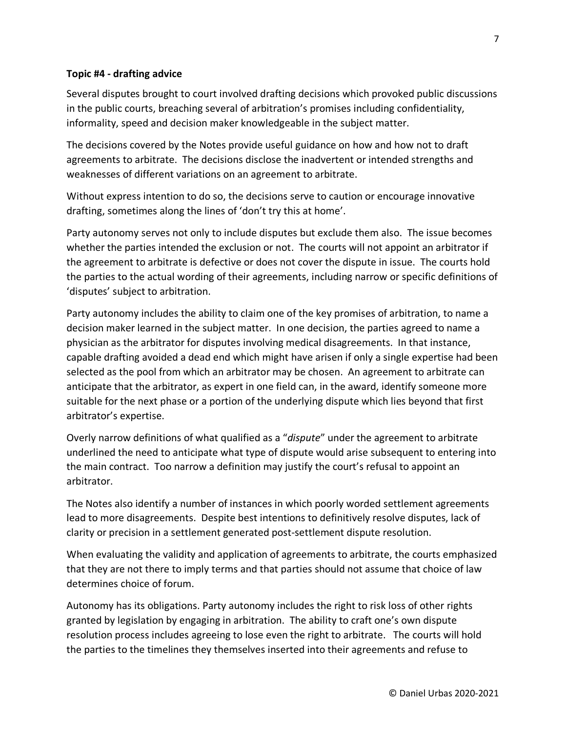**Topic #4 - drafting advice**

Several disputes brought to court involved drafting decisions which provoked public discussions in the public courts, breaching several of arbitration's promises including confidentiality, informality, speed and decision maker knowledgeable in the subject matter.

The decisions covered by the Notes provide useful guidance on how and how not to draft agreements to arbitrate. The decisions disclose the inadvertent or intended strengths and weaknesses of different variations on an agreement to arbitrate.

Without express intention to do so, the decisions serve to caution or encourage innovative drafting, sometimes along the lines of 'don't try this at home'.

Party autonomy serves not only to include disputes but exclude them also. The issue becomes whether the parties intended the exclusion or not. The courts will not appoint an arbitrator if the agreement to arbitrate is defective or does not cover the dispute in issue. The courts hold the parties to the actual wording of their agreements, including narrow or specific definitions of 'disputes' subject to arbitration.

Party autonomy includes the ability to claim one of the key promises of arbitration, to name a decision maker learned in the subject matter. In one decision, the parties agreed to name a physician as the arbitrator for disputes involving medical disagreements. In that instance, capable drafting avoided a dead end which might have arisen if only a single expertise had been selected as the pool from which an arbitrator may be chosen. An agreement to arbitrate can anticipate that the arbitrator, as expert in one field can, in the award, identify someone more suitable for the next phase or a portion of the underlying dispute which lies beyond that first arbitrator's expertise.

Overly narrow definitions of what qualified as a "*dispute*" under the agreement to arbitrate underlined the need to anticipate what type of dispute would arise subsequent to entering into the main contract. Too narrow a definition may justify the court's refusal to appoint an arbitrator.

The Notes also identify a number of instances in which poorly worded settlement agreements lead to more disagreements. Despite best intentions to definitively resolve disputes, lack of clarity or precision in a settlement generated post-settlement dispute resolution.

When evaluating the validity and application of agreements to arbitrate, the courts emphasized that they are not there to imply terms and that parties should not assume that choice of law determines choice of forum.

Autonomy has its obligations. Party autonomy includes the right to risk loss of other rights granted by legislation by engaging in arbitration. The ability to craft one's own dispute resolution process includes agreeing to lose even the right to arbitrate. The courts will hold the parties to the timelines they themselves inserted into their agreements and refuse to

© Daniel Urbas 2020-2021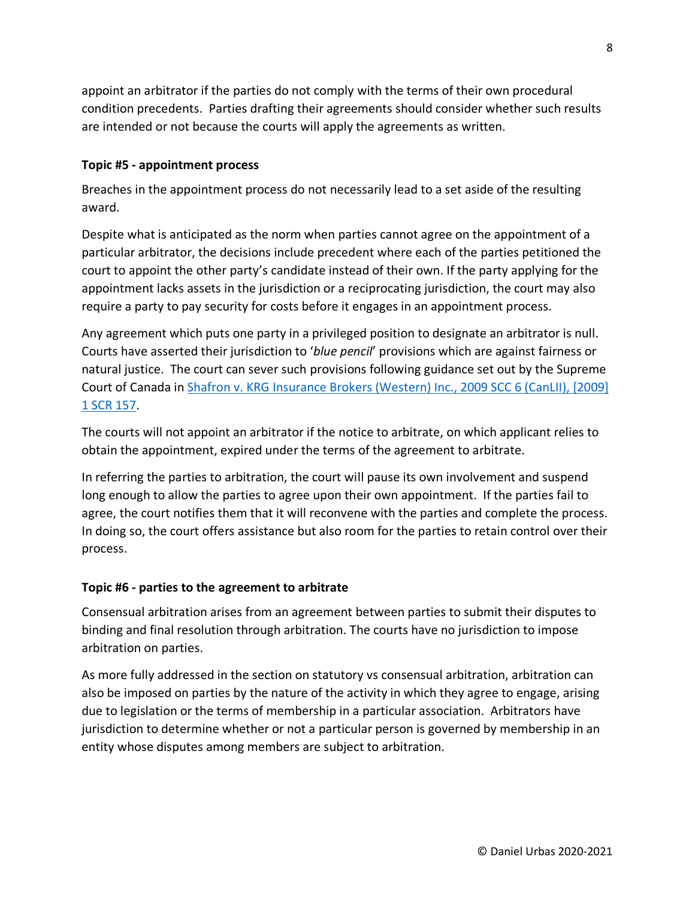appoint an arbitrator if the parties do not comply with the terms of their own procedural condition precedents. Parties drafting their agreements should consider whether such results are intended or not because the courts will apply the agreements as written.

**Topic #5 - appointment process**

Breaches in the appointment process do not necessarily lead to a set aside of the resulting award.

Despite what is anticipated as the norm when parties cannot agree on the appointment of a particular arbitrator, the decisions include precedent where each of the parties petitioned the court to appoint the other party's candidate instead of their own. If the party applying for the appointment lacks assets in the jurisdiction or a reciprocating jurisdiction, the court may also require a party to pay security for costs before it engages in an appointment process.

Any agreement which puts one party in a privileged position to designate an arbitrator is null. Courts have asserted their jurisdiction to '*blue pencil*' provisions which are against fairness or natural justice. The court can sever such provisions following guidance set out by the Supreme Court of Canada in Shafron v. KRG Insurance Brokers (Western) Inc., 2009 SCC 6 (CanLII), [2009] 1 SCR 157.

The courts will not appoint an arbitrator if the notice to arbitrate, on which applicant relies to obtain the appointment, expired under the terms of the agreement to arbitrate.

In referring the parties to arbitration, the court will pause its own involvement and suspend long enough to allow the parties to agree upon their own appointment. If the parties fail to agree, the court notifies them that it will reconvene with the parties and complete the process. In doing so, the court offers assistance but also room for the parties to retain control over their process.

**Topic #6 - parties to the agreement to arbitrate**

Consensual arbitration arises from an agreement between parties to submit their disputes to binding and final resolution through arbitration. The courts have no jurisdiction to impose arbitration on parties.

As more fully addressed in the section on statutory vs consensual arbitration, arbitration can also be imposed on parties by the nature of the activity in which they agree to engage, arising due to legislation or the terms of membership in a particular association. Arbitrators have jurisdiction to determine whether or not a particular person is governed by membership in an entity whose disputes among members are subject to arbitration.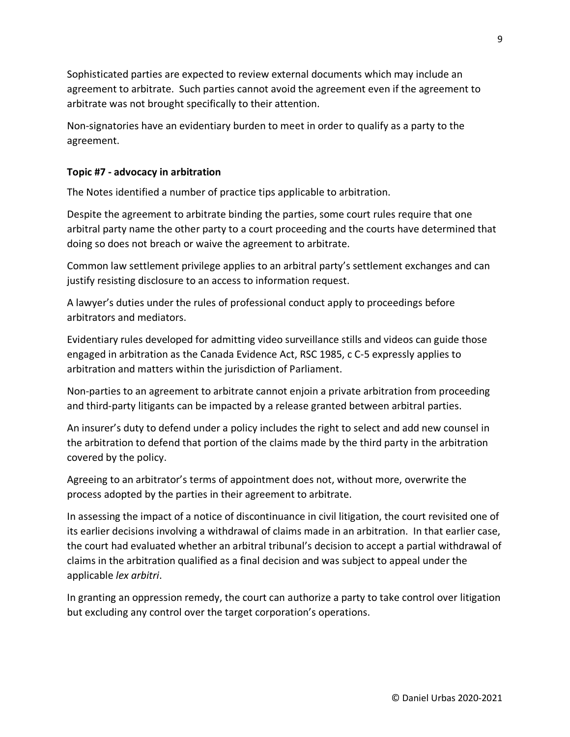Sophisticated parties are expected to review external documents which may include an agreement to arbitrate. Such parties cannot avoid the agreement even if the agreement to arbitrate was not brought specifically to their attention.

Non-signatories have an evidentiary burden to meet in order to qualify as a party to the agreement.

**Topic #7 - advocacy in arbitration**

The Notes identified a number of practice tips applicable to arbitration.

Despite the agreement to arbitrate binding the parties, some court rules require that one arbitral party name the other party to a court proceeding and the courts have determined that doing so does not breach or waive the agreement to arbitrate.

Common law settlement privilege applies to an arbitral party's settlement exchanges and can justify resisting disclosure to an access to information request.

A lawyer's duties under the rules of professional conduct apply to proceedings before arbitrators and mediators.

Evidentiary rules developed for admitting video surveillance stills and videos can guide those engaged in arbitration as the Canada Evidence Act, RSC 1985, c C-5 expressly applies to arbitration and matters within the jurisdiction of Parliament.

Non-parties to an agreement to arbitrate cannot enjoin a private arbitration from proceeding and third-party litigants can be impacted by a release granted between arbitral parties.

An insurer's duty to defend under a policy includes the right to select and add new counsel in the arbitration to defend that portion of the claims made by the third party in the arbitration covered by the policy.

Agreeing to an arbitrator's terms of appointment does not, without more, overwrite the process adopted by the parties in their agreement to arbitrate.

In assessing the impact of a notice of discontinuance in civil litigation, the court revisited one of its earlier decisions involving a withdrawal of claims made in an arbitration. In that earlier case, the court had evaluated whether an arbitral tribunal's decision to accept a partial withdrawal of claims in the arbitration qualified as a final decision and was subject to appeal under the applicable *lex arbitri*.

In granting an oppression remedy, the court can authorize a party to take control over litigation but excluding any control over the target corporation's operations.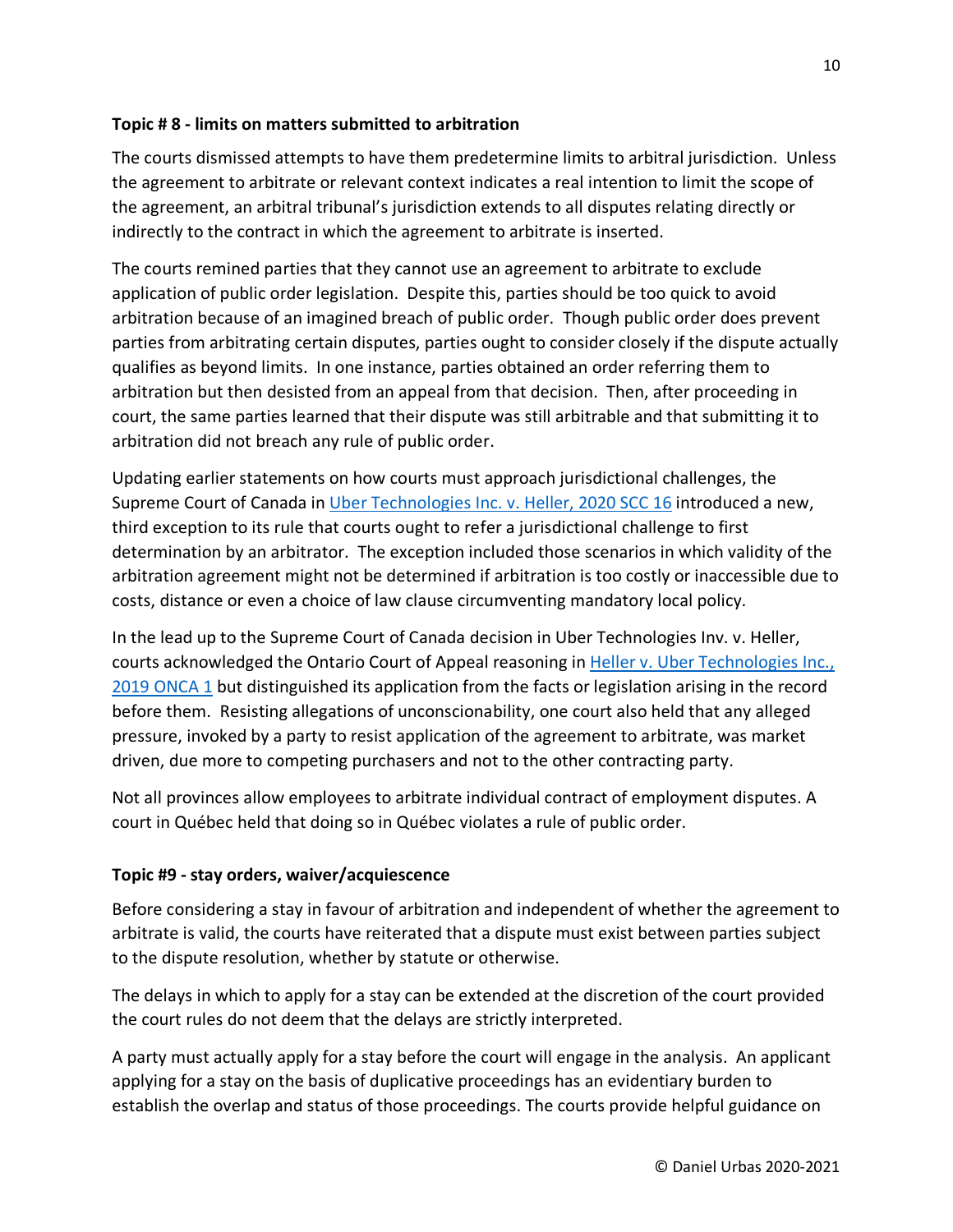**Topic # 8 - limits on matters submitted to arbitration**

The courts dismissed attempts to have them predetermine limits to arbitral jurisdiction. Unless the agreement to arbitrate or relevant context indicates a real intention to limit the scope of the agreement, an arbitral tribunal's jurisdiction extends to all disputes relating directly or indirectly to the contract in which the agreement to arbitrate is inserted.

The courts remined parties that they cannot use an agreement to arbitrate to exclude application of public order legislation. Despite this, parties should be too quick to avoid arbitration because of an imagined breach of public order. Though public order does prevent parties from arbitrating certain disputes, parties ought to consider closely if the dispute actually qualifies as beyond limits. In one instance, parties obtained an order referring them to arbitration but then desisted from an appeal from that decision. Then, after proceeding in court, the same parties learned that their dispute was still arbitrable and that submitting it to arbitration did not breach any rule of public order.

Updating earlier statements on how courts must approach jurisdictional challenges, the Supreme Court of Canada in Uber Technologies Inc. v. Heller, 2020 SCC 16 introduced a new, third exception to its rule that courts ought to refer a jurisdictional challenge to first determination by an arbitrator. The exception included those scenarios in which validity of the arbitration agreement might not be determined if arbitration is too costly or inaccessible due to costs, distance or even a choice of law clause circumventing mandatory local policy.

In the lead up to the Supreme Court of Canada decision in Uber Technologies Inv. v. Heller, courts acknowledged the Ontario Court of Appeal reasoning in Heller v. Uber Technologies Inc., 2019 ONCA 1 but distinguished its application from the facts or legislation arising in the record before them. Resisting allegations of unconscionability, one court also held that any alleged pressure, invoked by a party to resist application of the agreement to arbitrate, was market driven, due more to competing purchasers and not to the other contracting party.

Not all provinces allow employees to arbitrate individual contract of employment disputes. A court in Québec held that doing so in Québec violates a rule of public order.

**Topic #9 - stay orders, waiver/acquiescence**

Before considering a stay in favour of arbitration and independent of whether the agreement to arbitrate is valid, the courts have reiterated that a dispute must exist between parties subject to the dispute resolution, whether by statute or otherwise.

The delays in which to apply for a stay can be extended at the discretion of the court provided the court rules do not deem that the delays are strictly interpreted.

A party must actually apply for a stay before the court will engage in the analysis. An applicant applying for a stay on the basis of duplicative proceedings has an evidentiary burden to establish the overlap and status of those proceedings. The courts provide helpful guidance on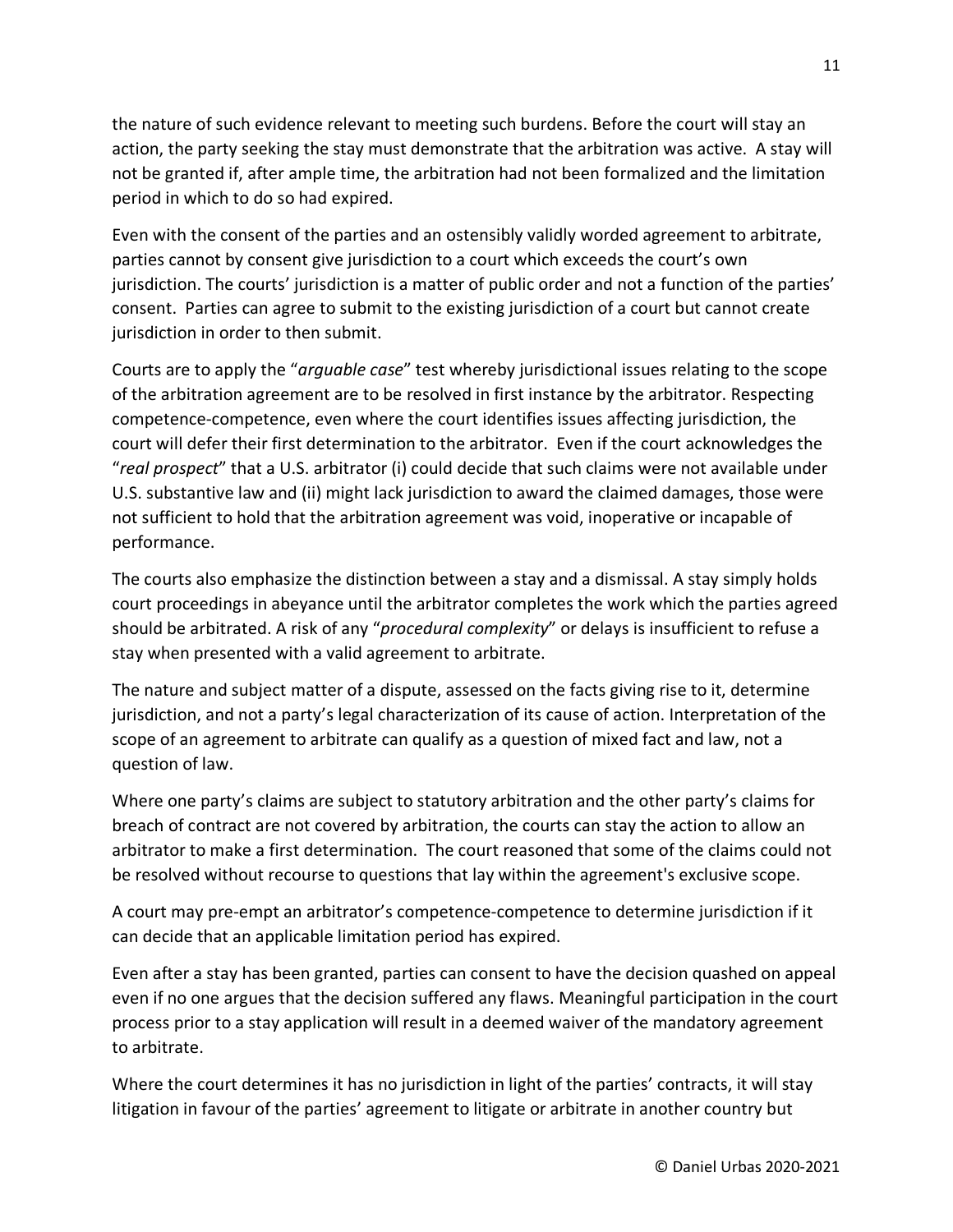the nature of such evidence relevant to meeting such burdens. Before the court will stay an action, the party seeking the stay must demonstrate that the arbitration was active. A stay will not be granted if, after ample time, the arbitration had not been formalized and the limitation period in which to do so had expired.

Even with the consent of the parties and an ostensibly validly worded agreement to arbitrate, parties cannot by consent give jurisdiction to a court which exceeds the court's own jurisdiction. The courts' jurisdiction is a matter of public order and not a function of the parties' consent. Parties can agree to submit to the existing jurisdiction of a court but cannot create jurisdiction in order to then submit.

Courts are to apply the "*arguable case*" test whereby jurisdictional issues relating to the scope of the arbitration agreement are to be resolved in first instance by the arbitrator. Respecting competence-competence, even where the court identifies issues affecting jurisdiction, the court will defer their first determination to the arbitrator. Even if the court acknowledges the "*real prospect*" that a U.S. arbitrator (i) could decide that such claims were not available under U.S. substantive law and (ii) might lack jurisdiction to award the claimed damages, those were not sufficient to hold that the arbitration agreement was void, inoperative or incapable of performance.

The courts also emphasize the distinction between a stay and a dismissal. A stay simply holds court proceedings in abeyance until the arbitrator completes the work which the parties agreed should be arbitrated. A risk of any "*procedural complexity*" or delays is insufficient to refuse a stay when presented with a valid agreement to arbitrate.

The nature and subject matter of a dispute, assessed on the facts giving rise to it, determine jurisdiction, and not a party's legal characterization of its cause of action. Interpretation of the scope of an agreement to arbitrate can qualify as a question of mixed fact and law, not a question of law.

Where one party's claims are subject to statutory arbitration and the other party's claims for breach of contract are not covered by arbitration, the courts can stay the action to allow an arbitrator to make a first determination. The court reasoned that some of the claims could not be resolved without recourse to questions that lay within the agreement's exclusive scope.

A court may pre-empt an arbitrator's competence-competence to determine jurisdiction if it can decide that an applicable limitation period has expired.

Even after a stay has been granted, parties can consent to have the decision quashed on appeal even if no one argues that the decision suffered any flaws. Meaningful participation in the court process prior to a stay application will result in a deemed waiver of the mandatory agreement to arbitrate.

Where the court determines it has no jurisdiction in light of the parties' contracts, it will stay litigation in favour of the parties' agreement to litigate or arbitrate in another country but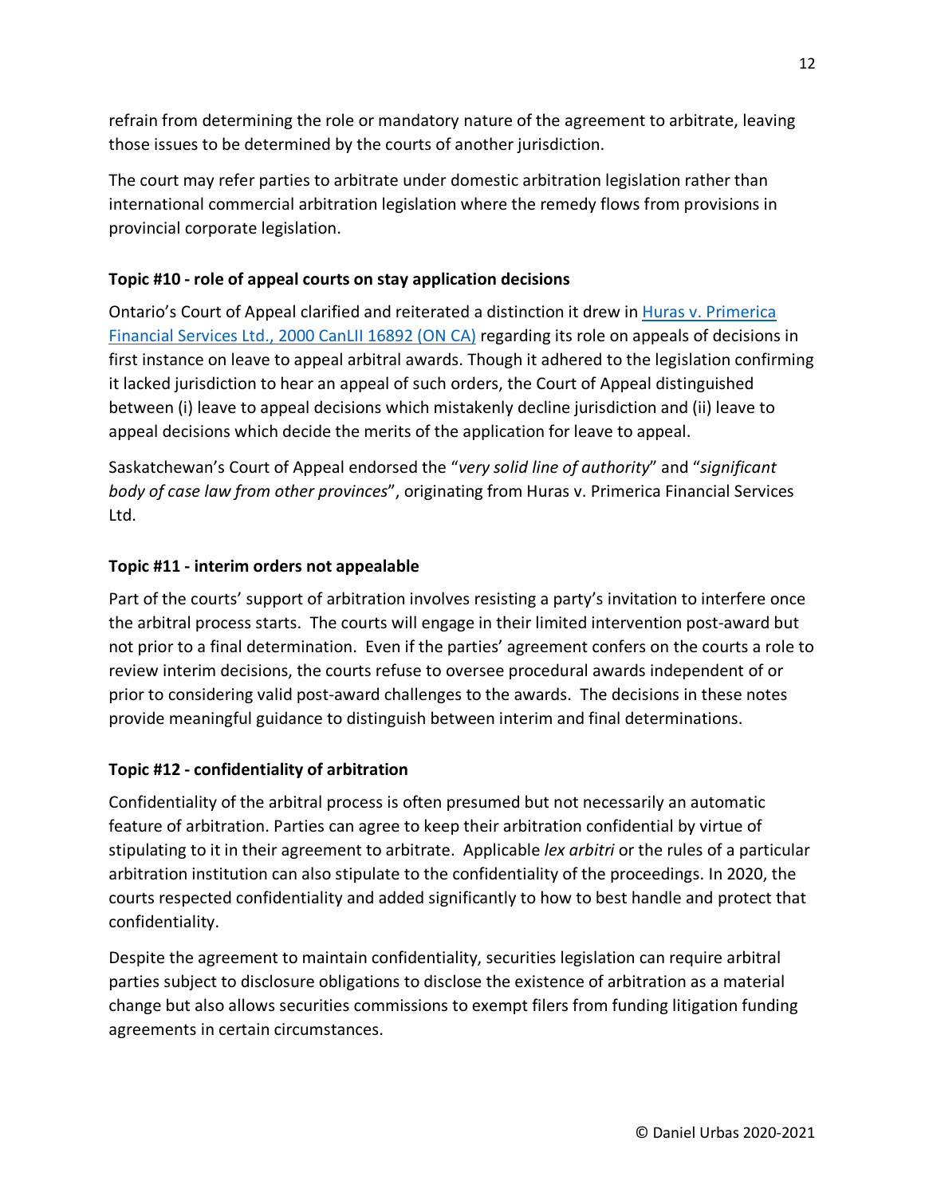refrain from determining the role or mandatory nature of the agreement to arbitrate, leaving those issues to be determined by the courts of another jurisdiction.

The court may refer parties to arbitrate under domestic arbitration legislation rather than international commercial arbitration legislation where the remedy flows from provisions in provincial corporate legislation.

**Topic #10 - role of appeal courts on stay application decisions**

Ontario's Court of Appeal clarified and reiterated a distinction it drew in [Huras v. Primerica Financial Services Ltd., 2000 CanLII 16892 (ON CA)] regarding its role on appeals of decisions in first instance on leave to appeal arbitral awards. Though it adhered to the legislation confirming it lacked jurisdiction to hear an appeal of such orders, the Court of Appeal distinguished between (i) leave to appeal decisions which mistakenly decline jurisdiction and (ii) leave to appeal decisions which decide the merits of the application for leave to appeal.

Saskatchewan's Court of Appeal endorsed the "*very solid line of authority*" and "*significant body of case law from other provinces*", originating from Huras v. Primerica Financial Services Ltd.

**Topic #11 - interim orders not appealable**

Part of the courts' support of arbitration involves resisting a party's invitation to interfere once the arbitral process starts. The courts will engage in their limited intervention post-award but not prior to a final determination. Even if the parties' agreement confers on the courts a role to review interim decisions, the courts refuse to oversee procedural awards independent of or prior to considering valid post-award challenges to the awards. The decisions in these notes provide meaningful guidance to distinguish between interim and final determinations.

**Topic #12 - confidentiality of arbitration**

Confidentiality of the arbitral process is often presumed but not necessarily an automatic feature of arbitration. Parties can agree to keep their arbitration confidential by virtue of stipulating to it in their agreement to arbitrate. Applicable *lex arbitri* or the rules of a particular arbitration institution can also stipulate to the confidentiality of the proceedings. In 2020, the courts respected confidentiality and added significantly to how to best handle and protect that confidentiality.

Despite the agreement to maintain confidentiality, securities legislation can require arbitral parties subject to disclosure obligations to disclose the existence of arbitration as a material change but also allows securities commissions to exempt filers from funding litigation funding agreements in certain circumstances.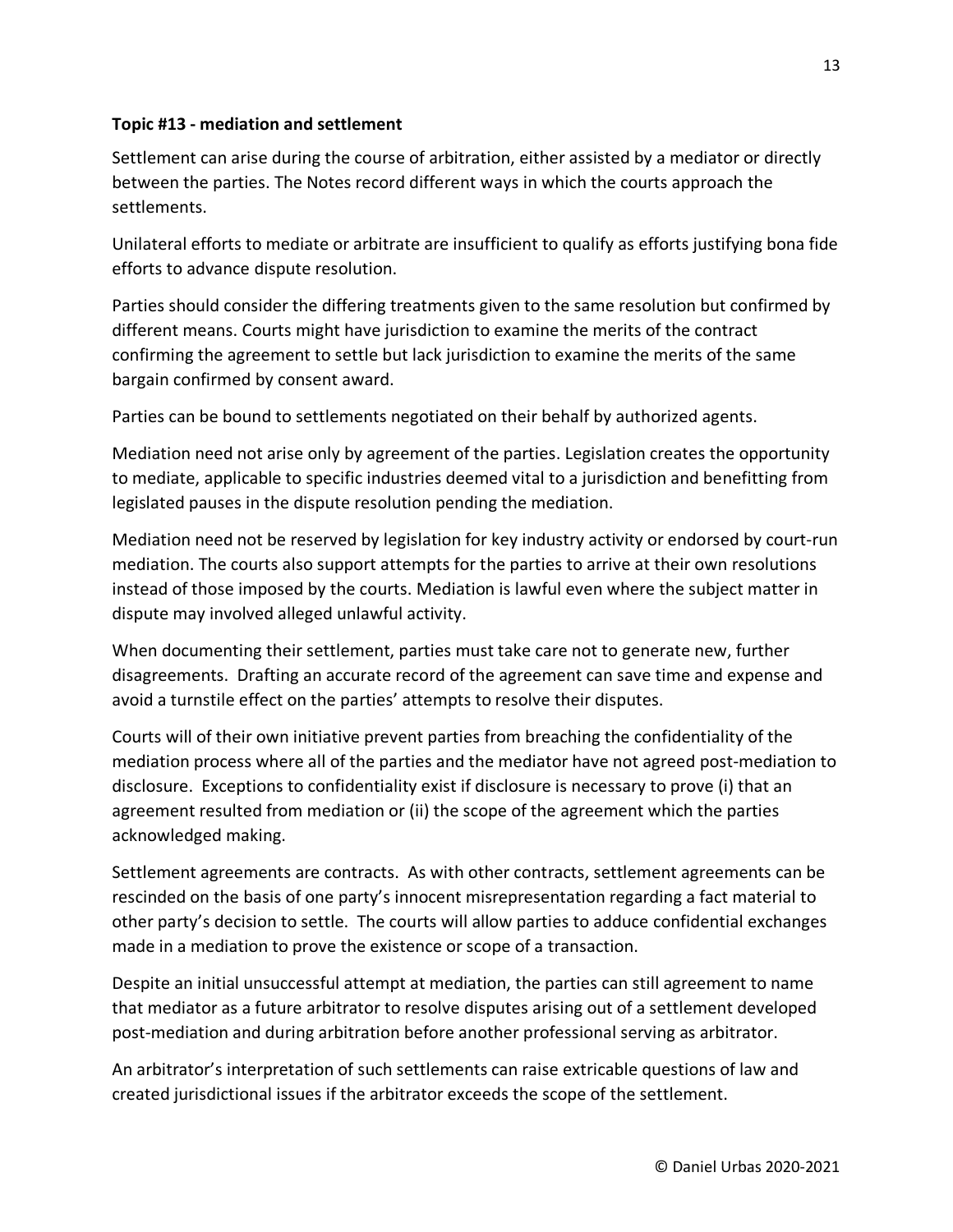**Topic #13 - mediation and settlement**

Settlement can arise during the course of arbitration, either assisted by a mediator or directly between the parties. The Notes record different ways in which the courts approach the settlements.

Unilateral efforts to mediate or arbitrate are insufficient to qualify as efforts justifying bona fide efforts to advance dispute resolution.

Parties should consider the differing treatments given to the same resolution but confirmed by different means. Courts might have jurisdiction to examine the merits of the contract confirming the agreement to settle but lack jurisdiction to examine the merits of the same bargain confirmed by consent award.

Parties can be bound to settlements negotiated on their behalf by authorized agents.

Mediation need not arise only by agreement of the parties. Legislation creates the opportunity to mediate, applicable to specific industries deemed vital to a jurisdiction and benefitting from legislated pauses in the dispute resolution pending the mediation.

Mediation need not be reserved by legislation for key industry activity or endorsed by court-run mediation. The courts also support attempts for the parties to arrive at their own resolutions instead of those imposed by the courts. Mediation is lawful even where the subject matter in dispute may involved alleged unlawful activity.

When documenting their settlement, parties must take care not to generate new, further disagreements. Drafting an accurate record of the agreement can save time and expense and avoid a turnstile effect on the parties' attempts to resolve their disputes.

Courts will of their own initiative prevent parties from breaching the confidentiality of the mediation process where all of the parties and the mediator have not agreed post-mediation to disclosure. Exceptions to confidentiality exist if disclosure is necessary to prove (i) that an agreement resulted from mediation or (ii) the scope of the agreement which the parties acknowledged making.

Settlement agreements are contracts. As with other contracts, settlement agreements can be rescinded on the basis of one party's innocent misrepresentation regarding a fact material to other party's decision to settle. The courts will allow parties to adduce confidential exchanges made in a mediation to prove the existence or scope of a transaction.

Despite an initial unsuccessful attempt at mediation, the parties can still agreement to name that mediator as a future arbitrator to resolve disputes arising out of a settlement developed post-mediation and during arbitration before another professional serving as arbitrator.

An arbitrator's interpretation of such settlements can raise extricable questions of law and created jurisdictional issues if the arbitrator exceeds the scope of the settlement.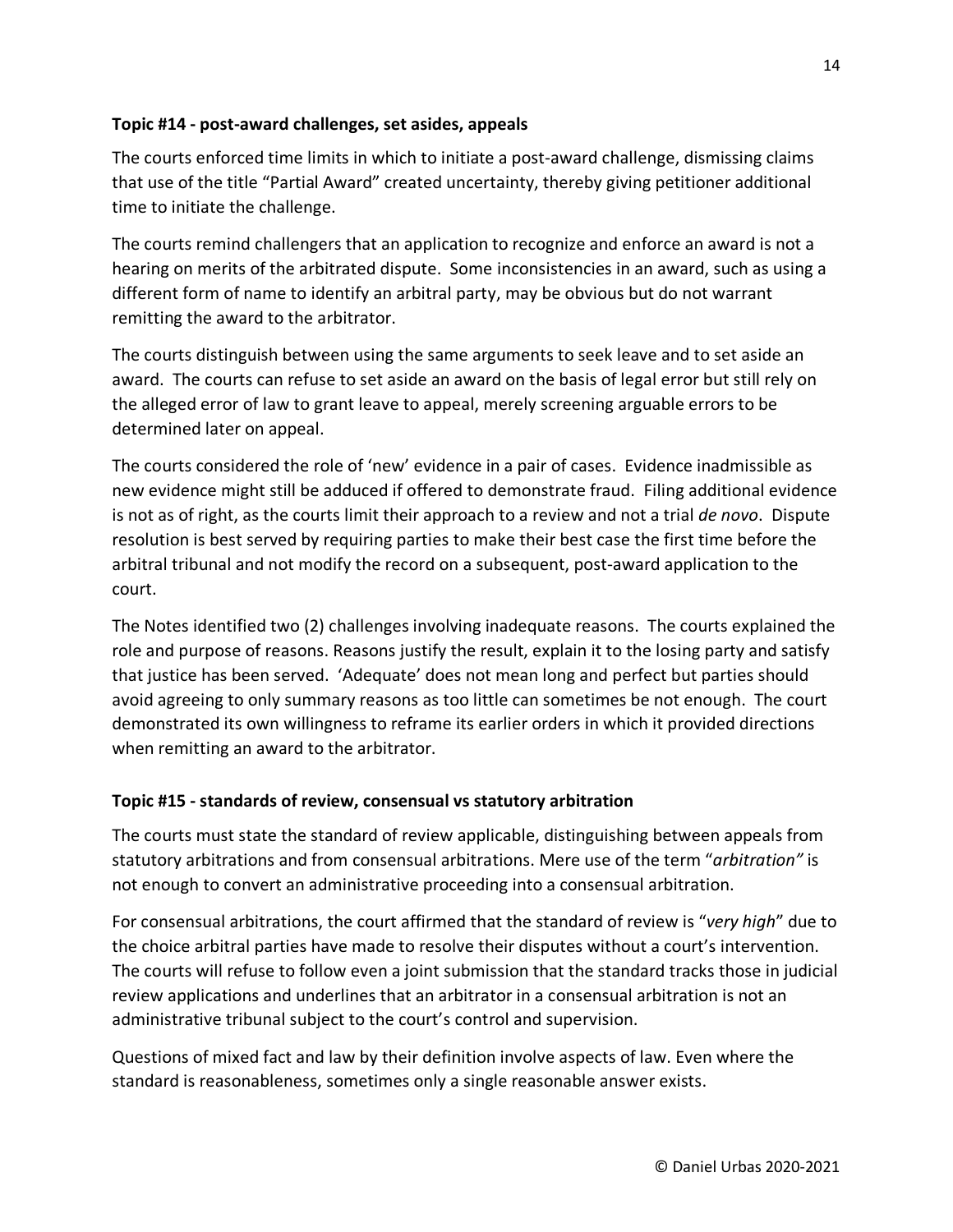**Topic #14 - post-award challenges, set asides, appeals**

The courts enforced time limits in which to initiate a post-award challenge, dismissing claims that use of the title "Partial Award" created uncertainty, thereby giving petitioner additional time to initiate the challenge.

The courts remind challengers that an application to recognize and enforce an award is not a hearing on merits of the arbitrated dispute. Some inconsistencies in an award, such as using a different form of name to identify an arbitral party, may be obvious but do not warrant remitting the award to the arbitrator.

The courts distinguish between using the same arguments to seek leave and to set aside an award. The courts can refuse to set aside an award on the basis of legal error but still rely on the alleged error of law to grant leave to appeal, merely screening arguable errors to be determined later on appeal.

The courts considered the role of 'new' evidence in a pair of cases. Evidence inadmissible as new evidence might still be adduced if offered to demonstrate fraud. Filing additional evidence is not as of right, as the courts limit their approach to a review and not a trial *de novo*. Dispute resolution is best served by requiring parties to make their best case the first time before the arbitral tribunal and not modify the record on a subsequent, post-award application to the court.

The Notes identified two (2) challenges involving inadequate reasons. The courts explained the role and purpose of reasons. Reasons justify the result, explain it to the losing party and satisfy that justice has been served. 'Adequate' does not mean long and perfect but parties should avoid agreeing to only summary reasons as too little can sometimes be not enough. The court demonstrated its own willingness to reframe its earlier orders in which it provided directions when remitting an award to the arbitrator.

**Topic #15 - standards of review, consensual vs statutory arbitration**

The courts must state the standard of review applicable, distinguishing between appeals from statutory arbitrations and from consensual arbitrations. Mere use of the term "*arbitration"* is not enough to convert an administrative proceeding into a consensual arbitration.

For consensual arbitrations, the court affirmed that the standard of review is "*very high*" due to the choice arbitral parties have made to resolve their disputes without a court's intervention. The courts will refuse to follow even a joint submission that the standard tracks those in judicial review applications and underlines that an arbitrator in a consensual arbitration is not an administrative tribunal subject to the court's control and supervision.

Questions of mixed fact and law by their definition involve aspects of law. Even where the standard is reasonableness, sometimes only a single reasonable answer exists.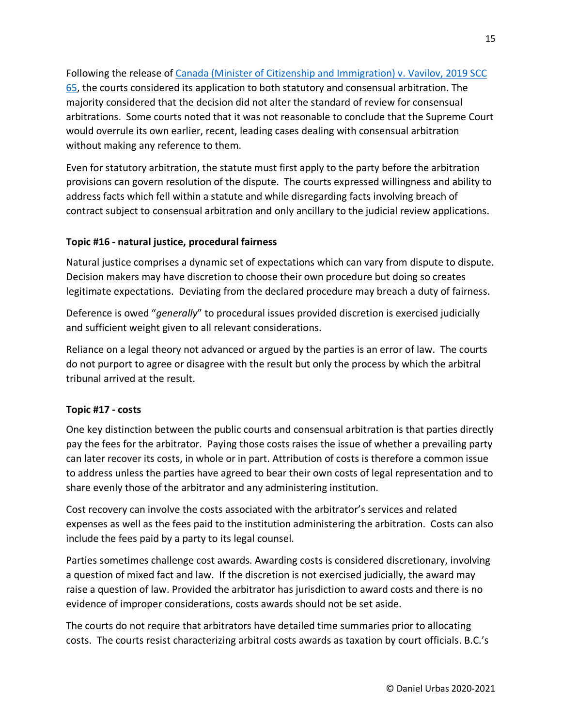Following the release of [Canada (Minister of Citizenship and Immigration) v. Vavilov, 2019 SCC 65](), the courts considered its application to both statutory and consensual arbitration. The majority considered that the decision did not alter the standard of review for consensual arbitrations. Some courts noted that it was not reasonable to conclude that the Supreme Court would overrule its own earlier, recent, leading cases dealing with consensual arbitration without making any reference to them.

Even for statutory arbitration, the statute must first apply to the party before the arbitration provisions can govern resolution of the dispute. The courts expressed willingness and ability to address facts which fell within a statute and while disregarding facts involving breach of contract subject to consensual arbitration and only ancillary to the judicial review applications.

**Topic #16 - natural justice, procedural fairness**

Natural justice comprises a dynamic set of expectations which can vary from dispute to dispute. Decision makers may have discretion to choose their own procedure but doing so creates legitimate expectations. Deviating from the declared procedure may breach a duty of fairness.

Deference is owed "*generally*" to procedural issues provided discretion is exercised judicially and sufficient weight given to all relevant considerations.

Reliance on a legal theory not advanced or argued by the parties is an error of law. The courts do not purport to agree or disagree with the result but only the process by which the arbitral tribunal arrived at the result.

**Topic #17 - costs**

One key distinction between the public courts and consensual arbitration is that parties directly pay the fees for the arbitrator. Paying those costs raises the issue of whether a prevailing party can later recover its costs, in whole or in part. Attribution of costs is therefore a common issue to address unless the parties have agreed to bear their own costs of legal representation and to share evenly those of the arbitrator and any administering institution.

Cost recovery can involve the costs associated with the arbitrator's services and related expenses as well as the fees paid to the institution administering the arbitration. Costs can also include the fees paid by a party to its legal counsel.

Parties sometimes challenge cost awards. Awarding costs is considered discretionary, involving a question of mixed fact and law. If the discretion is not exercised judicially, the award may raise a question of law. Provided the arbitrator has jurisdiction to award costs and there is no evidence of improper considerations, costs awards should not be set aside.

The courts do not require that arbitrators have detailed time summaries prior to allocating costs. The courts resist characterizing arbitral costs awards as taxation by court officials. B.C.'s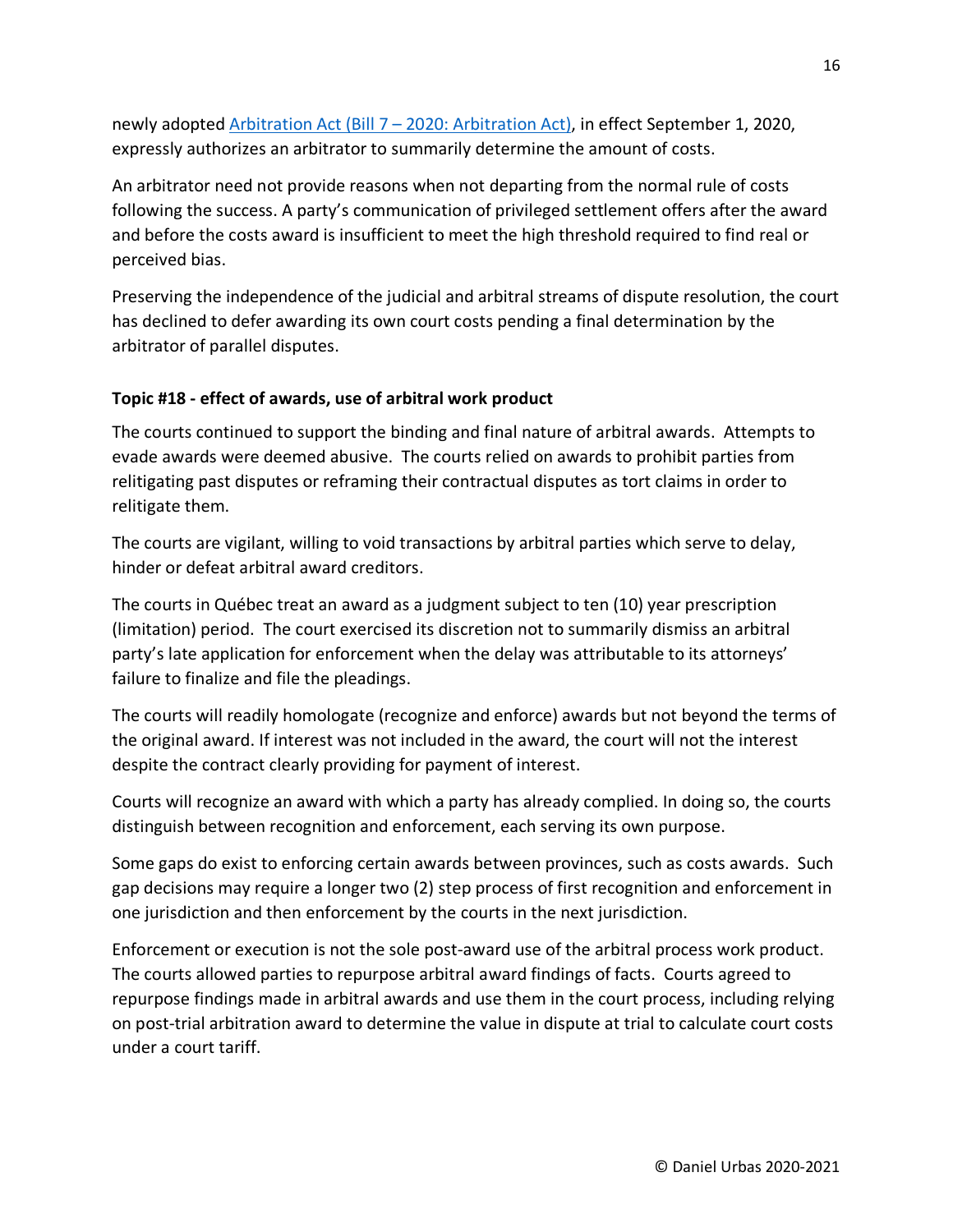newly adopted [Arbitration Act (Bill 7 – 2020: Arbitration Act)](), in effect September 1, 2020, expressly authorizes an arbitrator to summarily determine the amount of costs.

An arbitrator need not provide reasons when not departing from the normal rule of costs following the success. A party's communication of privileged settlement offers after the award and before the costs award is insufficient to meet the high threshold required to find real or perceived bias.

Preserving the independence of the judicial and arbitral streams of dispute resolution, the court has declined to defer awarding its own court costs pending a final determination by the arbitrator of parallel disputes.

**Topic #18 - effect of awards, use of arbitral work product**

The courts continued to support the binding and final nature of arbitral awards. Attempts to evade awards were deemed abusive. The courts relied on awards to prohibit parties from relitigating past disputes or reframing their contractual disputes as tort claims in order to relitigate them.

The courts are vigilant, willing to void transactions by arbitral parties which serve to delay, hinder or defeat arbitral award creditors.

The courts in Québec treat an award as a judgment subject to ten (10) year prescription (limitation) period. The court exercised its discretion not to summarily dismiss an arbitral party's late application for enforcement when the delay was attributable to its attorneys' failure to finalize and file the pleadings.

The courts will readily homologate (recognize and enforce) awards but not beyond the terms of the original award. If interest was not included in the award, the court will not the interest despite the contract clearly providing for payment of interest.

Courts will recognize an award with which a party has already complied. In doing so, the courts distinguish between recognition and enforcement, each serving its own purpose.

Some gaps do exist to enforcing certain awards between provinces, such as costs awards. Such gap decisions may require a longer two (2) step process of first recognition and enforcement in one jurisdiction and then enforcement by the courts in the next jurisdiction.

Enforcement or execution is not the sole post-award use of the arbitral process work product. The courts allowed parties to repurpose arbitral award findings of facts. Courts agreed to repurpose findings made in arbitral awards and use them in the court process, including relying on post-trial arbitration award to determine the value in dispute at trial to calculate court costs under a court tariff.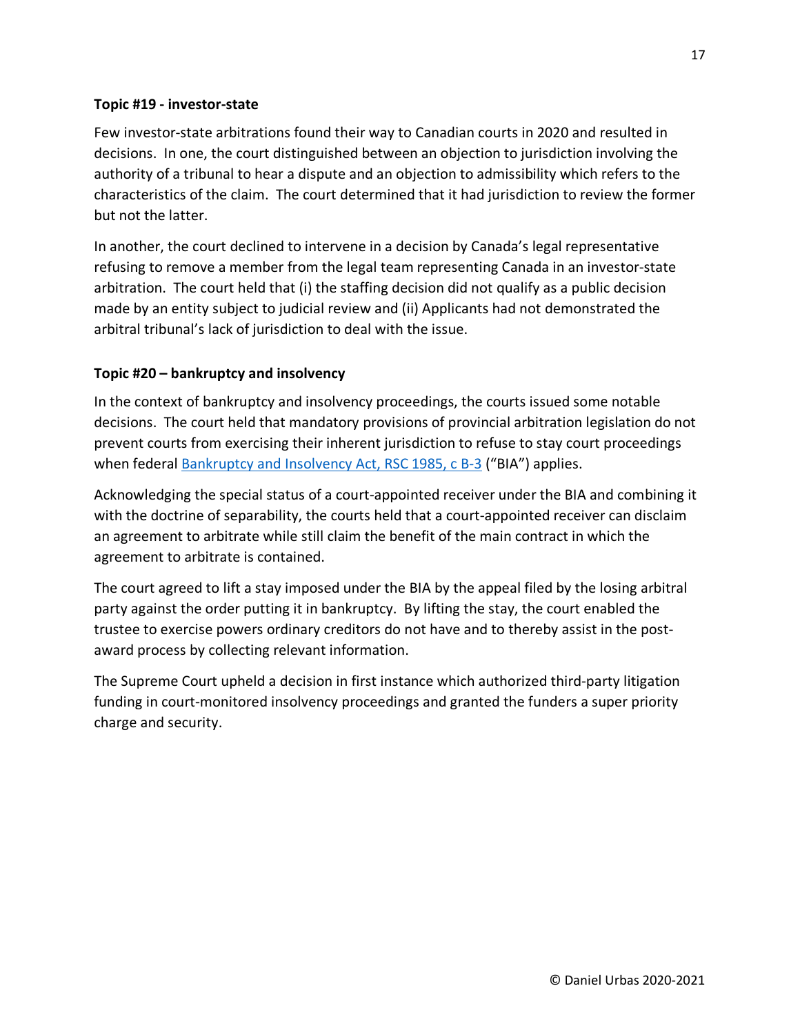**Topic #19 - investor-state**

Few investor-state arbitrations found their way to Canadian courts in 2020 and resulted in decisions. In one, the court distinguished between an objection to jurisdiction involving the authority of a tribunal to hear a dispute and an objection to admissibility which refers to the characteristics of the claim. The court determined that it had jurisdiction to review the former but not the latter.

In another, the court declined to intervene in a decision by Canada's legal representative refusing to remove a member from the legal team representing Canada in an investor-state arbitration. The court held that (i) the staffing decision did not qualify as a public decision made by an entity subject to judicial review and (ii) Applicants had not demonstrated the arbitral tribunal's lack of jurisdiction to deal with the issue.

**Topic #20 – bankruptcy and insolvency**

In the context of bankruptcy and insolvency proceedings, the courts issued some notable decisions. The court held that mandatory provisions of provincial arbitration legislation do not prevent courts from exercising their inherent jurisdiction to refuse to stay court proceedings when federal Bankruptcy and Insolvency Act, RSC 1985, c B-3 ("BIA") applies.

Acknowledging the special status of a court-appointed receiver under the BIA and combining it with the doctrine of separability, the courts held that a court-appointed receiver can disclaim an agreement to arbitrate while still claim the benefit of the main contract in which the agreement to arbitrate is contained.

The court agreed to lift a stay imposed under the BIA by the appeal filed by the losing arbitral party against the order putting it in bankruptcy. By lifting the stay, the court enabled the trustee to exercise powers ordinary creditors do not have and to thereby assist in the post-award process by collecting relevant information.

The Supreme Court upheld a decision in first instance which authorized third-party litigation funding in court-monitored insolvency proceedings and granted the funders a super priority charge and security.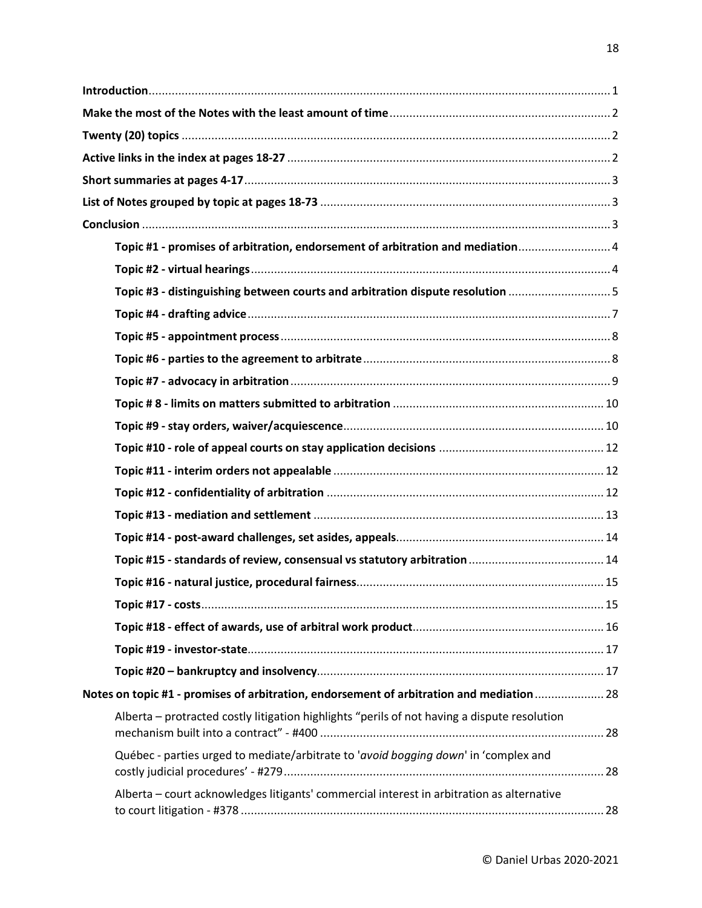**Introduction** ........................................................................................................................................ 1

**Make the most of the Notes with the least amount of time** ................................................................ 2

**Twenty (20) topics** ................................................................................................................................ 2

**Active links in the index at pages 18-27** ............................................................................................. 2

**Short summaries at pages 4-17** ........................................................................................................... 3

**List of Notes grouped by topic at pages 18-73** .................................................................................... 3

**Conclusion** ............................................................................................................................................ 3

- **Topic #1 - promises of arbitration, endorsement of arbitration and mediation** ........................... 4
- **Topic #2 - virtual hearings** ............................................................................................................ 4
- **Topic #3 - distinguishing between courts and arbitration dispute resolution** ............................... 5
- **Topic #4 - drafting advice** ............................................................................................................. 7
- **Topic #5 - appointment process** ................................................................................................... 8
- **Topic #6 - parties to the agreement to arbitrate** ........................................................................... 8
- **Topic #7 - advocacy in arbitration** ................................................................................................ 9
- **Topic # 8 - limits on matters submitted to arbitration** ................................................................ 10
- **Topic #9 - stay orders, waiver/acquiescence** .............................................................................. 10
- **Topic #10 - role of appeal courts on stay application decisions** ................................................. 12
- **Topic #11 - interim orders not appealable** ................................................................................. 12
- **Topic #12 - confidentiality of arbitration** ................................................................................... 12
- **Topic #13 - mediation and settlement** ....................................................................................... 13
- **Topic #14 - post-award challenges, set asides, appeals** .............................................................. 14
- **Topic #15 - standards of review, consensual vs statutory arbitration** ......................................... 14
- **Topic #16 - natural justice, procedural fairness** .......................................................................... 15
- **Topic #17 - costs** ......................................................................................................................... 15
- **Topic #18 - effect of awards, use of arbitral work product** ......................................................... 16
- **Topic #19 - investor-state** ............................................................................................................ 17
- **Topic #20 – bankruptcy and insolvency** ...................................................................................... 17

**Notes on topic #1 - promises of arbitration, endorsement of arbitration and mediation** ..................... 28

- Alberta – protracted costly litigation highlights "perils of not having a dispute resolution mechanism built into a contract" - #400 ...................................................................................... 28
- Québec - parties urged to mediate/arbitrate to '*avoid bogging down*' in 'complex and costly judicial procedures' - #279 ................................................................................................ 28
- Alberta – court acknowledges litigants' commercial interest in arbitration as alternative to court litigation - #378 .............................................................................................................. 28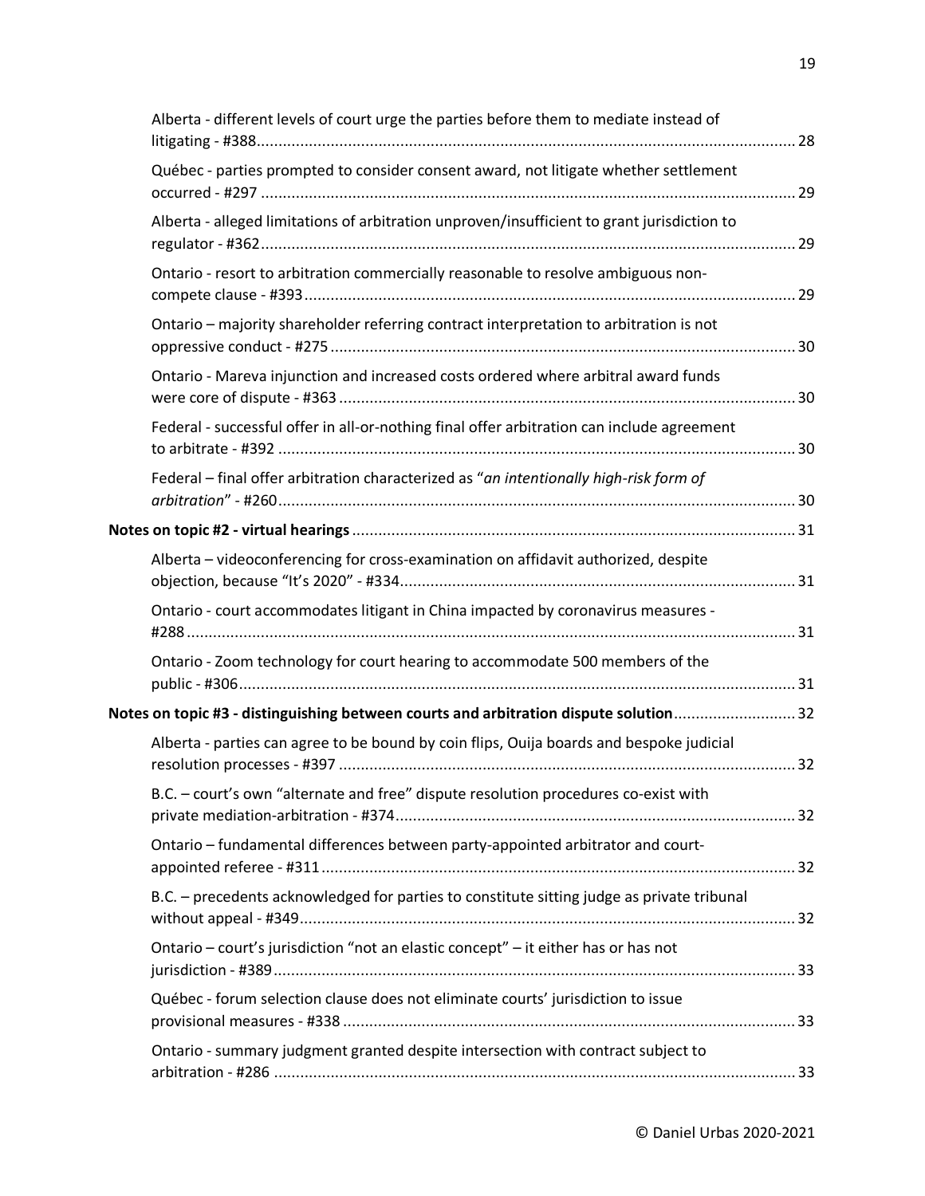Alberta - different levels of court urge the parties before them to mediate instead of litigating - #388 ... 28

Québec - parties prompted to consider consent award, not litigate whether settlement occurred - #297 ... 29

Alberta - alleged limitations of arbitration unproven/insufficient to grant jurisdiction to regulator - #362 ... 29

Ontario - resort to arbitration commercially reasonable to resolve ambiguous non-compete clause - #393 ... 29

Ontario – majority shareholder referring contract interpretation to arbitration is not oppressive conduct - #275 ... 30

Ontario - Mareva injunction and increased costs ordered where arbitral award funds were core of dispute - #363 ... 30

Federal - successful offer in all-or-nothing final offer arbitration can include agreement to arbitrate - #392 ... 30

Federal – final offer arbitration characterized as "*an intentionally high-risk form of arbitration*" - #260 ... 30

**Notes on topic #2 - virtual hearings** ... 31

Alberta – videoconferencing for cross-examination on affidavit authorized, despite objection, because "It's 2020" - #334 ... 31

Ontario - court accommodates litigant in China impacted by coronavirus measures - #288 ... 31

Ontario - Zoom technology for court hearing to accommodate 500 members of the public - #306 ... 31

**Notes on topic #3 - distinguishing between courts and arbitration dispute solution** ... 32

Alberta - parties can agree to be bound by coin flips, Ouija boards and bespoke judicial resolution processes - #397 ... 32

B.C. – court's own "alternate and free" dispute resolution procedures co-exist with private mediation-arbitration - #374 ... 32

Ontario – fundamental differences between party-appointed arbitrator and court-appointed referee - #311 ... 32

B.C. – precedents acknowledged for parties to constitute sitting judge as private tribunal without appeal - #349 ... 32

Ontario – court's jurisdiction "not an elastic concept" – it either has or has not jurisdiction - #389 ... 33

Québec - forum selection clause does not eliminate courts' jurisdiction to issue provisional measures - #338 ... 33

Ontario - summary judgment granted despite intersection with contract subject to arbitration - #286 ... 33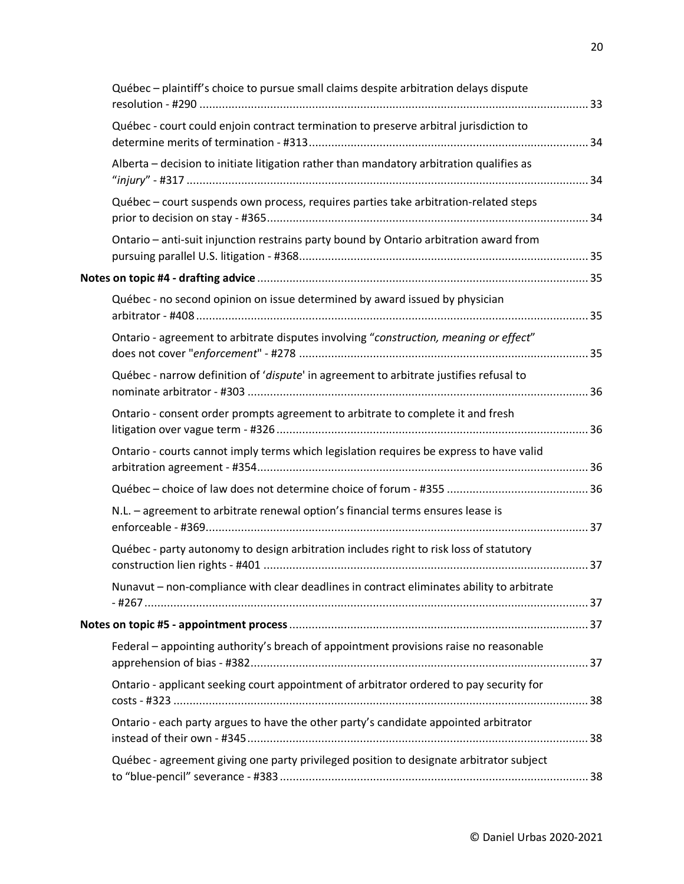Québec – plaintiff's choice to pursue small claims despite arbitration delays dispute resolution - #290 ........ 33

Québec - court could enjoin contract termination to preserve arbitral jurisdiction to determine merits of termination - #313 ........ 34

Alberta – decision to initiate litigation rather than mandatory arbitration qualifies as "*injury*" - #317 ........ 34

Québec – court suspends own process, requires parties take arbitration-related steps prior to decision on stay - #365 ........ 34

Ontario – anti-suit injunction restrains party bound by Ontario arbitration award from pursuing parallel U.S. litigation - #368 ........ 35

**Notes on topic #4 - drafting advice** ........ 35

Québec - no second opinion on issue determined by award issued by physician arbitrator - #408 ........ 35

Ontario - agreement to arbitrate disputes involving "*construction, meaning or effect*" does not cover "*enforcement*" - #278 ........ 35

Québec - narrow definition of '*dispute*' in agreement to arbitrate justifies refusal to nominate arbitrator - #303 ........ 36

Ontario - consent order prompts agreement to arbitrate to complete it and fresh litigation over vague term - #326 ........ 36

Ontario - courts cannot imply terms which legislation requires be express to have valid arbitration agreement - #354 ........ 36

Québec – choice of law does not determine choice of forum - #355 ........ 36

N.L. – agreement to arbitrate renewal option's financial terms ensures lease is enforceable - #369 ........ 37

Québec - party autonomy to design arbitration includes right to risk loss of statutory construction lien rights - #401 ........ 37

Nunavut – non-compliance with clear deadlines in contract eliminates ability to arbitrate - #267 ........ 37

**Notes on topic #5 - appointment process** ........ 37

Federal – appointing authority's breach of appointment provisions raise no reasonable apprehension of bias - #382 ........ 37

Ontario - applicant seeking court appointment of arbitrator ordered to pay security for costs - #323 ........ 38

Ontario - each party argues to have the other party's candidate appointed arbitrator instead of their own - #345 ........ 38

Québec - agreement giving one party privileged position to designate arbitrator subject to "blue-pencil" severance - #383 ........ 38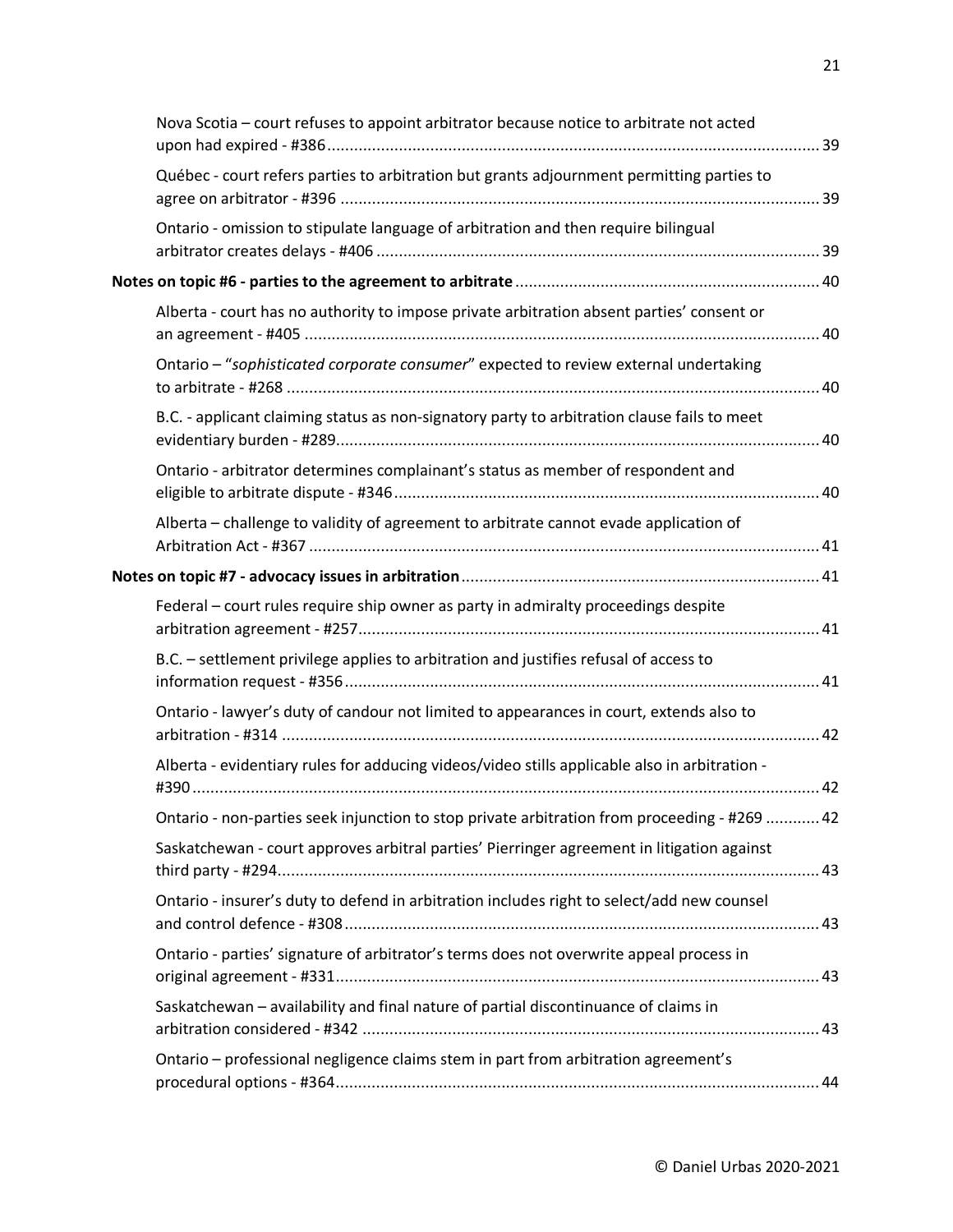Nova Scotia – court refuses to appoint arbitrator because notice to arbitrate not acted upon had expired - #386 ... 39

Québec - court refers parties to arbitration but grants adjournment permitting parties to agree on arbitrator - #396 ... 39

Ontario - omission to stipulate language of arbitration and then require bilingual arbitrator creates delays - #406 ... 39

**Notes on topic #6 - parties to the agreement to arbitrate ... 40**

Alberta - court has no authority to impose private arbitration absent parties' consent or an agreement - #405 ... 40

Ontario – "*sophisticated corporate consumer*" expected to review external undertaking to arbitrate - #268 ... 40

B.C. - applicant claiming status as non-signatory party to arbitration clause fails to meet evidentiary burden - #289 ... 40

Ontario - arbitrator determines complainant's status as member of respondent and eligible to arbitrate dispute - #346 ... 40

Alberta – challenge to validity of agreement to arbitrate cannot evade application of Arbitration Act - #367 ... 41

**Notes on topic #7 - advocacy issues in arbitration ... 41**

Federal – court rules require ship owner as party in admiralty proceedings despite arbitration agreement - #257 ... 41

B.C. – settlement privilege applies to arbitration and justifies refusal of access to information request - #356 ... 41

Ontario - lawyer's duty of candour not limited to appearances in court, extends also to arbitration - #314 ... 42

Alberta - evidentiary rules for adducing videos/video stills applicable also in arbitration - #390 ... 42

Ontario - non-parties seek injunction to stop private arbitration from proceeding - #269 ... 42

Saskatchewan - court approves arbitral parties' Pierringer agreement in litigation against third party - #294 ... 43

Ontario - insurer's duty to defend in arbitration includes right to select/add new counsel and control defence - #308 ... 43

Ontario - parties' signature of arbitrator's terms does not overwrite appeal process in original agreement - #331 ... 43

Saskatchewan – availability and final nature of partial discontinuance of claims in arbitration considered - #342 ... 43

Ontario – professional negligence claims stem in part from arbitration agreement's procedural options - #364 ... 44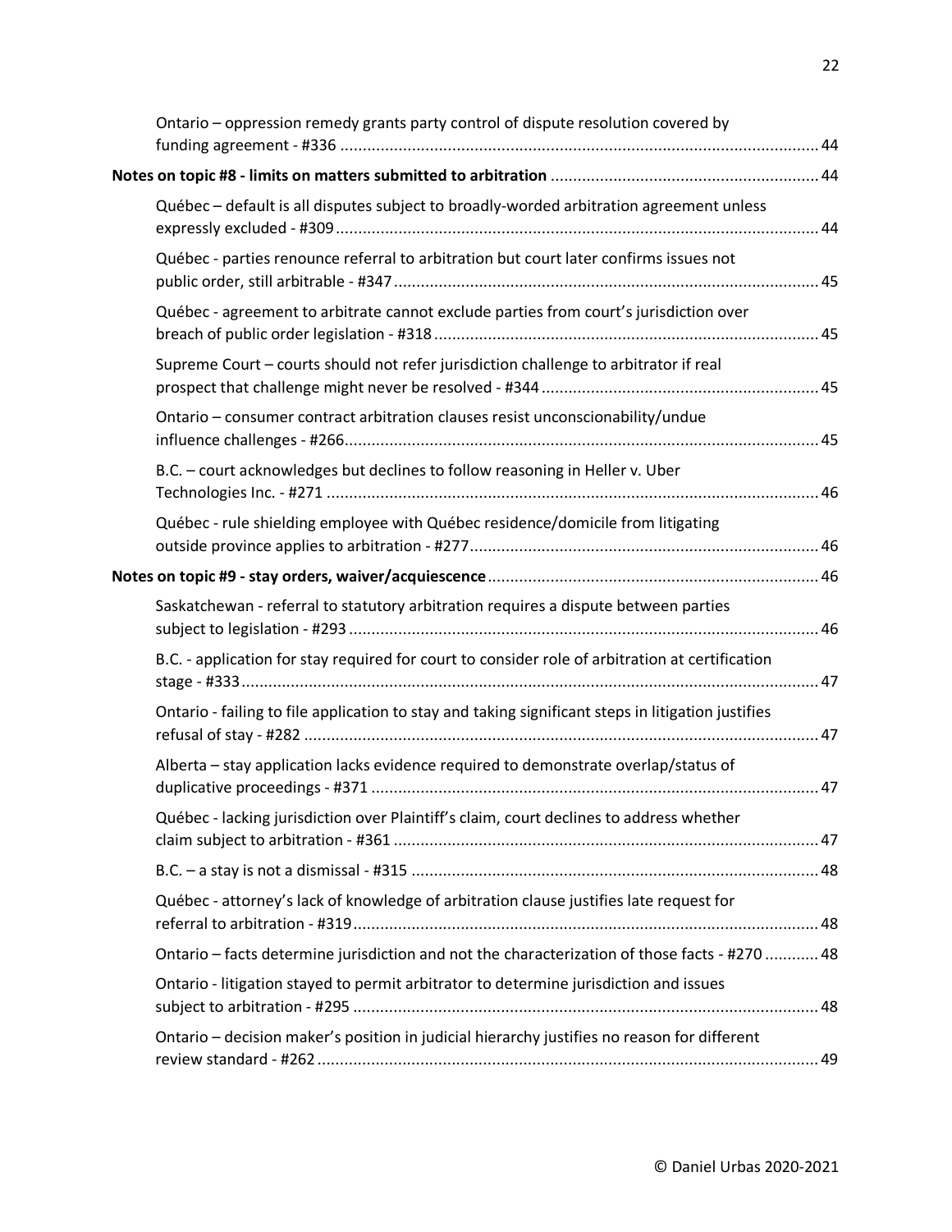Ontario – oppression remedy grants party control of dispute resolution covered by funding agreement - #336 ........................................................................................................... 44

**Notes on topic #8 - limits on matters submitted to arbitration** ........................................................... 44

Québec – default is all disputes subject to broadly-worded arbitration agreement unless expressly excluded - #309 ........................................................................................................... 44

Québec - parties renounce referral to arbitration but court later confirms issues not public order, still arbitrable - #347 ............................................................................................... 45

Québec - agreement to arbitrate cannot exclude parties from court's jurisdiction over breach of public order legislation - #318 ..................................................................................... 45

Supreme Court – courts should not refer jurisdiction challenge to arbitrator if real prospect that challenge might never be resolved - #344 ............................................................. 45

Ontario – consumer contract arbitration clauses resist unconscionability/undue influence challenges - #266 ......................................................................................................... 45

B.C. – court acknowledges but declines to follow reasoning in Heller v. Uber Technologies Inc. - #271 ............................................................................................................. 46

Québec - rule shielding employee with Québec residence/domicile from litigating outside province applies to arbitration - #277 ............................................................................. 46

**Notes on topic #9 - stay orders, waiver/acquiescence** ......................................................................... 46

Saskatchewan - referral to statutory arbitration requires a dispute between parties subject to legislation - #293 ......................................................................................................... 46

B.C. - application for stay required for court to consider role of arbitration at certification stage - #333 ................................................................................................................ 47

Ontario - failing to file application to stay and taking significant steps in litigation justifies refusal of stay - #282 .................................................................................................. 47

Alberta – stay application lacks evidence required to demonstrate overlap/status of duplicative proceedings - #371 .................................................................................................... 47

Québec - lacking jurisdiction over Plaintiff's claim, court declines to address whether claim subject to arbitration - #361 .............................................................................................. 47

B.C. – a stay is not a dismissal - #315 ........................................................................................... 48

Québec - attorney's lack of knowledge of arbitration clause justifies late request for referral to arbitration - #319 ....................................................................................................... 48

Ontario – facts determine jurisdiction and not the characterization of those facts - #270 ............ 48

Ontario - litigation stayed to permit arbitrator to determine jurisdiction and issues subject to arbitration - #295 ....................................................................................................... 48

Ontario – decision maker's position in judicial hierarchy justifies no reason for different review standard - #262 ............................................................................................................... 49

© Daniel Urbas 2020-2021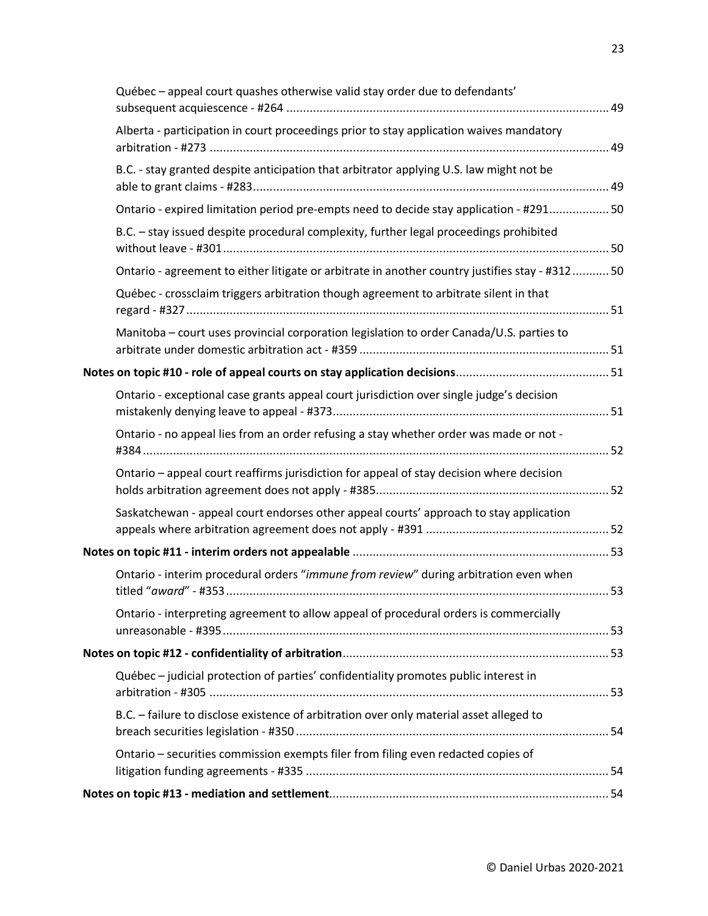Québec – appeal court quashes otherwise valid stay order due to defendants' subsequent acquiescence - #264 ........ 49

Alberta - participation in court proceedings prior to stay application waives mandatory arbitration - #273 ........ 49

B.C. - stay granted despite anticipation that arbitrator applying U.S. law might not be able to grant claims - #283........ 49

Ontario - expired limitation period pre-empts need to decide stay application - #291........ 50

B.C. – stay issued despite procedural complexity, further legal proceedings prohibited without leave - #301........ 50

Ontario - agreement to either litigate or arbitrate in another country justifies stay - #312........ 50

Québec - crossclaim triggers arbitration though agreement to arbitrate silent in that regard - #327........ 51

Manitoba – court uses provincial corporation legislation to order Canada/U.S. parties to arbitrate under domestic arbitration act - #359 ........ 51

**Notes on topic #10 - role of appeal courts on stay application decisions**........ 51

Ontario - exceptional case grants appeal court jurisdiction over single judge's decision mistakenly denying leave to appeal - #373........ 51

Ontario - no appeal lies from an order refusing a stay whether order was made or not - #384 ........ 52

Ontario – appeal court reaffirms jurisdiction for appeal of stay decision where decision holds arbitration agreement does not apply - #385........ 52

Saskatchewan - appeal court endorses other appeal courts' approach to stay application appeals where arbitration agreement does not apply - #391 ........ 52

**Notes on topic #11 - interim orders not appealable** ........ 53

Ontario - interim procedural orders "*immune from review*" during arbitration even when titled "*award*" - #353........ 53

Ontario - interpreting agreement to allow appeal of procedural orders is commercially unreasonable - #395........ 53

**Notes on topic #12 - confidentiality of arbitration**........ 53

Québec – judicial protection of parties' confidentiality promotes public interest in arbitration - #305 ........ 53

B.C. – failure to disclose existence of arbitration over only material asset alleged to breach securities legislation - #350 ........ 54

Ontario – securities commission exempts filer from filing even redacted copies of litigation funding agreements - #335 ........ 54

**Notes on topic #13 - mediation and settlement**........ 54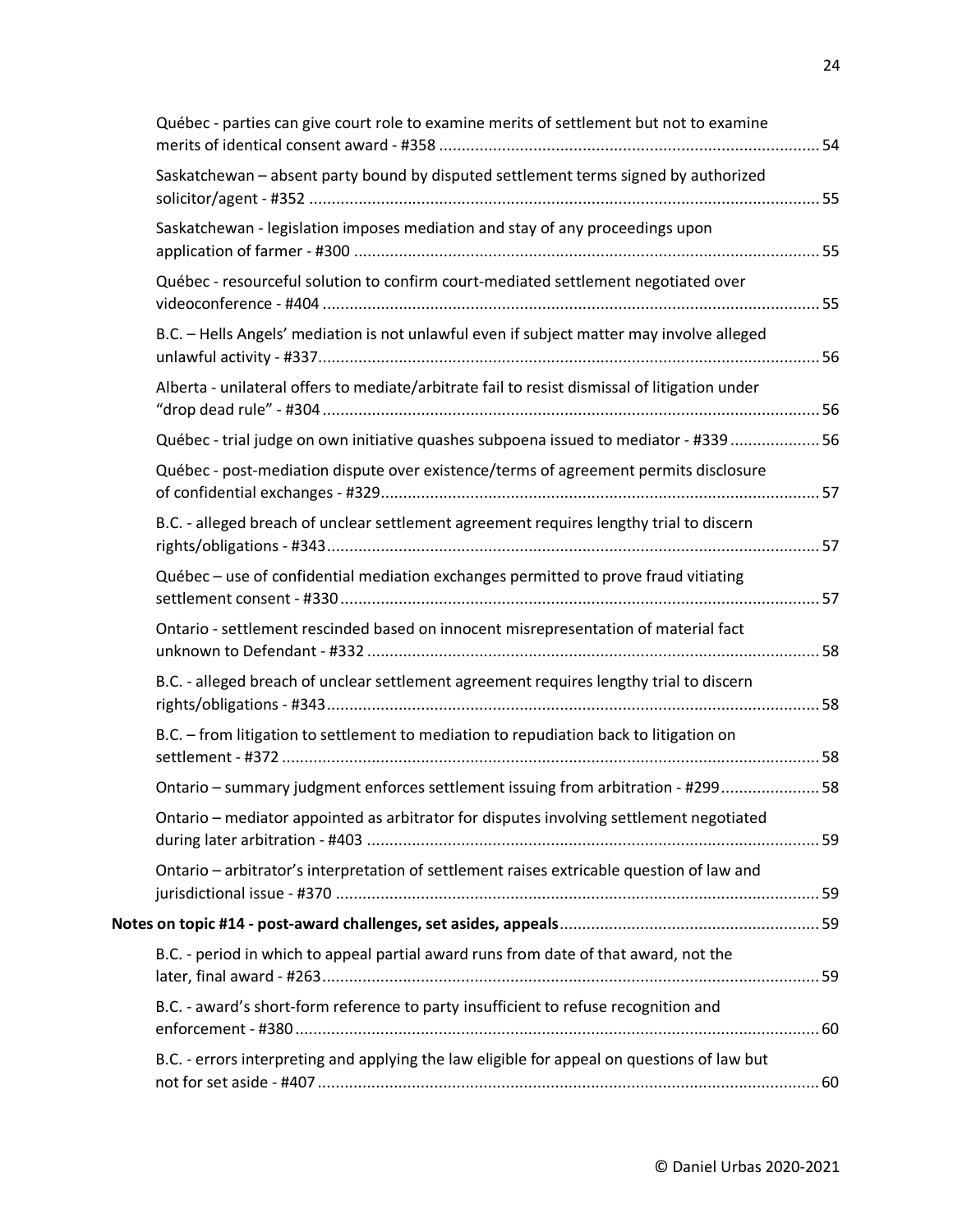Québec - parties can give court role to examine merits of settlement but not to examine merits of identical consent award - #358 .................................................................................... 54

Saskatchewan – absent party bound by disputed settlement terms signed by authorized solicitor/agent - #352 ................................................................................................................. 55

Saskatchewan - legislation imposes mediation and stay of any proceedings upon application of farmer - #300 ....................................................................................................... 55

Québec - resourceful solution to confirm court-mediated settlement negotiated over videoconference - #404 .............................................................................................................. 55

B.C. – Hells Angels' mediation is not unlawful even if subject matter may involve alleged unlawful activity - #337............................................................................................................... 56

Alberta - unilateral offers to mediate/arbitrate fail to resist dismissal of litigation under "drop dead rule" - #304 .............................................................................................................. 56

Québec - trial judge on own initiative quashes subpoena issued to mediator - #339 .................... 56

Québec - post-mediation dispute over existence/terms of agreement permits disclosure of confidential exchanges - #329................................................................................................. 57

B.C. - alleged breach of unclear settlement agreement requires lengthy trial to discern rights/obligations - #343............................................................................................................. 57

Québec – use of confidential mediation exchanges permitted to prove fraud vitiating settlement consent - #330.......................................................................................................... 57

Ontario - settlement rescinded based on innocent misrepresentation of material fact unknown to Defendant - #332 .................................................................................................... 58

B.C. - alleged breach of unclear settlement agreement requires lengthy trial to discern rights/obligations - #343............................................................................................................. 58

B.C. – from litigation to settlement to mediation to repudiation back to litigation on settlement - #372 ....................................................................................................................... 58

Ontario – summary judgment enforces settlement issuing from arbitration - #299...................... 58

Ontario – mediator appointed as arbitrator for disputes involving settlement negotiated during later arbitration - #403 .................................................................................................... 59

Ontario – arbitrator's interpretation of settlement raises extricable question of law and jurisdictional issue - #370 ........................................................................................................... 59

**Notes on topic #14 - post-award challenges, set asides, appeals**......................................................... 59

B.C. - period in which to appeal partial award runs from date of that award, not the later, final award - #263.............................................................................................................. 59

B.C. - award's short-form reference to party insufficient to refuse recognition and enforcement - #380.................................................................................................................... 60

B.C. - errors interpreting and applying the law eligible for appeal on questions of law but not for set aside - #407............................................................................................................... 60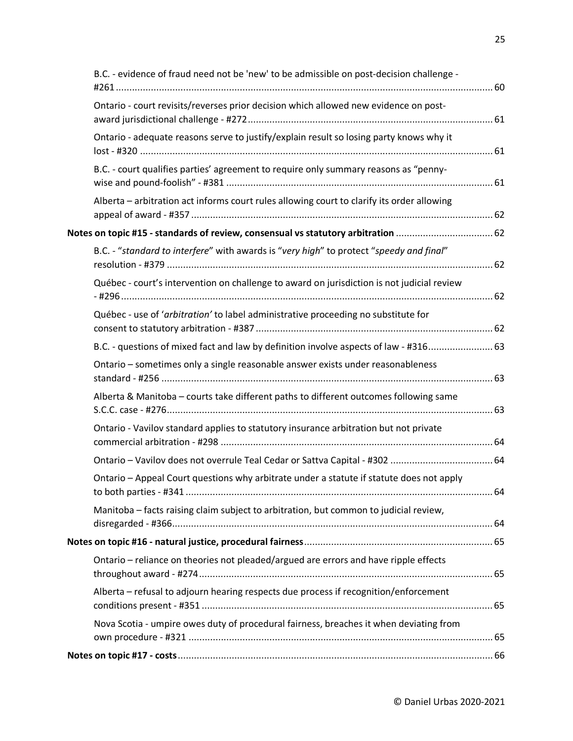B.C. - evidence of fraud need not be 'new' to be admissible on post-decision challenge - #261 ........ 60

Ontario - court revisits/reverses prior decision which allowed new evidence on post-award jurisdictional challenge - #272 ........ 61

Ontario - adequate reasons serve to justify/explain result so losing party knows why it lost - #320 ........ 61

B.C. - court qualifies parties' agreement to require only summary reasons as "penny-wise and pound-foolish" - #381 ........ 61

Alberta – arbitration act informs court rules allowing court to clarify its order allowing appeal of award - #357 ........ 62

**Notes on topic #15 - standards of review, consensual vs statutory arbitration ........ 62**

B.C. - "*standard to interfere*" with awards is "*very high*" to protect "*speedy and final*" resolution - #379 ........ 62

Québec - court's intervention on challenge to award on jurisdiction is not judicial review - #296 ........ 62

Québec - use of '*arbitration'* to label administrative proceeding no substitute for consent to statutory arbitration - #387 ........ 62

B.C. - questions of mixed fact and law by definition involve aspects of law - #316 ........ 63

Ontario – sometimes only a single reasonable answer exists under reasonableness standard - #256 ........ 63

Alberta & Manitoba – courts take different paths to different outcomes following same S.C.C. case - #276 ........ 63

Ontario - Vavilov standard applies to statutory insurance arbitration but not private commercial arbitration - #298 ........ 64

Ontario – Vavilov does not overrule Teal Cedar or Sattva Capital - #302 ........ 64

Ontario – Appeal Court questions why arbitrate under a statute if statute does not apply to both parties - #341 ........ 64

Manitoba – facts raising claim subject to arbitration, but common to judicial review, disregarded - #366 ........ 64

**Notes on topic #16 - natural justice, procedural fairness ........ 65**

Ontario – reliance on theories not pleaded/argued are errors and have ripple effects throughout award - #274 ........ 65

Alberta – refusal to adjourn hearing respects due process if recognition/enforcement conditions present - #351 ........ 65

Nova Scotia - umpire owes duty of procedural fairness, breaches it when deviating from own procedure - #321 ........ 65

**Notes on topic #17 - costs ........ 66**

© Daniel Urbas 2020-2021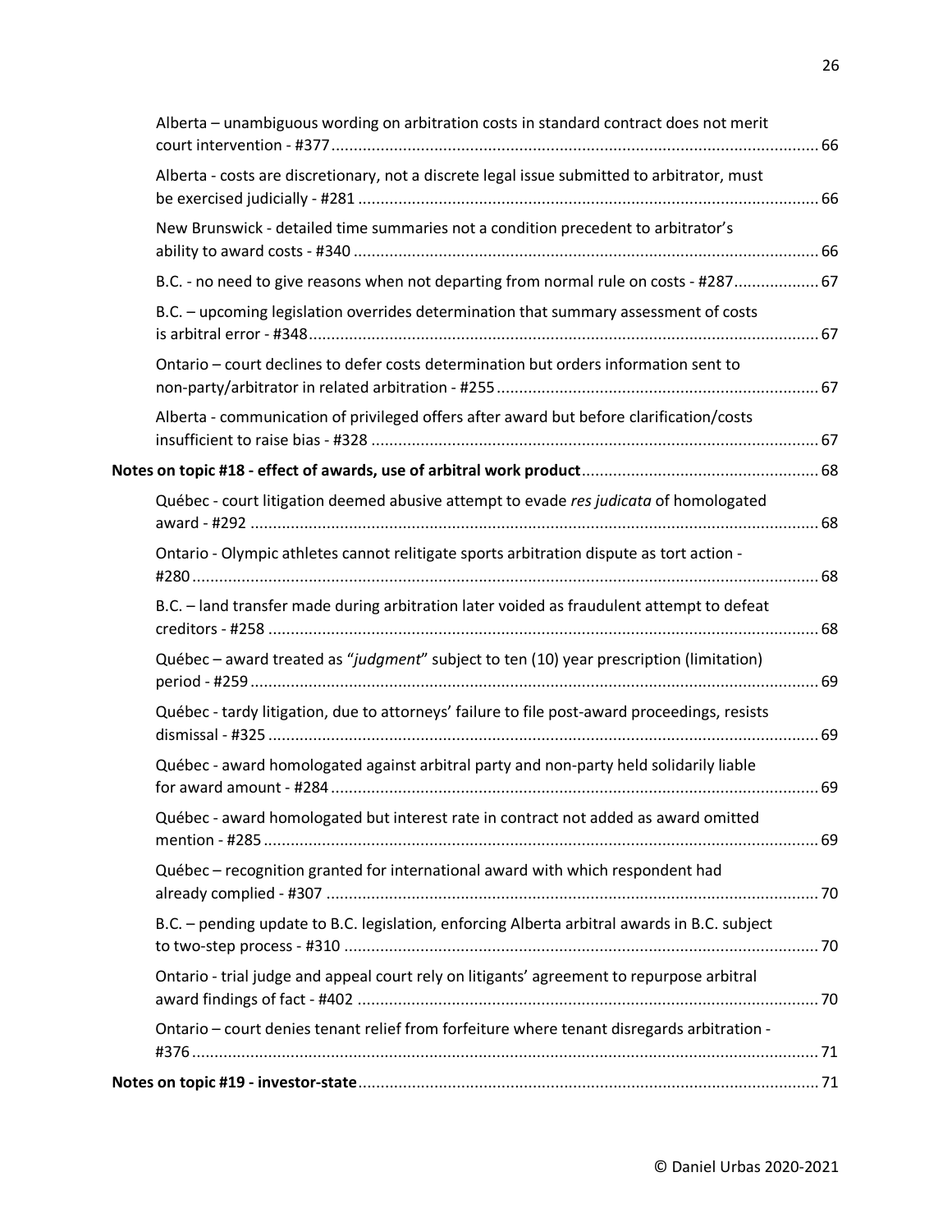Alberta – unambiguous wording on arbitration costs in standard contract does not merit court intervention - #377 ... 66

Alberta - costs are discretionary, not a discrete legal issue submitted to arbitrator, must be exercised judicially - #281 ... 66

New Brunswick - detailed time summaries not a condition precedent to arbitrator's ability to award costs - #340 ... 66

B.C. - no need to give reasons when not departing from normal rule on costs - #287 ... 67

B.C. – upcoming legislation overrides determination that summary assessment of costs is arbitral error - #348 ... 67

Ontario – court declines to defer costs determination but orders information sent to non-party/arbitrator in related arbitration - #255 ... 67

Alberta - communication of privileged offers after award but before clarification/costs insufficient to raise bias - #328 ... 67

**Notes on topic #18 - effect of awards, use of arbitral work product** ... 68

Québec - court litigation deemed abusive attempt to evade *res judicata* of homologated award - #292 ... 68

Ontario - Olympic athletes cannot relitigate sports arbitration dispute as tort action - #280 ... 68

B.C. – land transfer made during arbitration later voided as fraudulent attempt to defeat creditors - #258 ... 68

Québec – award treated as "*judgment*" subject to ten (10) year prescription (limitation) period - #259 ... 69

Québec - tardy litigation, due to attorneys' failure to file post-award proceedings, resists dismissal - #325 ... 69

Québec - award homologated against arbitral party and non-party held solidarily liable for award amount - #284 ... 69

Québec - award homologated but interest rate in contract not added as award omitted mention - #285 ... 69

Québec – recognition granted for international award with which respondent had already complied - #307 ... 70

B.C. – pending update to B.C. legislation, enforcing Alberta arbitral awards in B.C. subject to two-step process - #310 ... 70

Ontario - trial judge and appeal court rely on litigants' agreement to repurpose arbitral award findings of fact - #402 ... 70

Ontario – court denies tenant relief from forfeiture where tenant disregards arbitration - #376 ... 71

**Notes on topic #19 - investor-state** ... 71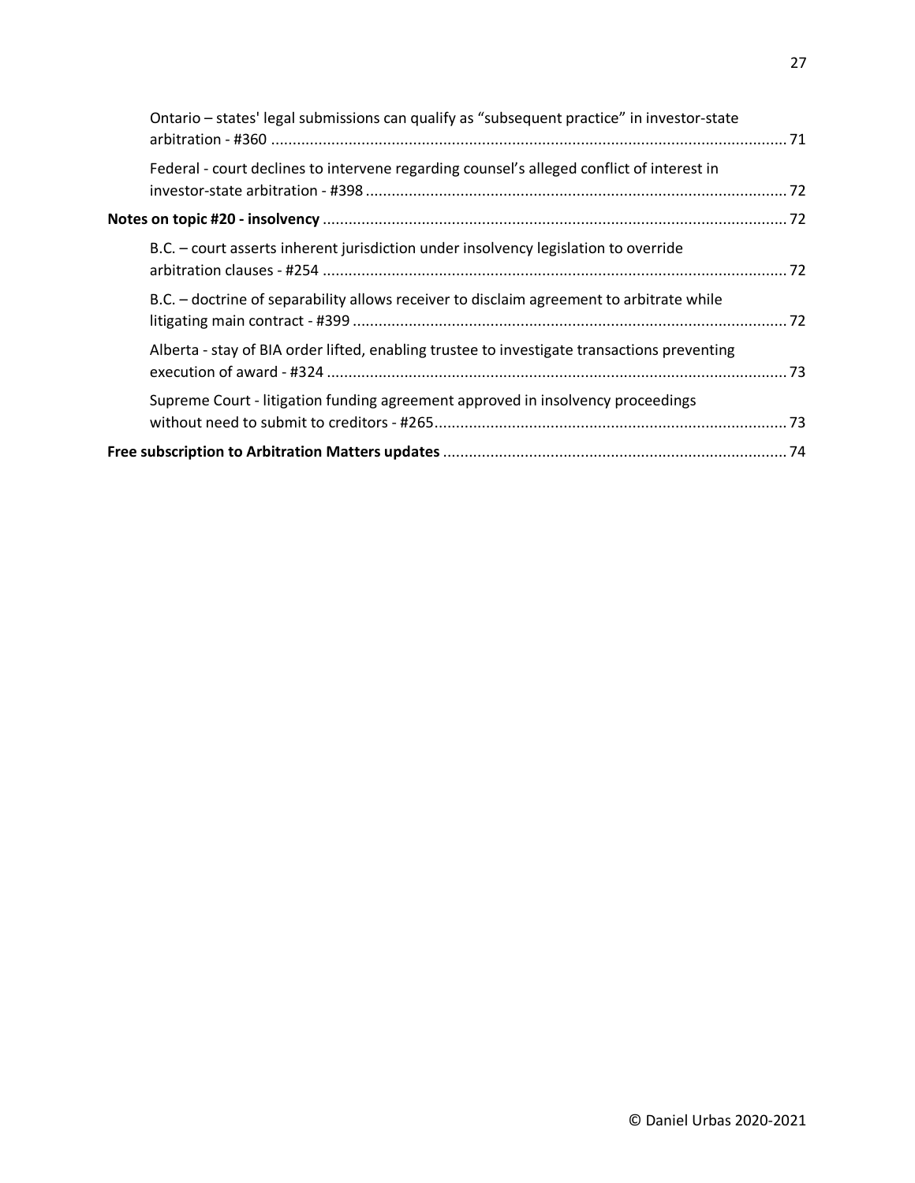Ontario – states' legal submissions can qualify as "subsequent practice" in investor-state arbitration - #360 ........................................................................................................................ 71

Federal - court declines to intervene regarding counsel's alleged conflict of interest in investor-state arbitration - #398 .................................................................................................. 72

**Notes on topic #20 - insolvency** ........................................................................................................... 72

B.C. – court asserts inherent jurisdiction under insolvency legislation to override arbitration clauses - #254 ........................................................................................................... 72

B.C. – doctrine of separability allows receiver to disclaim agreement to arbitrate while litigating main contract - #399 ..................................................................................................... 72

Alberta - stay of BIA order lifted, enabling trustee to investigate transactions preventing execution of award - #324 ........................................................................................................... 73

Supreme Court - litigation funding agreement approved in insolvency proceedings without need to submit to creditors - #265.................................................................................. 73

**Free subscription to Arbitration Matters updates** ................................................................................ 74

© Daniel Urbas 2020-2021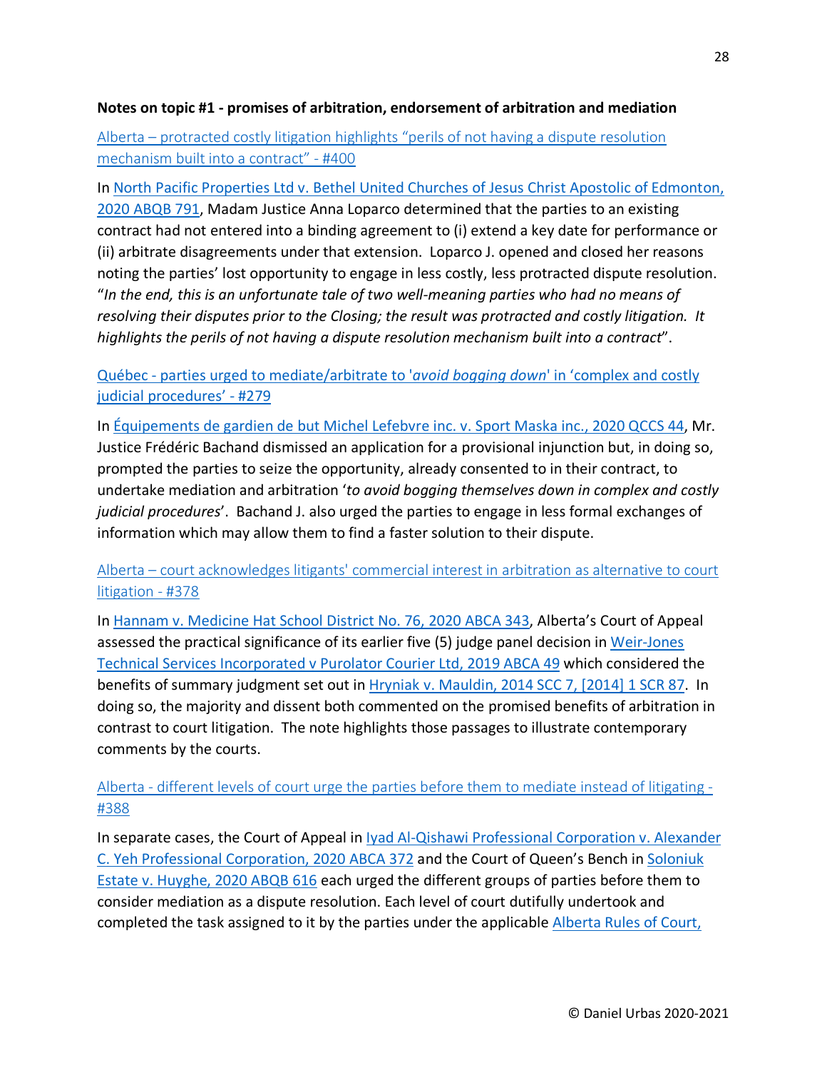**Notes on topic #1 - promises of arbitration, endorsement of arbitration and mediation**

Alberta – protracted costly litigation highlights "perils of not having a dispute resolution mechanism built into a contract" - #400

In North Pacific Properties Ltd v. Bethel United Churches of Jesus Christ Apostolic of Edmonton, 2020 ABQB 791, Madam Justice Anna Loparco determined that the parties to an existing contract had not entered into a binding agreement to (i) extend a key date for performance or (ii) arbitrate disagreements under that extension. Loparco J. opened and closed her reasons noting the parties' lost opportunity to engage in less costly, less protracted dispute resolution. "*In the end, this is an unfortunate tale of two well-meaning parties who had no means of resolving their disputes prior to the Closing; the result was protracted and costly litigation. It highlights the perils of not having a dispute resolution mechanism built into a contract*".

Québec - parties urged to mediate/arbitrate to '*avoid bogging down*' in 'complex and costly judicial procedures' - #279

In Équipements de gardien de but Michel Lefebvre inc. v. Sport Maska inc., 2020 QCCS 44, Mr. Justice Frédéric Bachand dismissed an application for a provisional injunction but, in doing so, prompted the parties to seize the opportunity, already consented to in their contract, to undertake mediation and arbitration '*to avoid bogging themselves down in complex and costly judicial procedures*'. Bachand J. also urged the parties to engage in less formal exchanges of information which may allow them to find a faster solution to their dispute.

Alberta – court acknowledges litigants' commercial interest in arbitration as alternative to court litigation - #378

In Hannam v. Medicine Hat School District No. 76, 2020 ABCA 343, Alberta's Court of Appeal assessed the practical significance of its earlier five (5) judge panel decision in Weir-Jones Technical Services Incorporated v Purolator Courier Ltd, 2019 ABCA 49 which considered the benefits of summary judgment set out in Hryniak v. Mauldin, 2014 SCC 7, [2014] 1 SCR 87. In doing so, the majority and dissent both commented on the promised benefits of arbitration in contrast to court litigation. The note highlights those passages to illustrate contemporary comments by the courts.

Alberta - different levels of court urge the parties before them to mediate instead of litigating - #388

In separate cases, the Court of Appeal in Iyad Al-Qishawi Professional Corporation v. Alexander C. Yeh Professional Corporation, 2020 ABCA 372 and the Court of Queen's Bench in Soloniuk Estate v. Huyghe, 2020 ABQB 616 each urged the different groups of parties before them to consider mediation as a dispute resolution. Each level of court dutifully undertook and completed the task assigned to it by the parties under the applicable Alberta Rules of Court,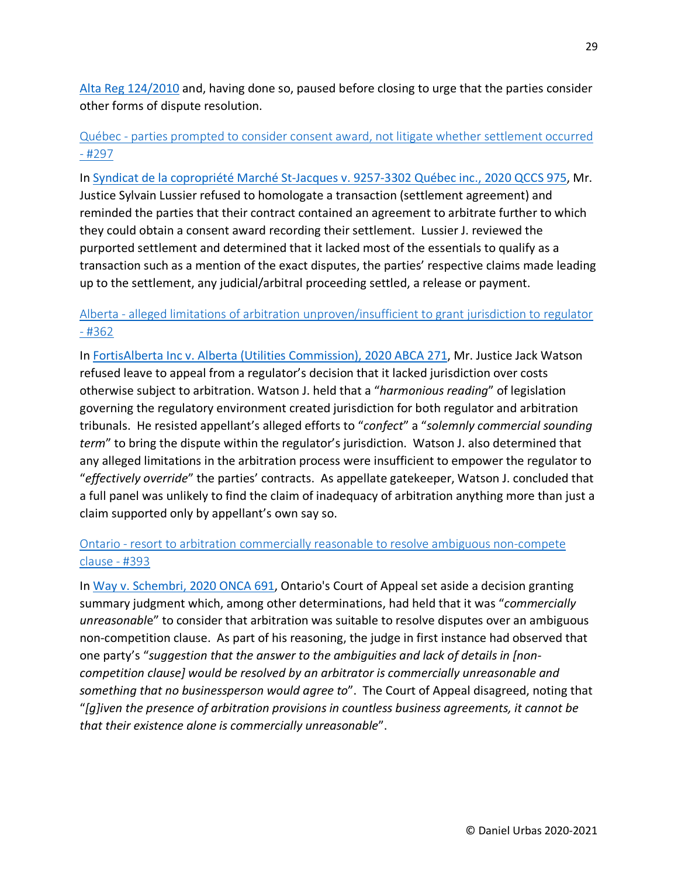Alta Reg 124/2010 and, having done so, paused before closing to urge that the parties consider other forms of dispute resolution.

### Québec - parties prompted to consider consent award, not litigate whether settlement occurred - #297

In Syndicat de la copropriété Marché St-Jacques v. 9257-3302 Québec inc., 2020 QCCS 975, Mr. Justice Sylvain Lussier refused to homologate a transaction (settlement agreement) and reminded the parties that their contract contained an agreement to arbitrate further to which they could obtain a consent award recording their settlement. Lussier J. reviewed the purported settlement and determined that it lacked most of the essentials to qualify as a transaction such as a mention of the exact disputes, the parties' respective claims made leading up to the settlement, any judicial/arbitral proceeding settled, a release or payment.

### Alberta - alleged limitations of arbitration unproven/insufficient to grant jurisdiction to regulator - #362

In FortisAlberta Inc v. Alberta (Utilities Commission), 2020 ABCA 271, Mr. Justice Jack Watson refused leave to appeal from a regulator's decision that it lacked jurisdiction over costs otherwise subject to arbitration. Watson J. held that a "*harmonious reading*" of legislation governing the regulatory environment created jurisdiction for both regulator and arbitration tribunals. He resisted appellant's alleged efforts to "*confect*" a "*solemnly commercial sounding term*" to bring the dispute within the regulator's jurisdiction. Watson J. also determined that any alleged limitations in the arbitration process were insufficient to empower the regulator to "*effectively override*" the parties' contracts. As appellate gatekeeper, Watson J. concluded that a full panel was unlikely to find the claim of inadequacy of arbitration anything more than just a claim supported only by appellant's own say so.

### Ontario - resort to arbitration commercially reasonable to resolve ambiguous non-compete clause - #393

In Way v. Schembri, 2020 ONCA 691, Ontario's Court of Appeal set aside a decision granting summary judgment which, among other determinations, had held that it was "*commercially unreasonable*" to consider that arbitration was suitable to resolve disputes over an ambiguous non-competition clause. As part of his reasoning, the judge in first instance had observed that one party's "*suggestion that the answer to the ambiguities and lack of details in [non-competition clause] would be resolved by an arbitrator is commercially unreasonable and something that no businessperson would agree to*". The Court of Appeal disagreed, noting that "*[g]iven the presence of arbitration provisions in countless business agreements, it cannot be that their existence alone is commercially unreasonable*".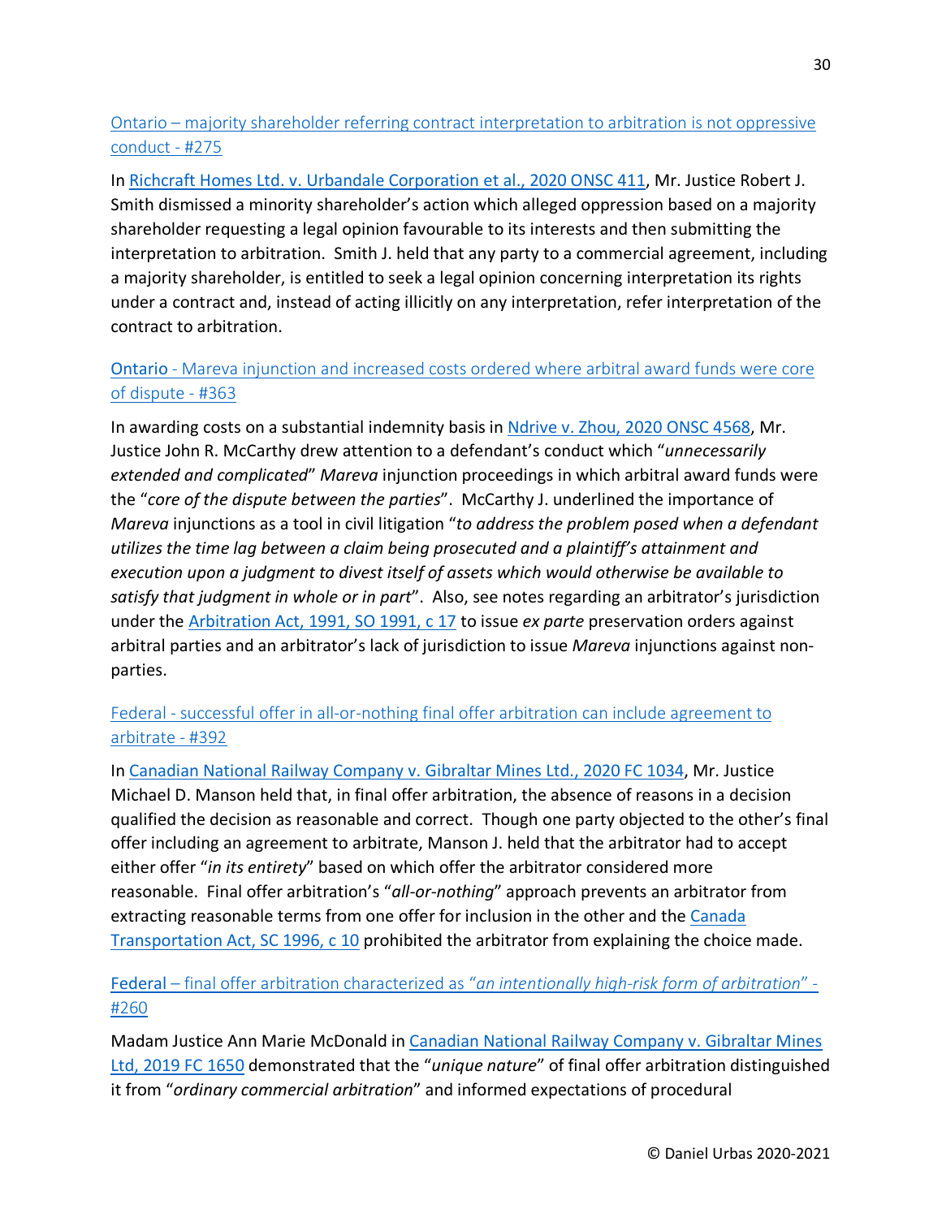[Ontario – majority shareholder referring contract interpretation to arbitration is not oppressive conduct - #275]

In [Richcraft Homes Ltd. v. Urbandale Corporation et al., 2020 ONSC 411], Mr. Justice Robert J. Smith dismissed a minority shareholder's action which alleged oppression based on a majority shareholder requesting a legal opinion favourable to its interests and then submitting the interpretation to arbitration. Smith J. held that any party to a commercial agreement, including a majority shareholder, is entitled to seek a legal opinion concerning interpretation its rights under a contract and, instead of acting illicitly on any interpretation, refer interpretation of the contract to arbitration.

[Ontario - Mareva injunction and increased costs ordered where arbitral award funds were core of dispute - #363]

In awarding costs on a substantial indemnity basis in [Ndrive v. Zhou, 2020 ONSC 4568], Mr. Justice John R. McCarthy drew attention to a defendant's conduct which "*unnecessarily extended and complicated*" *Mareva* injunction proceedings in which arbitral award funds were the "*core of the dispute between the parties*". McCarthy J. underlined the importance of *Mareva* injunctions as a tool in civil litigation "*to address the problem posed when a defendant utilizes the time lag between a claim being prosecuted and a plaintiff's attainment and execution upon a judgment to divest itself of assets which would otherwise be available to satisfy that judgment in whole or in part*". Also, see notes regarding an arbitrator's jurisdiction under the [Arbitration Act, 1991, SO 1991, c 17] to issue *ex parte* preservation orders against arbitral parties and an arbitrator's lack of jurisdiction to issue *Mareva* injunctions against non-parties.

[Federal - successful offer in all-or-nothing final offer arbitration can include agreement to arbitrate - #392]

In [Canadian National Railway Company v. Gibraltar Mines Ltd., 2020 FC 1034], Mr. Justice Michael D. Manson held that, in final offer arbitration, the absence of reasons in a decision qualified the decision as reasonable and correct. Though one party objected to the other's final offer including an agreement to arbitrate, Manson J. held that the arbitrator had to accept either offer "*in its entirety*" based on which offer the arbitrator considered more reasonable. Final offer arbitration's "*all-or-nothing*" approach prevents an arbitrator from extracting reasonable terms from one offer for inclusion in the other and the [Canada Transportation Act, SC 1996, c 10] prohibited the arbitrator from explaining the choice made.

[Federal – final offer arbitration characterized as "*an intentionally high-risk form of arbitration*" - #260]

Madam Justice Ann Marie McDonald in [Canadian National Railway Company v. Gibraltar Mines Ltd, 2019 FC 1650] demonstrated that the "*unique nature*" of final offer arbitration distinguished it from "*ordinary commercial arbitration*" and informed expectations of procedural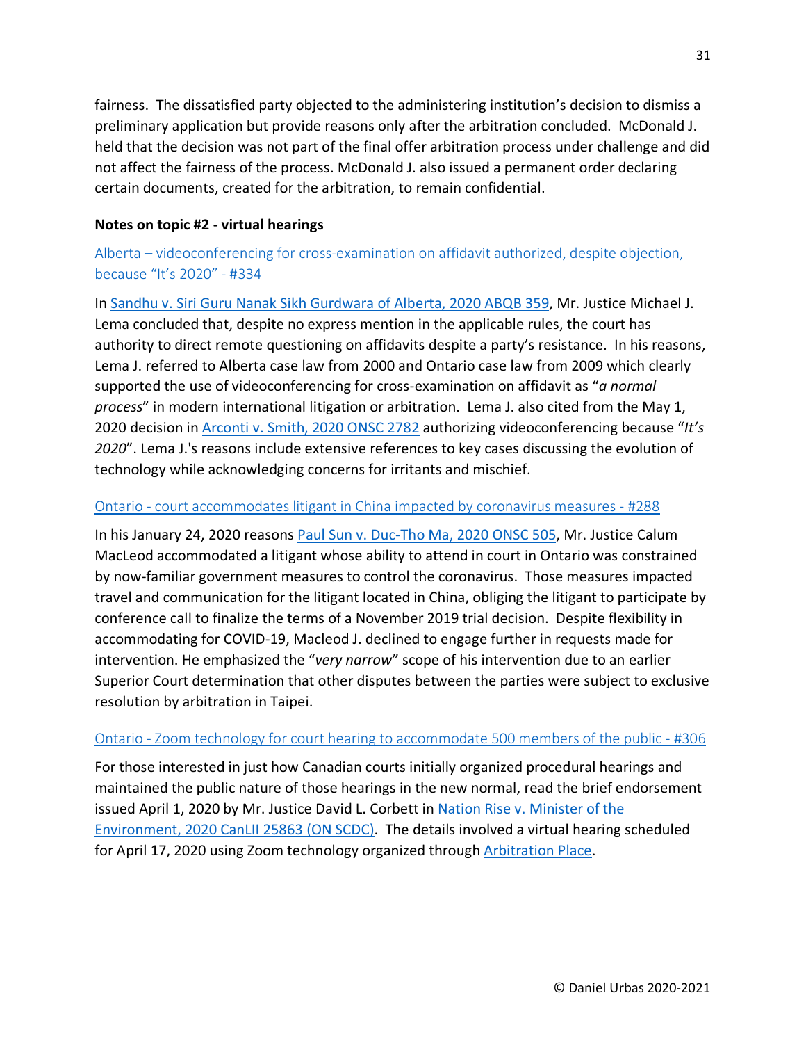fairness. The dissatisfied party objected to the administering institution's decision to dismiss a preliminary application but provide reasons only after the arbitration concluded. McDonald J. held that the decision was not part of the final offer arbitration process under challenge and did not affect the fairness of the process. McDonald J. also issued a permanent order declaring certain documents, created for the arbitration, to remain confidential.

**Notes on topic #2 - virtual hearings**

Alberta – videoconferencing for cross-examination on affidavit authorized, despite objection, because "It's 2020" - #334

In Sandhu v. Siri Guru Nanak Sikh Gurdwara of Alberta, 2020 ABQB 359, Mr. Justice Michael J. Lema concluded that, despite no express mention in the applicable rules, the court has authority to direct remote questioning on affidavits despite a party's resistance. In his reasons, Lema J. referred to Alberta case law from 2000 and Ontario case law from 2009 which clearly supported the use of videoconferencing for cross-examination on affidavit as "*a normal process*" in modern international litigation or arbitration. Lema J. also cited from the May 1, 2020 decision in Arconti v. Smith, 2020 ONSC 2782 authorizing videoconferencing because "*It's 2020*". Lema J.'s reasons include extensive references to key cases discussing the evolution of technology while acknowledging concerns for irritants and mischief.

Ontario - court accommodates litigant in China impacted by coronavirus measures - #288

In his January 24, 2020 reasons Paul Sun v. Duc-Tho Ma, 2020 ONSC 505, Mr. Justice Calum MacLeod accommodated a litigant whose ability to attend in court in Ontario was constrained by now-familiar government measures to control the coronavirus. Those measures impacted travel and communication for the litigant located in China, obliging the litigant to participate by conference call to finalize the terms of a November 2019 trial decision. Despite flexibility in accommodating for COVID-19, Macleod J. declined to engage further in requests made for intervention. He emphasized the "*very narrow*" scope of his intervention due to an earlier Superior Court determination that other disputes between the parties were subject to exclusive resolution by arbitration in Taipei.

Ontario - Zoom technology for court hearing to accommodate 500 members of the public - #306

For those interested in just how Canadian courts initially organized procedural hearings and maintained the public nature of those hearings in the new normal, read the brief endorsement issued April 1, 2020 by Mr. Justice David L. Corbett in Nation Rise v. Minister of the Environment, 2020 CanLII 25863 (ON SCDC). The details involved a virtual hearing scheduled for April 17, 2020 using Zoom technology organized through Arbitration Place.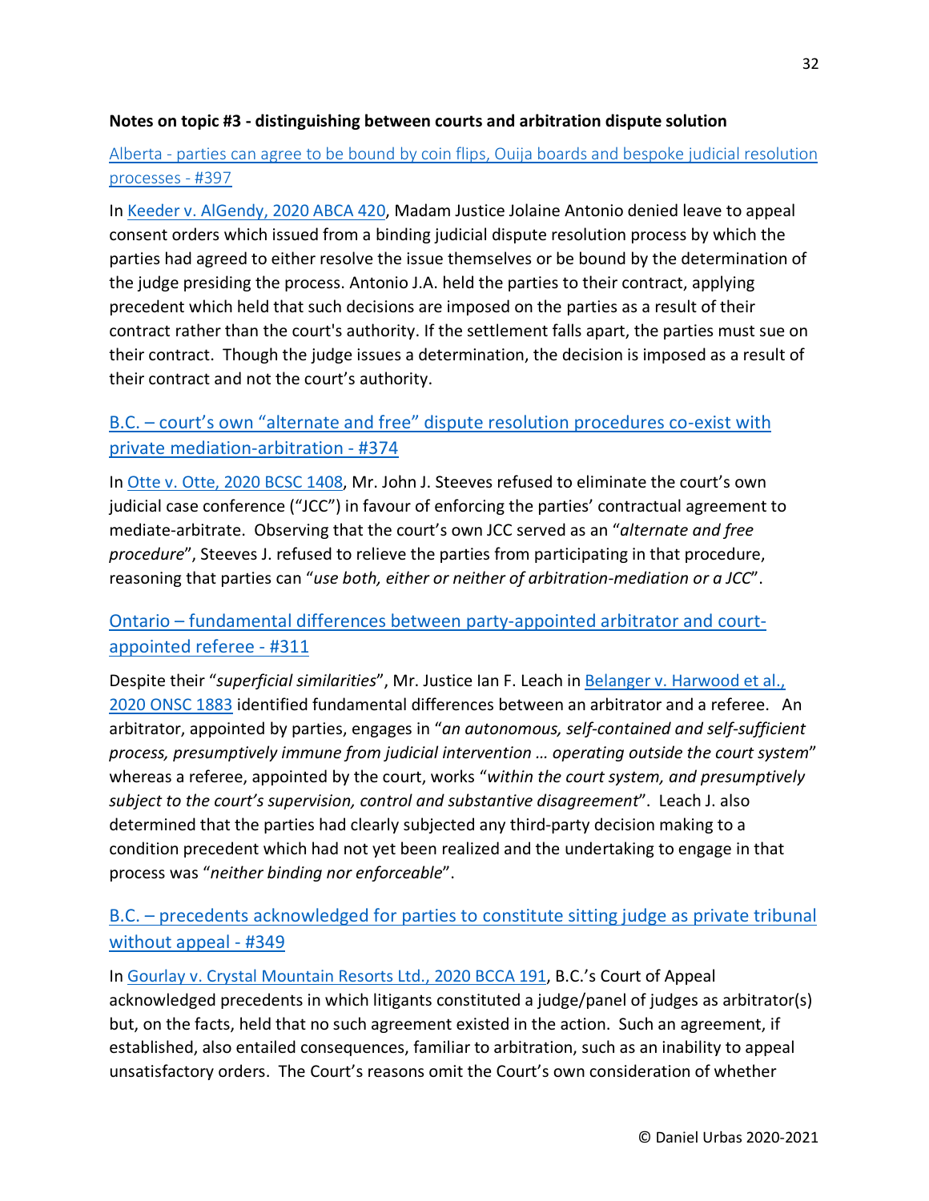**Notes on topic #3 - distinguishing between courts and arbitration dispute solution**

### Alberta - parties can agree to be bound by coin flips, Ouija boards and bespoke judicial resolution processes - #397

In Keeder v. AlGendy, 2020 ABCA 420, Madam Justice Jolaine Antonio denied leave to appeal consent orders which issued from a binding judicial dispute resolution process by which the parties had agreed to either resolve the issue themselves or be bound by the determination of the judge presiding the process. Antonio J.A. held the parties to their contract, applying precedent which held that such decisions are imposed on the parties as a result of their contract rather than the court's authority. If the settlement falls apart, the parties must sue on their contract. Though the judge issues a determination, the decision is imposed as a result of their contract and not the court's authority.

### B.C. – court's own "alternate and free" dispute resolution procedures co-exist with private mediation-arbitration - #374

In Otte v. Otte, 2020 BCSC 1408, Mr. John J. Steeves refused to eliminate the court's own judicial case conference ("JCC") in favour of enforcing the parties' contractual agreement to mediate-arbitrate. Observing that the court's own JCC served as an "*alternate and free procedure*", Steeves J. refused to relieve the parties from participating in that procedure, reasoning that parties can "*use both, either or neither of arbitration-mediation or a JCC*".

### Ontario – fundamental differences between party-appointed arbitrator and court-appointed referee - #311

Despite their "*superficial similarities*", Mr. Justice Ian F. Leach in Belanger v. Harwood et al., 2020 ONSC 1883 identified fundamental differences between an arbitrator and a referee. An arbitrator, appointed by parties, engages in "*an autonomous, self-contained and self-sufficient process, presumptively immune from judicial intervention … operating outside the court system*" whereas a referee, appointed by the court, works "*within the court system, and presumptively subject to the court's supervision, control and substantive disagreement*". Leach J. also determined that the parties had clearly subjected any third-party decision making to a condition precedent which had not yet been realized and the undertaking to engage in that process was "*neither binding nor enforceable*".

### B.C. – precedents acknowledged for parties to constitute sitting judge as private tribunal without appeal - #349

In Gourlay v. Crystal Mountain Resorts Ltd., 2020 BCCA 191, B.C.'s Court of Appeal acknowledged precedents in which litigants constituted a judge/panel of judges as arbitrator(s) but, on the facts, held that no such agreement existed in the action. Such an agreement, if established, also entailed consequences, familiar to arbitration, such as an inability to appeal unsatisfactory orders. The Court's reasons omit the Court's own consideration of whether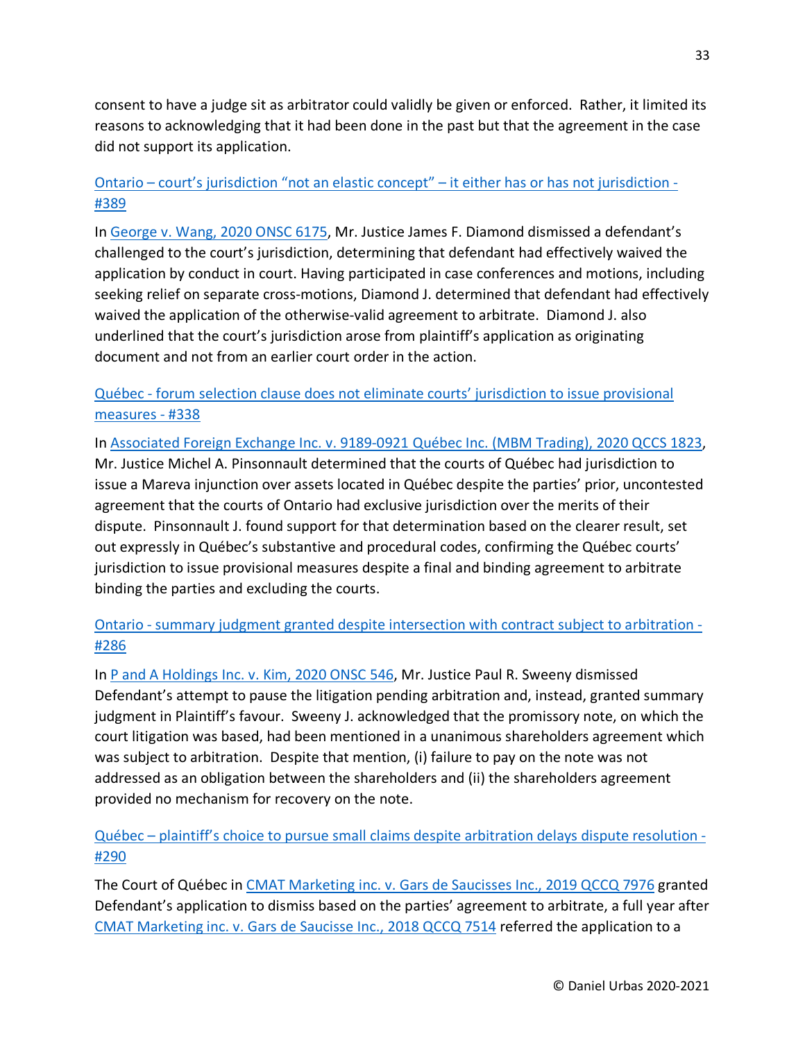consent to have a judge sit as arbitrator could validly be given or enforced. Rather, it limited its reasons to acknowledging that it had been done in the past but that the agreement in the case did not support its application.

### Ontario – court's jurisdiction "not an elastic concept" – it either has or has not jurisdiction - #389

In George v. Wang, 2020 ONSC 6175, Mr. Justice James F. Diamond dismissed a defendant's challenged to the court's jurisdiction, determining that defendant had effectively waived the application by conduct in court. Having participated in case conferences and motions, including seeking relief on separate cross-motions, Diamond J. determined that defendant had effectively waived the application of the otherwise-valid agreement to arbitrate. Diamond J. also underlined that the court's jurisdiction arose from plaintiff's application as originating document and not from an earlier court order in the action.

### Québec - forum selection clause does not eliminate courts' jurisdiction to issue provisional measures - #338

In Associated Foreign Exchange Inc. v. 9189-0921 Québec Inc. (MBM Trading), 2020 QCCS 1823, Mr. Justice Michel A. Pinsonnault determined that the courts of Québec had jurisdiction to issue a Mareva injunction over assets located in Québec despite the parties' prior, uncontested agreement that the courts of Ontario had exclusive jurisdiction over the merits of their dispute. Pinsonnault J. found support for that determination based on the clearer result, set out expressly in Québec's substantive and procedural codes, confirming the Québec courts' jurisdiction to issue provisional measures despite a final and binding agreement to arbitrate binding the parties and excluding the courts.

### Ontario - summary judgment granted despite intersection with contract subject to arbitration - #286

In P and A Holdings Inc. v. Kim, 2020 ONSC 546, Mr. Justice Paul R. Sweeny dismissed Defendant's attempt to pause the litigation pending arbitration and, instead, granted summary judgment in Plaintiff's favour. Sweeny J. acknowledged that the promissory note, on which the court litigation was based, had been mentioned in a unanimous shareholders agreement which was subject to arbitration. Despite that mention, (i) failure to pay on the note was not addressed as an obligation between the shareholders and (ii) the shareholders agreement provided no mechanism for recovery on the note.

### Québec – plaintiff's choice to pursue small claims despite arbitration delays dispute resolution - #290

The Court of Québec in CMAT Marketing inc. v. Gars de Saucisses Inc., 2019 QCCQ 7976 granted Defendant's application to dismiss based on the parties' agreement to arbitrate, a full year after CMAT Marketing inc. v. Gars de Saucisse Inc., 2018 QCCQ 7514 referred the application to a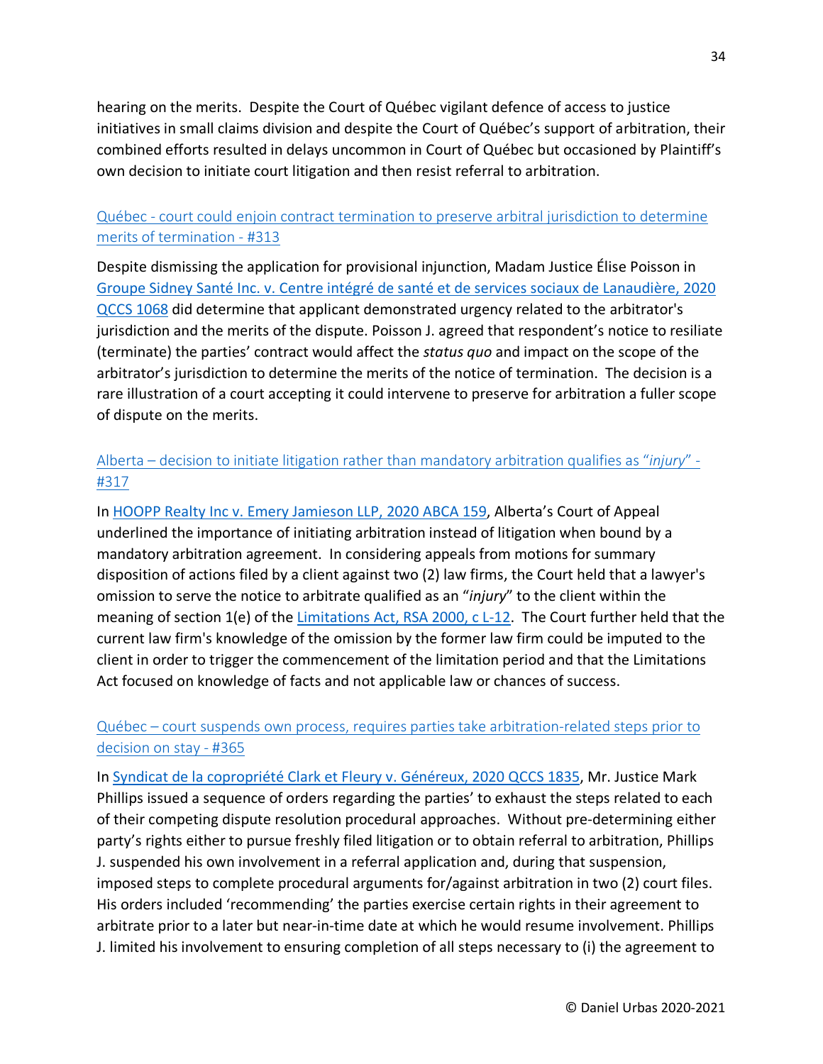hearing on the merits. Despite the Court of Québec vigilant defence of access to justice initiatives in small claims division and despite the Court of Québec's support of arbitration, their combined efforts resulted in delays uncommon in Court of Québec but occasioned by Plaintiff's own decision to initiate court litigation and then resist referral to arbitration.

### Québec - court could enjoin contract termination to preserve arbitral jurisdiction to determine merits of termination - #313

Despite dismissing the application for provisional injunction, Madam Justice Élise Poisson in Groupe Sidney Santé Inc. v. Centre intégré de santé et de services sociaux de Lanaudière, 2020 QCCS 1068 did determine that applicant demonstrated urgency related to the arbitrator's jurisdiction and the merits of the dispute. Poisson J. agreed that respondent's notice to resiliate (terminate) the parties' contract would affect the *status quo* and impact on the scope of the arbitrator's jurisdiction to determine the merits of the notice of termination. The decision is a rare illustration of a court accepting it could intervene to preserve for arbitration a fuller scope of dispute on the merits.

### Alberta – decision to initiate litigation rather than mandatory arbitration qualifies as "*injury*" - #317

In HOOPP Realty Inc v. Emery Jamieson LLP, 2020 ABCA 159, Alberta's Court of Appeal underlined the importance of initiating arbitration instead of litigation when bound by a mandatory arbitration agreement. In considering appeals from motions for summary disposition of actions filed by a client against two (2) law firms, the Court held that a lawyer's omission to serve the notice to arbitrate qualified as an "*injury*" to the client within the meaning of section 1(e) of the Limitations Act, RSA 2000, c L-12. The Court further held that the current law firm's knowledge of the omission by the former law firm could be imputed to the client in order to trigger the commencement of the limitation period and that the Limitations Act focused on knowledge of facts and not applicable law or chances of success.

### Québec – court suspends own process, requires parties take arbitration-related steps prior to decision on stay - #365

In Syndicat de la copropriété Clark et Fleury v. Généreux, 2020 QCCS 1835, Mr. Justice Mark Phillips issued a sequence of orders regarding the parties' to exhaust the steps related to each of their competing dispute resolution procedural approaches. Without pre-determining either party's rights either to pursue freshly filed litigation or to obtain referral to arbitration, Phillips J. suspended his own involvement in a referral application and, during that suspension, imposed steps to complete procedural arguments for/against arbitration in two (2) court files. His orders included 'recommending' the parties exercise certain rights in their agreement to arbitrate prior to a later but near-in-time date at which he would resume involvement. Phillips J. limited his involvement to ensuring completion of all steps necessary to (i) the agreement to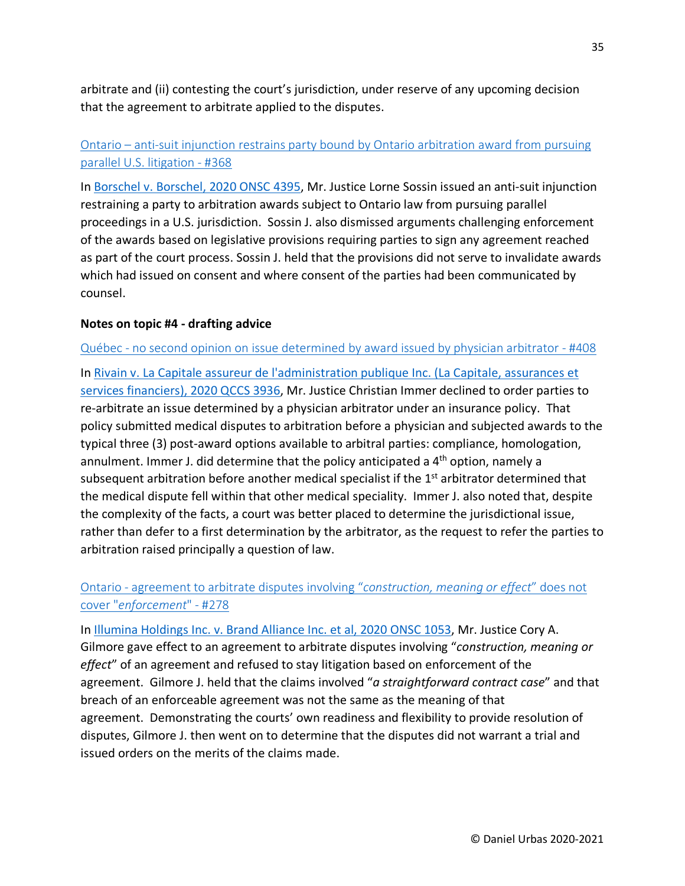arbitrate and (ii) contesting the court's jurisdiction, under reserve of any upcoming decision that the agreement to arbitrate applied to the disputes.

### Ontario – anti-suit injunction restrains party bound by Ontario arbitration award from pursuing parallel U.S. litigation - #368

In Borschel v. Borschel, 2020 ONSC 4395, Mr. Justice Lorne Sossin issued an anti-suit injunction restraining a party to arbitration awards subject to Ontario law from pursuing parallel proceedings in a U.S. jurisdiction. Sossin J. also dismissed arguments challenging enforcement of the awards based on legislative provisions requiring parties to sign any agreement reached as part of the court process. Sossin J. held that the provisions did not serve to invalidate awards which had issued on consent and where consent of the parties had been communicated by counsel.

**Notes on topic #4 - drafting advice**

### Québec - no second opinion on issue determined by award issued by physician arbitrator - #408

In Rivain v. La Capitale assureur de l'administration publique Inc. (La Capitale, assurances et services financiers), 2020 QCCS 3936, Mr. Justice Christian Immer declined to order parties to re-arbitrate an issue determined by a physician arbitrator under an insurance policy. That policy submitted medical disputes to arbitration before a physician and subjected awards to the typical three (3) post-award options available to arbitral parties: compliance, homologation, annulment. Immer J. did determine that the policy anticipated a 4th option, namely a subsequent arbitration before another medical specialist if the 1st arbitrator determined that the medical dispute fell within that other medical speciality. Immer J. also noted that, despite the complexity of the facts, a court was better placed to determine the jurisdictional issue, rather than defer to a first determination by the arbitrator, as the request to refer the parties to arbitration raised principally a question of law.

### Ontario - agreement to arbitrate disputes involving "*construction, meaning or effect*" does not cover "*enforcement*" - #278

In Illumina Holdings Inc. v. Brand Alliance Inc. et al, 2020 ONSC 1053, Mr. Justice Cory A. Gilmore gave effect to an agreement to arbitrate disputes involving "*construction, meaning or effect*" of an agreement and refused to stay litigation based on enforcement of the agreement. Gilmore J. held that the claims involved "*a straightforward contract case*" and that breach of an enforceable agreement was not the same as the meaning of that agreement. Demonstrating the courts' own readiness and flexibility to provide resolution of disputes, Gilmore J. then went on to determine that the disputes did not warrant a trial and issued orders on the merits of the claims made.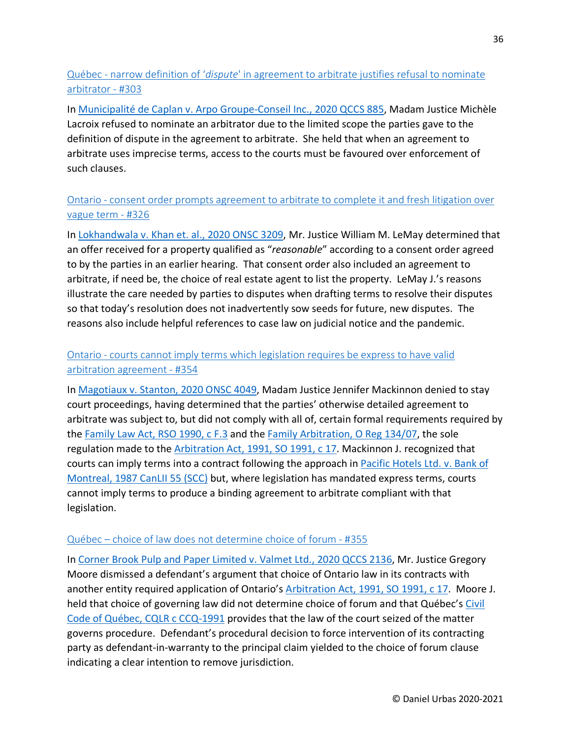### [Québec - narrow definition of '*dispute*' in agreement to arbitrate justifies refusal to nominate arbitrator - #303]()

In [Municipalité de Caplan v. Arpo Groupe-Conseil Inc., 2020 QCCS 885](), Madam Justice Michèle Lacroix refused to nominate an arbitrator due to the limited scope the parties gave to the definition of dispute in the agreement to arbitrate. She held that when an agreement to arbitrate uses imprecise terms, access to the courts must be favoured over enforcement of such clauses.

### [Ontario - consent order prompts agreement to arbitrate to complete it and fresh litigation over vague term - #326]()

In [Lokhandwala v. Khan et. al., 2020 ONSC 3209](), Mr. Justice William M. LeMay determined that an offer received for a property qualified as "*reasonable*" according to a consent order agreed to by the parties in an earlier hearing. That consent order also included an agreement to arbitrate, if need be, the choice of real estate agent to list the property. LeMay J.'s reasons illustrate the care needed by parties to disputes when drafting terms to resolve their disputes so that today's resolution does not inadvertently sow seeds for future, new disputes. The reasons also include helpful references to case law on judicial notice and the pandemic.

### [Ontario - courts cannot imply terms which legislation requires be express to have valid arbitration agreement - #354]()

In [Magotiaux v. Stanton, 2020 ONSC 4049](), Madam Justice Jennifer Mackinnon denied to stay court proceedings, having determined that the parties' otherwise detailed agreement to arbitrate was subject to, but did not comply with all of, certain formal requirements required by the [Family Law Act, RSO 1990, c F.3]() and the [Family Arbitration, O Reg 134/07](), the sole regulation made to the [Arbitration Act, 1991, SO 1991, c 17](). Mackinnon J. recognized that courts can imply terms into a contract following the approach in [Pacific Hotels Ltd. v. Bank of Montreal, 1987 CanLII 55 (SCC)]() but, where legislation has mandated express terms, courts cannot imply terms to produce a binding agreement to arbitrate compliant with that legislation.

### [Québec – choice of law does not determine choice of forum - #355]()

In [Corner Brook Pulp and Paper Limited v. Valmet Ltd., 2020 QCCS 2136](), Mr. Justice Gregory Moore dismissed a defendant's argument that choice of Ontario law in its contracts with another entity required application of Ontario's [Arbitration Act, 1991, SO 1991, c 17](). Moore J. held that choice of governing law did not determine choice of forum and that Québec's [Civil Code of Québec, CQLR c CCQ-1991]() provides that the law of the court seized of the matter governs procedure. Defendant's procedural decision to force intervention of its contracting party as defendant-in-warranty to the principal claim yielded to the choice of forum clause indicating a clear intention to remove jurisdiction.

© Daniel Urbas 2020-2021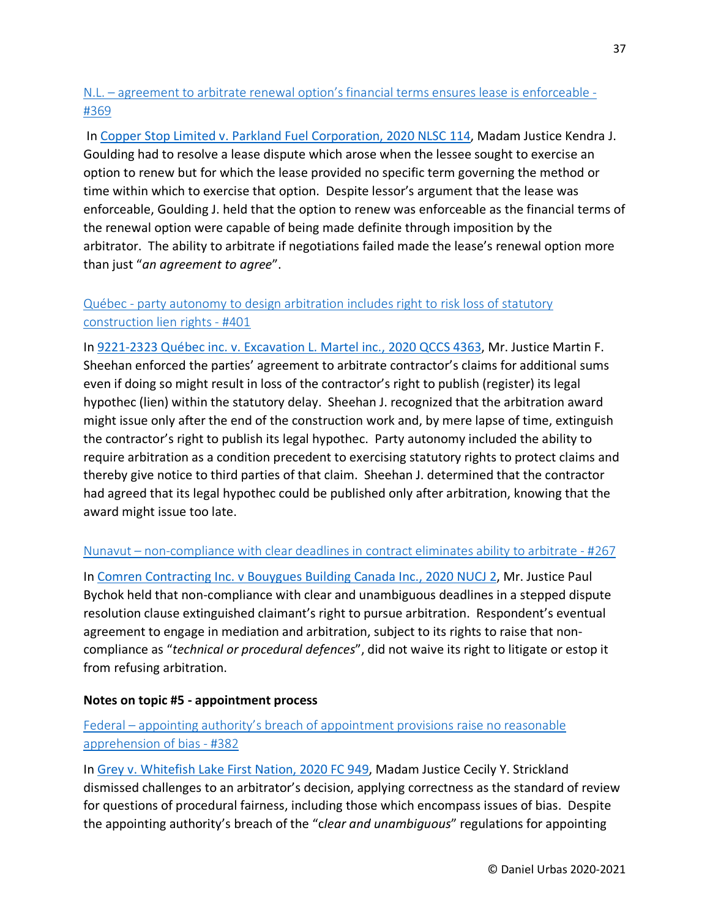[N.L. – agreement to arbitrate renewal option's financial terms ensures lease is enforceable - #369]

In [Copper Stop Limited v. Parkland Fuel Corporation, 2020 NLSC 114], Madam Justice Kendra J. Goulding had to resolve a lease dispute which arose when the lessee sought to exercise an option to renew but for which the lease provided no specific term governing the method or time within which to exercise that option. Despite lessor's argument that the lease was enforceable, Goulding J. held that the option to renew was enforceable as the financial terms of the renewal option were capable of being made definite through imposition by the arbitrator. The ability to arbitrate if negotiations failed made the lease's renewal option more than just "*an agreement to agree*".

[Québec - party autonomy to design arbitration includes right to risk loss of statutory construction lien rights - #401]

In [9221-2323 Québec inc. v. Excavation L. Martel inc., 2020 QCCS 4363], Mr. Justice Martin F. Sheehan enforced the parties' agreement to arbitrate contractor's claims for additional sums even if doing so might result in loss of the contractor's right to publish (register) its legal hypothec (lien) within the statutory delay. Sheehan J. recognized that the arbitration award might issue only after the end of the construction work and, by mere lapse of time, extinguish the contractor's right to publish its legal hypothec. Party autonomy included the ability to require arbitration as a condition precedent to exercising statutory rights to protect claims and thereby give notice to third parties of that claim. Sheehan J. determined that the contractor had agreed that its legal hypothec could be published only after arbitration, knowing that the award might issue too late.

[Nunavut – non-compliance with clear deadlines in contract eliminates ability to arbitrate - #267]

In [Comren Contracting Inc. v Bouygues Building Canada Inc., 2020 NUCJ 2], Mr. Justice Paul Bychok held that non-compliance with clear and unambiguous deadlines in a stepped dispute resolution clause extinguished claimant's right to pursue arbitration. Respondent's eventual agreement to engage in mediation and arbitration, subject to its rights to raise that non-compliance as "*technical or procedural defences*", did not waive its right to litigate or estop it from refusing arbitration.

**Notes on topic #5 - appointment process**

[Federal – appointing authority's breach of appointment provisions raise no reasonable apprehension of bias - #382]

In [Grey v. Whitefish Lake First Nation, 2020 FC 949], Madam Justice Cecily Y. Strickland dismissed challenges to an arbitrator's decision, applying correctness as the standard of review for questions of procedural fairness, including those which encompass issues of bias. Despite the appointing authority's breach of the "*clear and unambiguous*" regulations for appointing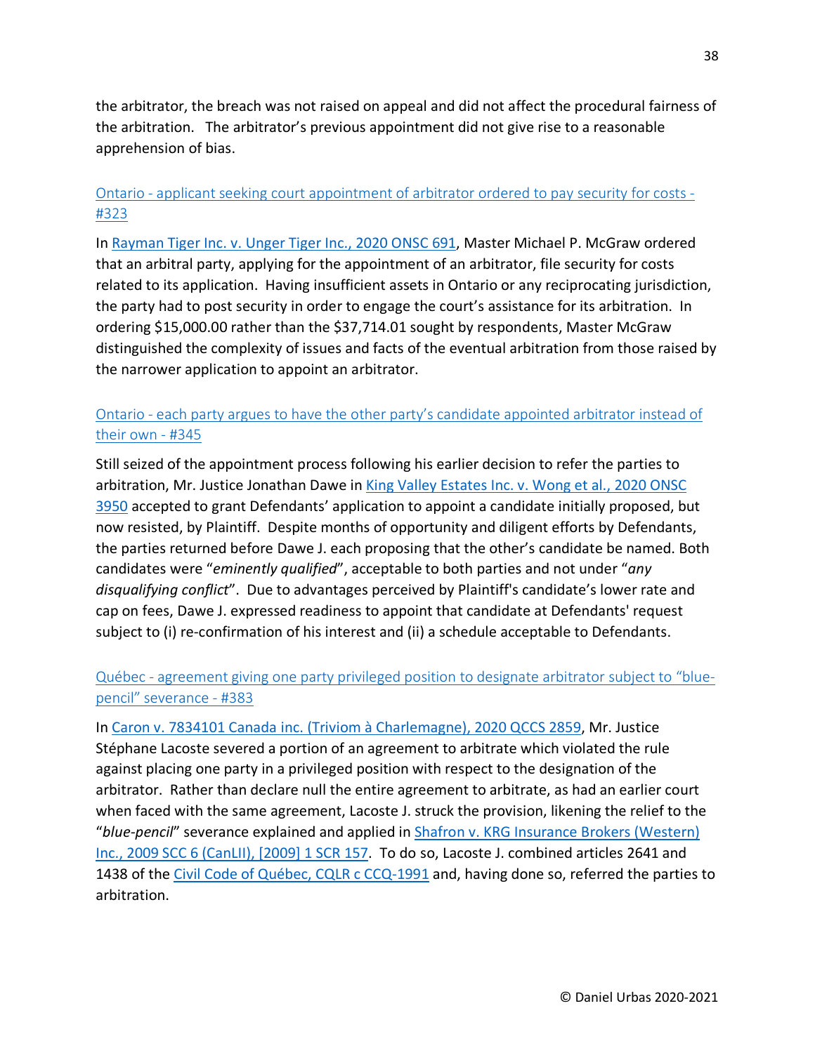the arbitrator, the breach was not raised on appeal and did not affect the procedural fairness of the arbitration. The arbitrator's previous appointment did not give rise to a reasonable apprehension of bias.

### Ontario - applicant seeking court appointment of arbitrator ordered to pay security for costs - #323

In Rayman Tiger Inc. v. Unger Tiger Inc., 2020 ONSC 691, Master Michael P. McGraw ordered that an arbitral party, applying for the appointment of an arbitrator, file security for costs related to its application. Having insufficient assets in Ontario or any reciprocating jurisdiction, the party had to post security in order to engage the court's assistance for its arbitration. In ordering $15,000.00 rather than the $37,714.01 sought by respondents, Master McGraw distinguished the complexity of issues and facts of the eventual arbitration from those raised by the narrower application to appoint an arbitrator.

### Ontario - each party argues to have the other party's candidate appointed arbitrator instead of their own - #345

Still seized of the appointment process following his earlier decision to refer the parties to arbitration, Mr. Justice Jonathan Dawe in King Valley Estates Inc. v. Wong et al., 2020 ONSC 3950 accepted to grant Defendants' application to appoint a candidate initially proposed, but now resisted, by Plaintiff. Despite months of opportunity and diligent efforts by Defendants, the parties returned before Dawe J. each proposing that the other's candidate be named. Both candidates were "*eminently qualified*", acceptable to both parties and not under "*any disqualifying conflict*". Due to advantages perceived by Plaintiff's candidate's lower rate and cap on fees, Dawe J. expressed readiness to appoint that candidate at Defendants' request subject to (i) re-confirmation of his interest and (ii) a schedule acceptable to Defendants.

### Québec - agreement giving one party privileged position to designate arbitrator subject to "blue-pencil" severance - #383

In Caron v. 7834101 Canada inc. (Triviom à Charlemagne), 2020 QCCS 2859, Mr. Justice Stéphane Lacoste severed a portion of an agreement to arbitrate which violated the rule against placing one party in a privileged position with respect to the designation of the arbitrator. Rather than declare null the entire agreement to arbitrate, as had an earlier court when faced with the same agreement, Lacoste J. struck the provision, likening the relief to the "*blue-pencil*" severance explained and applied in Shafron v. KRG Insurance Brokers (Western) Inc., 2009 SCC 6 (CanLII), [2009] 1 SCR 157. To do so, Lacoste J. combined articles 2641 and 1438 of the Civil Code of Québec, CQLR c CCQ-1991 and, having done so, referred the parties to arbitration.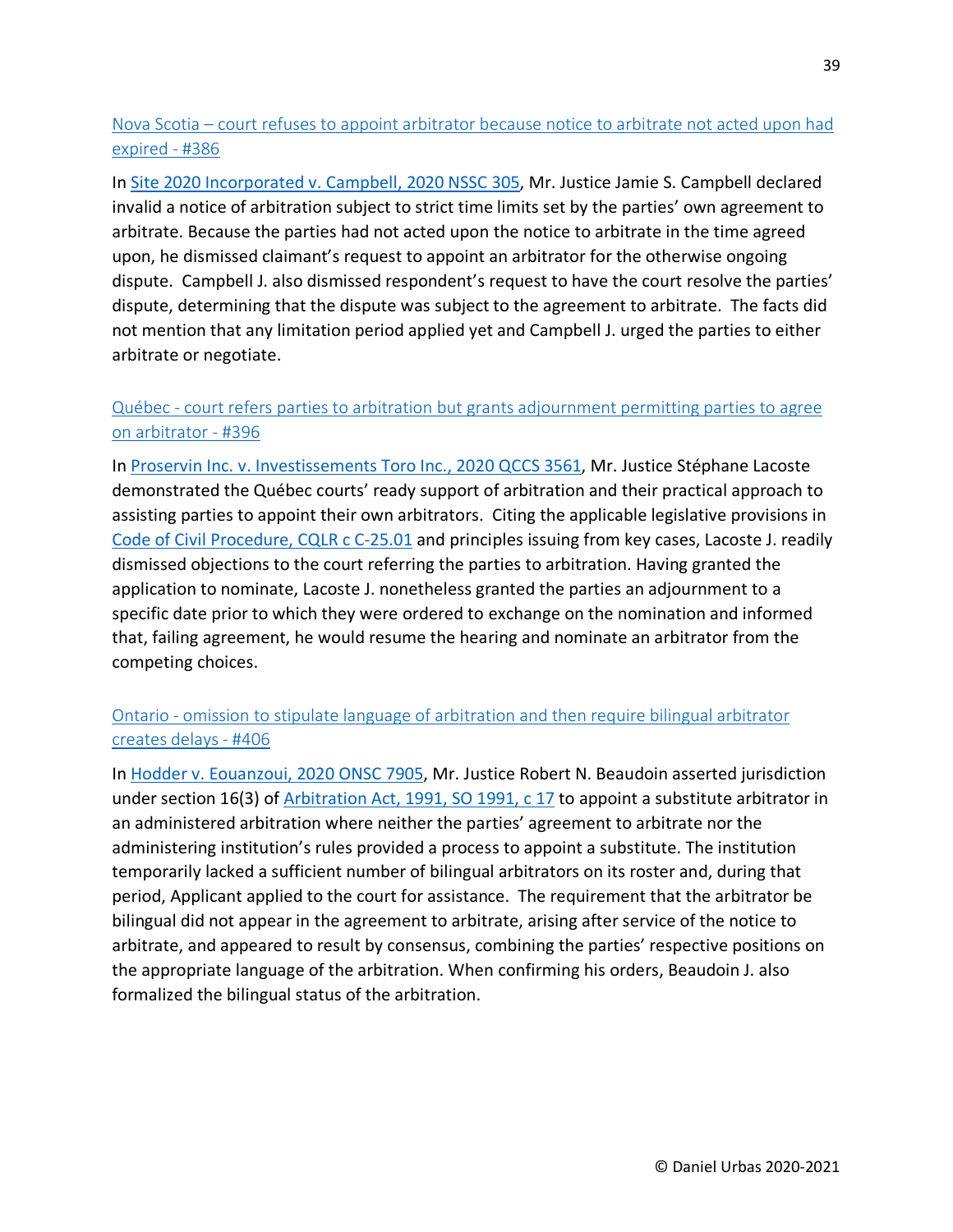### Nova Scotia – court refuses to appoint arbitrator because notice to arbitrate not acted upon had expired - #386

In Site 2020 Incorporated v. Campbell, 2020 NSSC 305, Mr. Justice Jamie S. Campbell declared invalid a notice of arbitration subject to strict time limits set by the parties' own agreement to arbitrate. Because the parties had not acted upon the notice to arbitrate in the time agreed upon, he dismissed claimant's request to appoint an arbitrator for the otherwise ongoing dispute. Campbell J. also dismissed respondent's request to have the court resolve the parties' dispute, determining that the dispute was subject to the agreement to arbitrate. The facts did not mention that any limitation period applied yet and Campbell J. urged the parties to either arbitrate or negotiate.

### Québec - court refers parties to arbitration but grants adjournment permitting parties to agree on arbitrator - #396

In Proservin Inc. v. Investissements Toro Inc., 2020 QCCS 3561, Mr. Justice Stéphane Lacoste demonstrated the Québec courts' ready support of arbitration and their practical approach to assisting parties to appoint their own arbitrators. Citing the applicable legislative provisions in Code of Civil Procedure, CQLR c C-25.01 and principles issuing from key cases, Lacoste J. readily dismissed objections to the court referring the parties to arbitration. Having granted the application to nominate, Lacoste J. nonetheless granted the parties an adjournment to a specific date prior to which they were ordered to exchange on the nomination and informed that, failing agreement, he would resume the hearing and nominate an arbitrator from the competing choices.

### Ontario - omission to stipulate language of arbitration and then require bilingual arbitrator creates delays - #406

In Hodder v. Eouanzoui, 2020 ONSC 7905, Mr. Justice Robert N. Beaudoin asserted jurisdiction under section 16(3) of Arbitration Act, 1991, SO 1991, c 17 to appoint a substitute arbitrator in an administered arbitration where neither the parties' agreement to arbitrate nor the administering institution's rules provided a process to appoint a substitute. The institution temporarily lacked a sufficient number of bilingual arbitrators on its roster and, during that period, Applicant applied to the court for assistance. The requirement that the arbitrator be bilingual did not appear in the agreement to arbitrate, arising after service of the notice to arbitrate, and appeared to result by consensus, combining the parties' respective positions on the appropriate language of the arbitration. When confirming his orders, Beaudoin J. also formalized the bilingual status of the arbitration.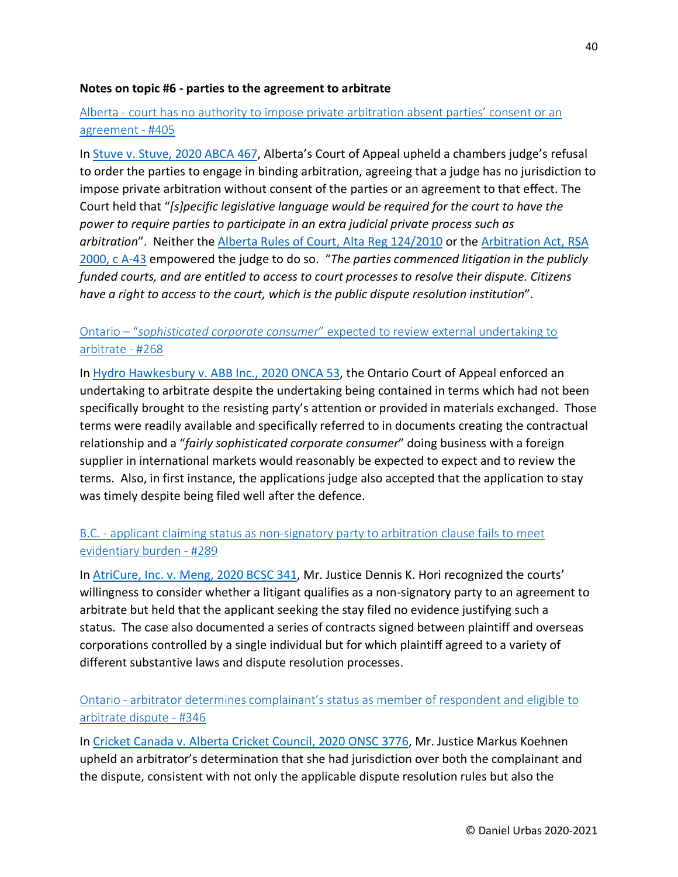**Notes on topic #6 - parties to the agreement to arbitrate**

[Alberta - court has no authority to impose private arbitration absent parties' consent or an agreement - #405]

In [Stuve v. Stuve, 2020 ABCA 467], Alberta's Court of Appeal upheld a chambers judge's refusal to order the parties to engage in binding arbitration, agreeing that a judge has no jurisdiction to impose private arbitration without consent of the parties or an agreement to that effect. The Court held that "*[s]pecific legislative language would be required for the court to have the power to require parties to participate in an extra judicial private process such as arbitration*". Neither the [Alberta Rules of Court, Alta Reg 124/2010] or the [Arbitration Act, RSA 2000, c A-43] empowered the judge to do so. "*The parties commenced litigation in the publicly funded courts, and are entitled to access to court processes to resolve their dispute. Citizens have a right to access to the court, which is the public dispute resolution institution*".

[Ontario – "*sophisticated corporate consumer*" expected to review external undertaking to arbitrate - #268]

In [Hydro Hawkesbury v. ABB Inc., 2020 ONCA 53], the Ontario Court of Appeal enforced an undertaking to arbitrate despite the undertaking being contained in terms which had not been specifically brought to the resisting party's attention or provided in materials exchanged. Those terms were readily available and specifically referred to in documents creating the contractual relationship and a "*fairly sophisticated corporate consumer*" doing business with a foreign supplier in international markets would reasonably be expected to expect and to review the terms. Also, in first instance, the applications judge also accepted that the application to stay was timely despite being filed well after the defence.

[B.C. - applicant claiming status as non-signatory party to arbitration clause fails to meet evidentiary burden - #289]

In [AtriCure, Inc. v. Meng, 2020 BCSC 341], Mr. Justice Dennis K. Hori recognized the courts' willingness to consider whether a litigant qualifies as a non-signatory party to an agreement to arbitrate but held that the applicant seeking the stay filed no evidence justifying such a status. The case also documented a series of contracts signed between plaintiff and overseas corporations controlled by a single individual but for which plaintiff agreed to a variety of different substantive laws and dispute resolution processes.

[Ontario - arbitrator determines complainant's status as member of respondent and eligible to arbitrate dispute - #346]

In [Cricket Canada v. Alberta Cricket Council, 2020 ONSC 3776], Mr. Justice Markus Koehnen upheld an arbitrator's determination that she had jurisdiction over both the complainant and the dispute, consistent with not only the applicable dispute resolution rules but also the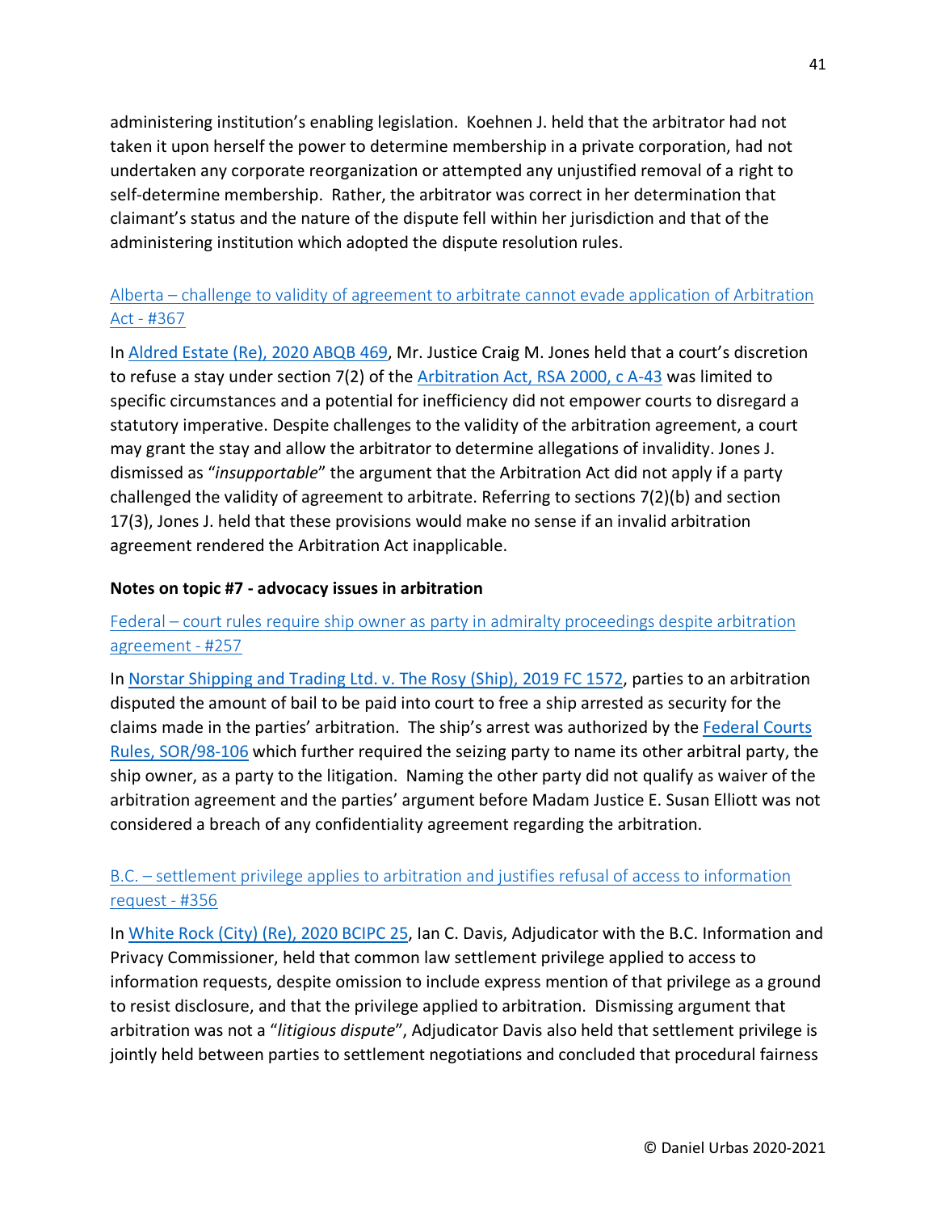administering institution's enabling legislation. Koehnen J. held that the arbitrator had not taken it upon herself the power to determine membership in a private corporation, had not undertaken any corporate reorganization or attempted any unjustified removal of a right to self-determine membership. Rather, the arbitrator was correct in her determination that claimant's status and the nature of the dispute fell within her jurisdiction and that of the administering institution which adopted the dispute resolution rules.

Alberta – challenge to validity of agreement to arbitrate cannot evade application of Arbitration Act - #367

In Aldred Estate (Re), 2020 ABQB 469, Mr. Justice Craig M. Jones held that a court's discretion to refuse a stay under section 7(2) of the Arbitration Act, RSA 2000, c A-43 was limited to specific circumstances and a potential for inefficiency did not empower courts to disregard a statutory imperative. Despite challenges to the validity of the arbitration agreement, a court may grant the stay and allow the arbitrator to determine allegations of invalidity. Jones J. dismissed as "*insupportable*" the argument that the Arbitration Act did not apply if a party challenged the validity of agreement to arbitrate. Referring to sections 7(2)(b) and section 17(3), Jones J. held that these provisions would make no sense if an invalid arbitration agreement rendered the Arbitration Act inapplicable.

**Notes on topic #7 - advocacy issues in arbitration**

Federal – court rules require ship owner as party in admiralty proceedings despite arbitration agreement - #257

In Norstar Shipping and Trading Ltd. v. The Rosy (Ship), 2019 FC 1572, parties to an arbitration disputed the amount of bail to be paid into court to free a ship arrested as security for the claims made in the parties' arbitration. The ship's arrest was authorized by the Federal Courts Rules, SOR/98-106 which further required the seizing party to name its other arbitral party, the ship owner, as a party to the litigation. Naming the other party did not qualify as waiver of the arbitration agreement and the parties' argument before Madam Justice E. Susan Elliott was not considered a breach of any confidentiality agreement regarding the arbitration.

B.C. – settlement privilege applies to arbitration and justifies refusal of access to information request - #356

In White Rock (City) (Re), 2020 BCIPC 25, Ian C. Davis, Adjudicator with the B.C. Information and Privacy Commissioner, held that common law settlement privilege applied to access to information requests, despite omission to include express mention of that privilege as a ground to resist disclosure, and that the privilege applied to arbitration. Dismissing argument that arbitration was not a "*litigious dispute*", Adjudicator Davis also held that settlement privilege is jointly held between parties to settlement negotiations and concluded that procedural fairness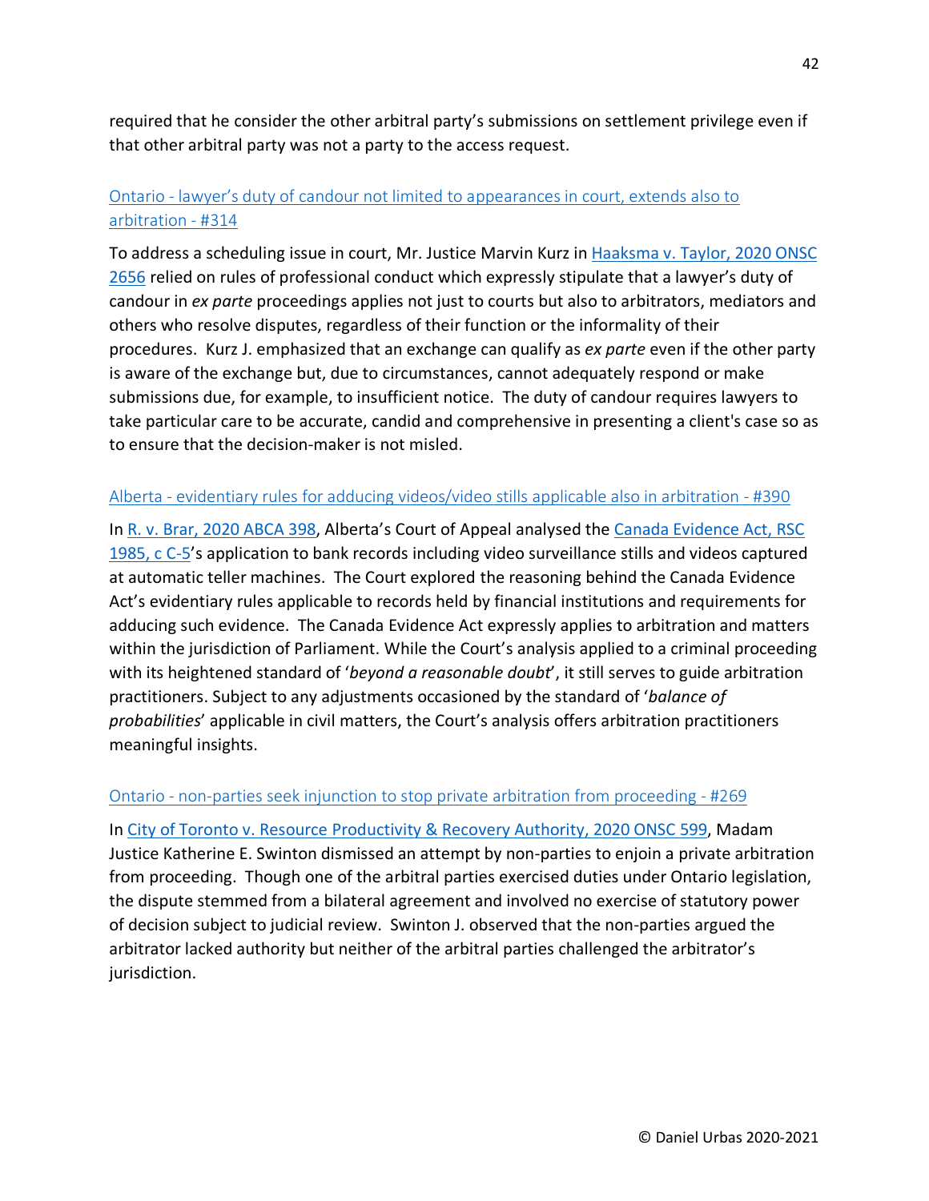required that he consider the other arbitral party's submissions on settlement privilege even if that other arbitral party was not a party to the access request.

### Ontario - lawyer's duty of candour not limited to appearances in court, extends also to arbitration - #314

To address a scheduling issue in court, Mr. Justice Marvin Kurz in Haaksma v. Taylor, 2020 ONSC 2656 relied on rules of professional conduct which expressly stipulate that a lawyer's duty of candour in *ex parte* proceedings applies not just to courts but also to arbitrators, mediators and others who resolve disputes, regardless of their function or the informality of their procedures. Kurz J. emphasized that an exchange can qualify as *ex parte* even if the other party is aware of the exchange but, due to circumstances, cannot adequately respond or make submissions due, for example, to insufficient notice. The duty of candour requires lawyers to take particular care to be accurate, candid and comprehensive in presenting a client's case so as to ensure that the decision-maker is not misled.

### Alberta - evidentiary rules for adducing videos/video stills applicable also in arbitration - #390

In R. v. Brar, 2020 ABCA 398, Alberta's Court of Appeal analysed the Canada Evidence Act, RSC 1985, c C-5's application to bank records including video surveillance stills and videos captured at automatic teller machines. The Court explored the reasoning behind the Canada Evidence Act's evidentiary rules applicable to records held by financial institutions and requirements for adducing such evidence. The Canada Evidence Act expressly applies to arbitration and matters within the jurisdiction of Parliament. While the Court's analysis applied to a criminal proceeding with its heightened standard of '*beyond a reasonable doubt*', it still serves to guide arbitration practitioners. Subject to any adjustments occasioned by the standard of '*balance of probabilities*' applicable in civil matters, the Court's analysis offers arbitration practitioners meaningful insights.

### Ontario - non-parties seek injunction to stop private arbitration from proceeding - #269

In City of Toronto v. Resource Productivity & Recovery Authority, 2020 ONSC 599, Madam Justice Katherine E. Swinton dismissed an attempt by non-parties to enjoin a private arbitration from proceeding. Though one of the arbitral parties exercised duties under Ontario legislation, the dispute stemmed from a bilateral agreement and involved no exercise of statutory power of decision subject to judicial review. Swinton J. observed that the non-parties argued the arbitrator lacked authority but neither of the arbitral parties challenged the arbitrator's jurisdiction.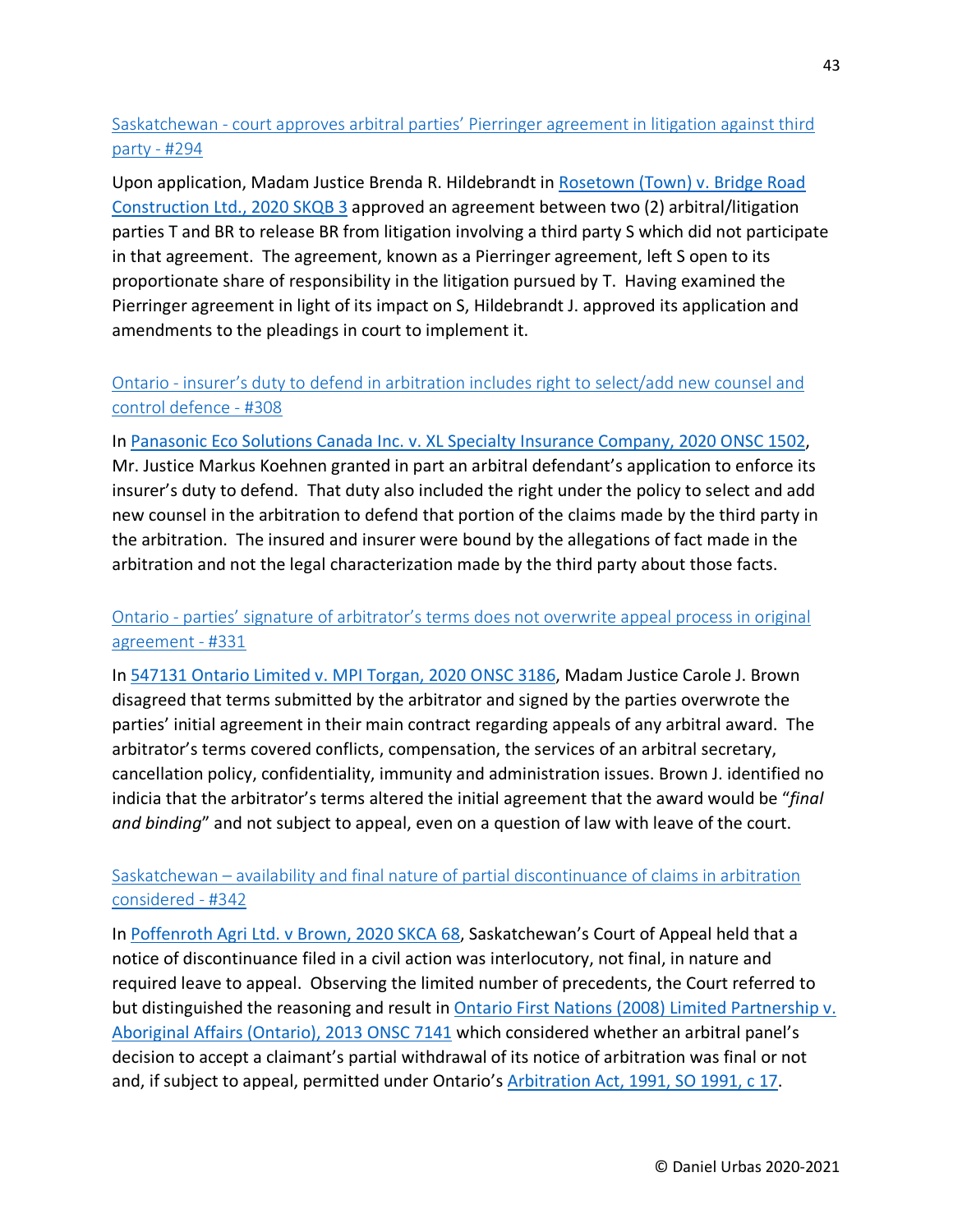### [Saskatchewan - court approves arbitral parties' Pierringer agreement in litigation against third party - #294]

Upon application, Madam Justice Brenda R. Hildebrandt in [Rosetown (Town) v. Bridge Road Construction Ltd., 2020 SKQB 3] approved an agreement between two (2) arbitral/litigation parties T and BR to release BR from litigation involving a third party S which did not participate in that agreement. The agreement, known as a Pierringer agreement, left S open to its proportionate share of responsibility in the litigation pursued by T. Having examined the Pierringer agreement in light of its impact on S, Hildebrandt J. approved its application and amendments to the pleadings in court to implement it.

### [Ontario - insurer's duty to defend in arbitration includes right to select/add new counsel and control defence - #308]

In [Panasonic Eco Solutions Canada Inc. v. XL Specialty Insurance Company, 2020 ONSC 1502], Mr. Justice Markus Koehnen granted in part an arbitral defendant's application to enforce its insurer's duty to defend. That duty also included the right under the policy to select and add new counsel in the arbitration to defend that portion of the claims made by the third party in the arbitration. The insured and insurer were bound by the allegations of fact made in the arbitration and not the legal characterization made by the third party about those facts.

### [Ontario - parties' signature of arbitrator's terms does not overwrite appeal process in original agreement - #331]

In [547131 Ontario Limited v. MPI Torgan, 2020 ONSC 3186], Madam Justice Carole J. Brown disagreed that terms submitted by the arbitrator and signed by the parties overwrote the parties' initial agreement in their main contract regarding appeals of any arbitral award. The arbitrator's terms covered conflicts, compensation, the services of an arbitral secretary, cancellation policy, confidentiality, immunity and administration issues. Brown J. identified no indicia that the arbitrator's terms altered the initial agreement that the award would be "*final and binding*" and not subject to appeal, even on a question of law with leave of the court.

### [Saskatchewan – availability and final nature of partial discontinuance of claims in arbitration considered - #342]

In [Poffenroth Agri Ltd. v Brown, 2020 SKCA 68], Saskatchewan's Court of Appeal held that a notice of discontinuance filed in a civil action was interlocutory, not final, in nature and required leave to appeal. Observing the limited number of precedents, the Court referred to but distinguished the reasoning and result in [Ontario First Nations (2008) Limited Partnership v. Aboriginal Affairs (Ontario), 2013 ONSC 7141] which considered whether an arbitral panel's decision to accept a claimant's partial withdrawal of its notice of arbitration was final or not and, if subject to appeal, permitted under Ontario's [Arbitration Act, 1991, SO 1991, c 17].

© Daniel Urbas 2020-2021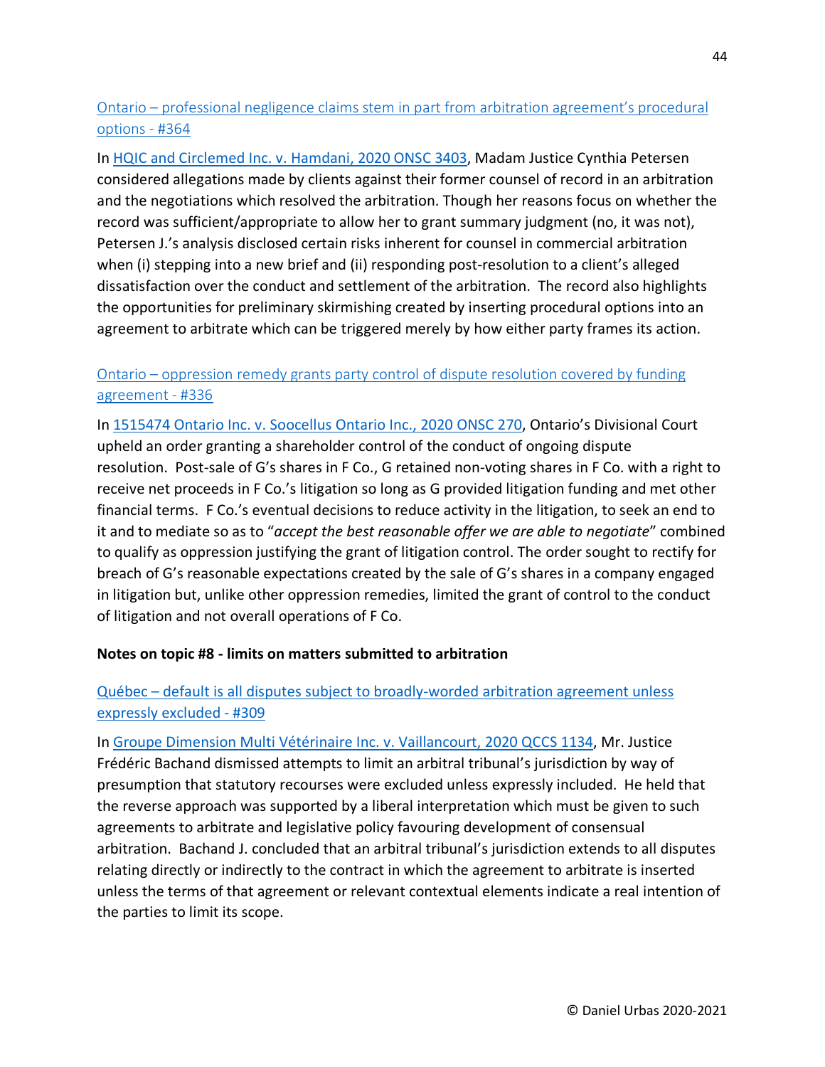[Ontario – professional negligence claims stem in part from arbitration agreement's procedural options - #364]

In [HQIC and Circlemed Inc. v. Hamdani, 2020 ONSC 3403], Madam Justice Cynthia Petersen considered allegations made by clients against their former counsel of record in an arbitration and the negotiations which resolved the arbitration. Though her reasons focus on whether the record was sufficient/appropriate to allow her to grant summary judgment (no, it was not), Petersen J.'s analysis disclosed certain risks inherent for counsel in commercial arbitration when (i) stepping into a new brief and (ii) responding post-resolution to a client's alleged dissatisfaction over the conduct and settlement of the arbitration. The record also highlights the opportunities for preliminary skirmishing created by inserting procedural options into an agreement to arbitrate which can be triggered merely by how either party frames its action.

[Ontario – oppression remedy grants party control of dispute resolution covered by funding agreement - #336]

In [1515474 Ontario Inc. v. Soocellus Ontario Inc., 2020 ONSC 270], Ontario's Divisional Court upheld an order granting a shareholder control of the conduct of ongoing dispute resolution. Post-sale of G's shares in F Co., G retained non-voting shares in F Co. with a right to receive net proceeds in F Co.'s litigation so long as G provided litigation funding and met other financial terms. F Co.'s eventual decisions to reduce activity in the litigation, to seek an end to it and to mediate so as to "*accept the best reasonable offer we are able to negotiate*" combined to qualify as oppression justifying the grant of litigation control. The order sought to rectify for breach of G's reasonable expectations created by the sale of G's shares in a company engaged in litigation but, unlike other oppression remedies, limited the grant of control to the conduct of litigation and not overall operations of F Co.

**Notes on topic #8 - limits on matters submitted to arbitration**

[Québec – default is all disputes subject to broadly-worded arbitration agreement unless expressly excluded - #309]

In [Groupe Dimension Multi Vétérinaire Inc. v. Vaillancourt, 2020 QCCS 1134], Mr. Justice Frédéric Bachand dismissed attempts to limit an arbitral tribunal's jurisdiction by way of presumption that statutory recourses were excluded unless expressly included. He held that the reverse approach was supported by a liberal interpretation which must be given to such agreements to arbitrate and legislative policy favouring development of consensual arbitration. Bachand J. concluded that an arbitral tribunal's jurisdiction extends to all disputes relating directly or indirectly to the contract in which the agreement to arbitrate is inserted unless the terms of that agreement or relevant contextual elements indicate a real intention of the parties to limit its scope.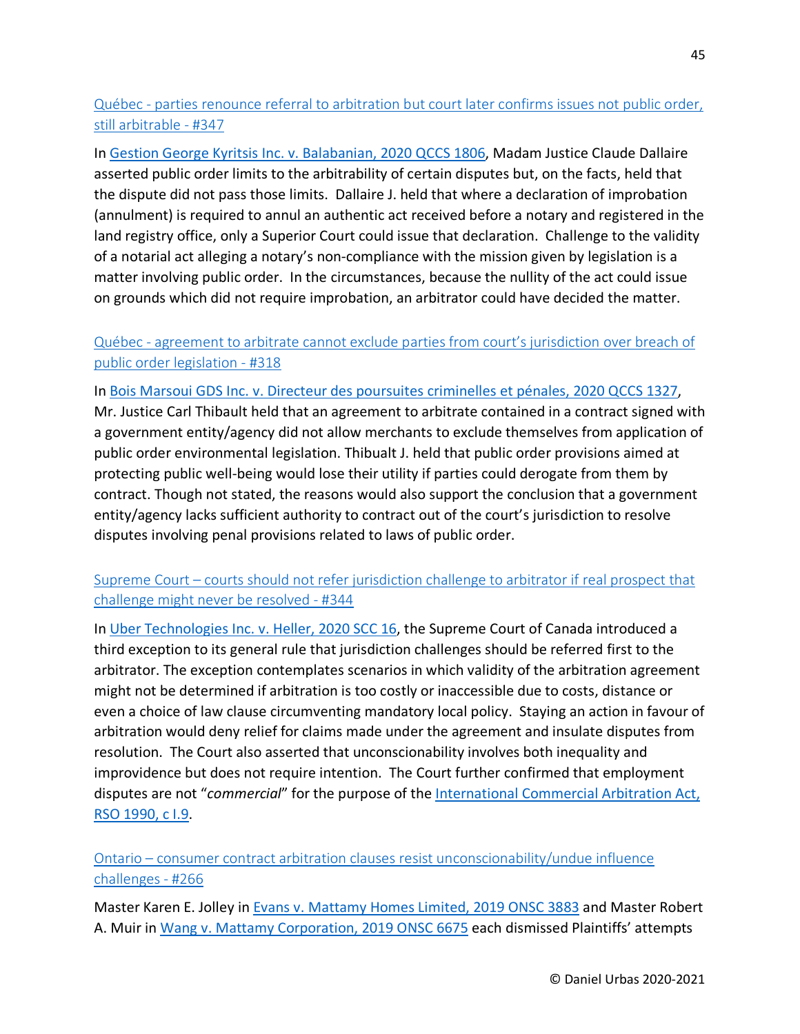[Québec - parties renounce referral to arbitration but court later confirms issues not public order, still arbitrable - #347]

In [Gestion George Kyritsis Inc. v. Balabanian, 2020 QCCS 1806], Madam Justice Claude Dallaire asserted public order limits to the arbitrability of certain disputes but, on the facts, held that the dispute did not pass those limits. Dallaire J. held that where a declaration of improbation (annulment) is required to annul an authentic act received before a notary and registered in the land registry office, only a Superior Court could issue that declaration. Challenge to the validity of a notarial act alleging a notary's non-compliance with the mission given by legislation is a matter involving public order. In the circumstances, because the nullity of the act could issue on grounds which did not require improbation, an arbitrator could have decided the matter.

[Québec - agreement to arbitrate cannot exclude parties from court's jurisdiction over breach of public order legislation - #318]

In [Bois Marsoui GDS Inc. v. Directeur des poursuites criminelles et pénales, 2020 QCCS 1327], Mr. Justice Carl Thibault held that an agreement to arbitrate contained in a contract signed with a government entity/agency did not allow merchants to exclude themselves from application of public order environmental legislation. Thibualt J. held that public order provisions aimed at protecting public well-being would lose their utility if parties could derogate from them by contract. Though not stated, the reasons would also support the conclusion that a government entity/agency lacks sufficient authority to contract out of the court's jurisdiction to resolve disputes involving penal provisions related to laws of public order.

[Supreme Court – courts should not refer jurisdiction challenge to arbitrator if real prospect that challenge might never be resolved - #344]

In [Uber Technologies Inc. v. Heller, 2020 SCC 16], the Supreme Court of Canada introduced a third exception to its general rule that jurisdiction challenges should be referred first to the arbitrator. The exception contemplates scenarios in which validity of the arbitration agreement might not be determined if arbitration is too costly or inaccessible due to costs, distance or even a choice of law clause circumventing mandatory local policy. Staying an action in favour of arbitration would deny relief for claims made under the agreement and insulate disputes from resolution. The Court also asserted that unconscionability involves both inequality and improvidence but does not require intention. The Court further confirmed that employment disputes are not "*commercial*" for the purpose of the [International Commercial Arbitration Act, RSO 1990, c I.9].

[Ontario – consumer contract arbitration clauses resist unconscionability/undue influence challenges - #266]

Master Karen E. Jolley in [Evans v. Mattamy Homes Limited, 2019 ONSC 3883] and Master Robert A. Muir in [Wang v. Mattamy Corporation, 2019 ONSC 6675] each dismissed Plaintiffs' attempts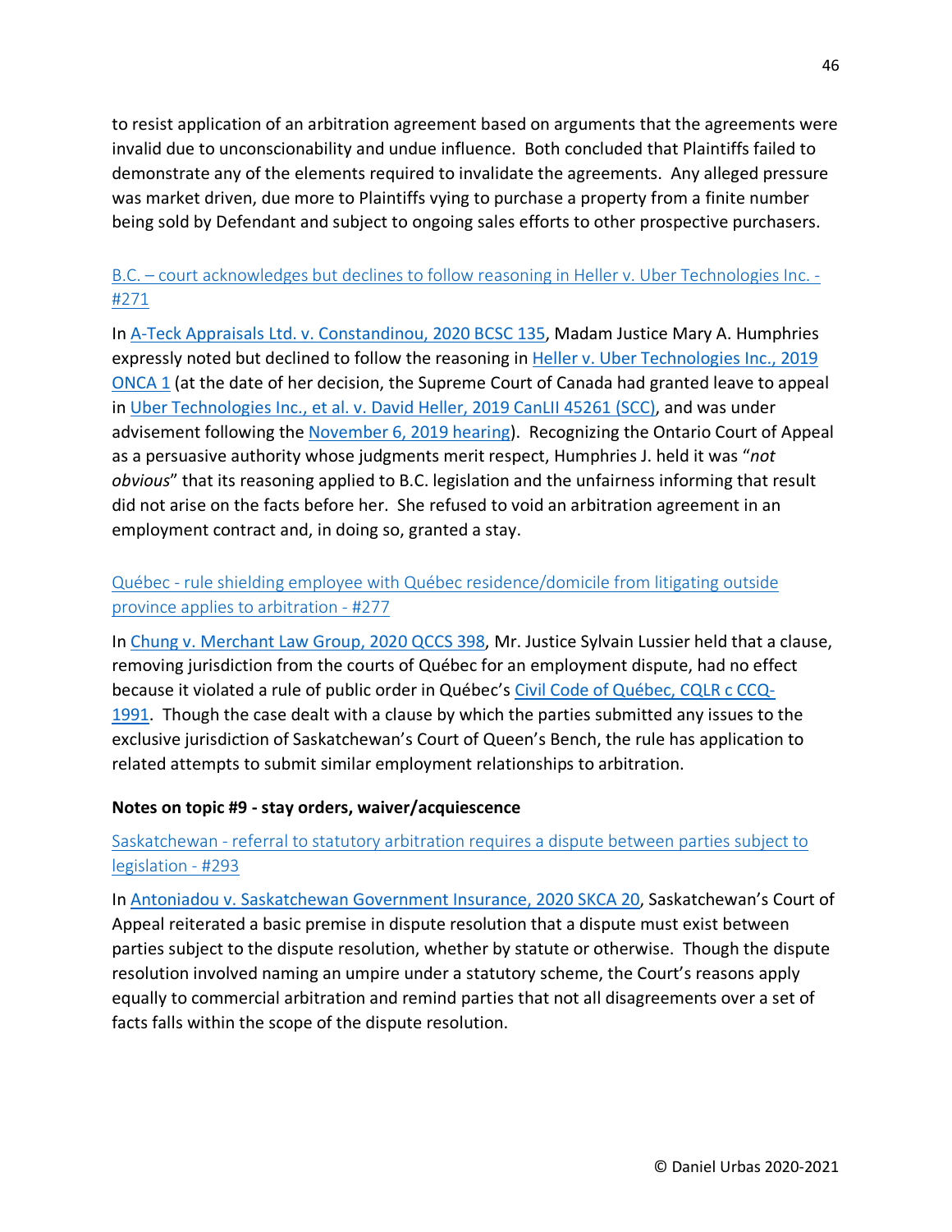to resist application of an arbitration agreement based on arguments that the agreements were invalid due to unconscionability and undue influence. Both concluded that Plaintiffs failed to demonstrate any of the elements required to invalidate the agreements. Any alleged pressure was market driven, due more to Plaintiffs vying to purchase a property from a finite number being sold by Defendant and subject to ongoing sales efforts to other prospective purchasers.

B.C. – court acknowledges but declines to follow reasoning in Heller v. Uber Technologies Inc. - #271

In A-Teck Appraisals Ltd. v. Constandinou, 2020 BCSC 135, Madam Justice Mary A. Humphries expressly noted but declined to follow the reasoning in Heller v. Uber Technologies Inc., 2019 ONCA 1 (at the date of her decision, the Supreme Court of Canada had granted leave to appeal in Uber Technologies Inc., et al. v. David Heller, 2019 CanLII 45261 (SCC), and was under advisement following the November 6, 2019 hearing). Recognizing the Ontario Court of Appeal as a persuasive authority whose judgments merit respect, Humphries J. held it was "*not obvious*" that its reasoning applied to B.C. legislation and the unfairness informing that result did not arise on the facts before her. She refused to void an arbitration agreement in an employment contract and, in doing so, granted a stay.

Québec - rule shielding employee with Québec residence/domicile from litigating outside province applies to arbitration - #277

In Chung v. Merchant Law Group, 2020 QCCS 398, Mr. Justice Sylvain Lussier held that a clause, removing jurisdiction from the courts of Québec for an employment dispute, had no effect because it violated a rule of public order in Québec's Civil Code of Québec, CQLR c CCQ-1991. Though the case dealt with a clause by which the parties submitted any issues to the exclusive jurisdiction of Saskatchewan's Court of Queen's Bench, the rule has application to related attempts to submit similar employment relationships to arbitration.

**Notes on topic #9 - stay orders, waiver/acquiescence**

Saskatchewan - referral to statutory arbitration requires a dispute between parties subject to legislation - #293

In Antoniadou v. Saskatchewan Government Insurance, 2020 SKCA 20, Saskatchewan's Court of Appeal reiterated a basic premise in dispute resolution that a dispute must exist between parties subject to the dispute resolution, whether by statute or otherwise. Though the dispute resolution involved naming an umpire under a statutory scheme, the Court's reasons apply equally to commercial arbitration and remind parties that not all disagreements over a set of facts falls within the scope of the dispute resolution.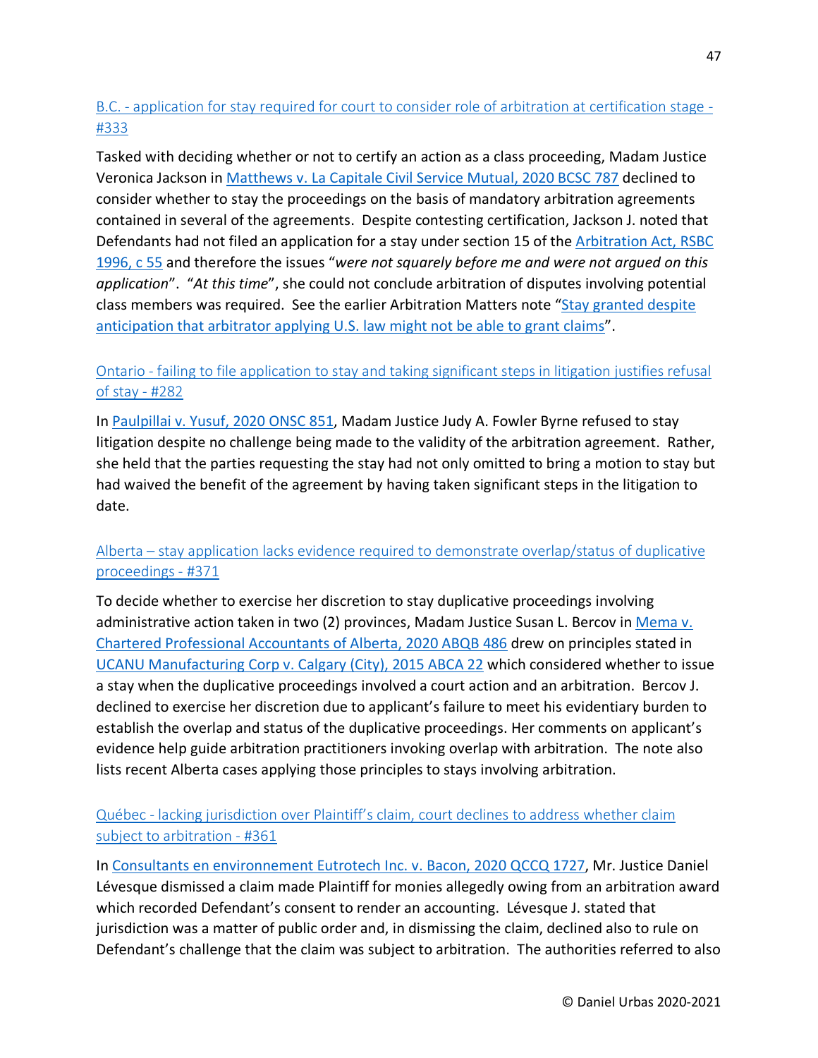### [B.C. - application for stay required for court to consider role of arbitration at certification stage - #333]

Tasked with deciding whether or not to certify an action as a class proceeding, Madam Justice Veronica Jackson in [Matthews v. La Capitale Civil Service Mutual, 2020 BCSC 787] declined to consider whether to stay the proceedings on the basis of mandatory arbitration agreements contained in several of the agreements. Despite contesting certification, Jackson J. noted that Defendants had not filed an application for a stay under section 15 of the [Arbitration Act, RSBC 1996, c 55] and therefore the issues "*were not squarely before me and were not argued on this application*". "*At this time*", she could not conclude arbitration of disputes involving potential class members was required. See the earlier Arbitration Matters note "[Stay granted despite anticipation that arbitrator applying U.S. law might not be able to grant claims]".

### [Ontario - failing to file application to stay and taking significant steps in litigation justifies refusal of stay - #282]

In [Paulpillai v. Yusuf, 2020 ONSC 851], Madam Justice Judy A. Fowler Byrne refused to stay litigation despite no challenge being made to the validity of the arbitration agreement. Rather, she held that the parties requesting the stay had not only omitted to bring a motion to stay but had waived the benefit of the agreement by having taken significant steps in the litigation to date.

### [Alberta – stay application lacks evidence required to demonstrate overlap/status of duplicative proceedings - #371]

To decide whether to exercise her discretion to stay duplicative proceedings involving administrative action taken in two (2) provinces, Madam Justice Susan L. Bercov in [Mema v. Chartered Professional Accountants of Alberta, 2020 ABQB 486] drew on principles stated in [UCANU Manufacturing Corp v. Calgary (City), 2015 ABCA 22] which considered whether to issue a stay when the duplicative proceedings involved a court action and an arbitration. Bercov J. declined to exercise her discretion due to applicant's failure to meet his evidentiary burden to establish the overlap and status of the duplicative proceedings. Her comments on applicant's evidence help guide arbitration practitioners invoking overlap with arbitration. The note also lists recent Alberta cases applying those principles to stays involving arbitration.

### [Québec - lacking jurisdiction over Plaintiff's claim, court declines to address whether claim subject to arbitration - #361]

In [Consultants en environnement Eutrotech Inc. v. Bacon, 2020 QCCQ 1727], Mr. Justice Daniel Lévesque dismissed a claim made Plaintiff for monies allegedly owing from an arbitration award which recorded Defendant's consent to render an accounting. Lévesque J. stated that jurisdiction was a matter of public order and, in dismissing the claim, declined also to rule on Defendant's challenge that the claim was subject to arbitration. The authorities referred to also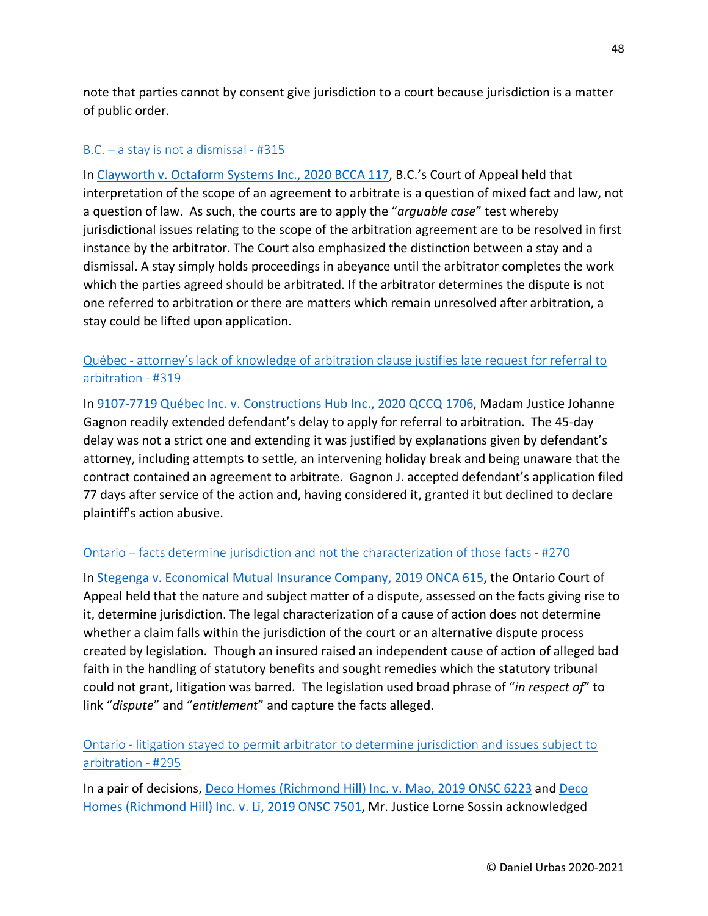note that parties cannot by consent give jurisdiction to a court because jurisdiction is a matter of public order.

[B.C. – a stay is not a dismissal - #315]

In [Clayworth v. Octaform Systems Inc., 2020 BCCA 117], B.C.'s Court of Appeal held that interpretation of the scope of an agreement to arbitrate is a question of mixed fact and law, not a question of law. As such, the courts are to apply the "*arguable case*" test whereby jurisdictional issues relating to the scope of the arbitration agreement are to be resolved in first instance by the arbitrator. The Court also emphasized the distinction between a stay and a dismissal. A stay simply holds proceedings in abeyance until the arbitrator completes the work which the parties agreed should be arbitrated. If the arbitrator determines the dispute is not one referred to arbitration or there are matters which remain unresolved after arbitration, a stay could be lifted upon application.

[Québec - attorney's lack of knowledge of arbitration clause justifies late request for referral to arbitration - #319]

In [9107-7719 Québec Inc. v. Constructions Hub Inc., 2020 QCCQ 1706], Madam Justice Johanne Gagnon readily extended defendant's delay to apply for referral to arbitration. The 45-day delay was not a strict one and extending it was justified by explanations given by defendant's attorney, including attempts to settle, an intervening holiday break and being unaware that the contract contained an agreement to arbitrate. Gagnon J. accepted defendant's application filed 77 days after service of the action and, having considered it, granted it but declined to declare plaintiff's action abusive.

[Ontario – facts determine jurisdiction and not the characterization of those facts - #270]

In [Stegenga v. Economical Mutual Insurance Company, 2019 ONCA 615], the Ontario Court of Appeal held that the nature and subject matter of a dispute, assessed on the facts giving rise to it, determine jurisdiction. The legal characterization of a cause of action does not determine whether a claim falls within the jurisdiction of the court or an alternative dispute process created by legislation. Though an insured raised an independent cause of action of alleged bad faith in the handling of statutory benefits and sought remedies which the statutory tribunal could not grant, litigation was barred. The legislation used broad phrase of "*in respect of*" to link "*dispute*" and "*entitlement*" and capture the facts alleged.

[Ontario - litigation stayed to permit arbitrator to determine jurisdiction and issues subject to arbitration - #295]

In a pair of decisions, [Deco Homes (Richmond Hill) Inc. v. Mao, 2019 ONSC 6223] and [Deco Homes (Richmond Hill) Inc. v. Li, 2019 ONSC 7501], Mr. Justice Lorne Sossin acknowledged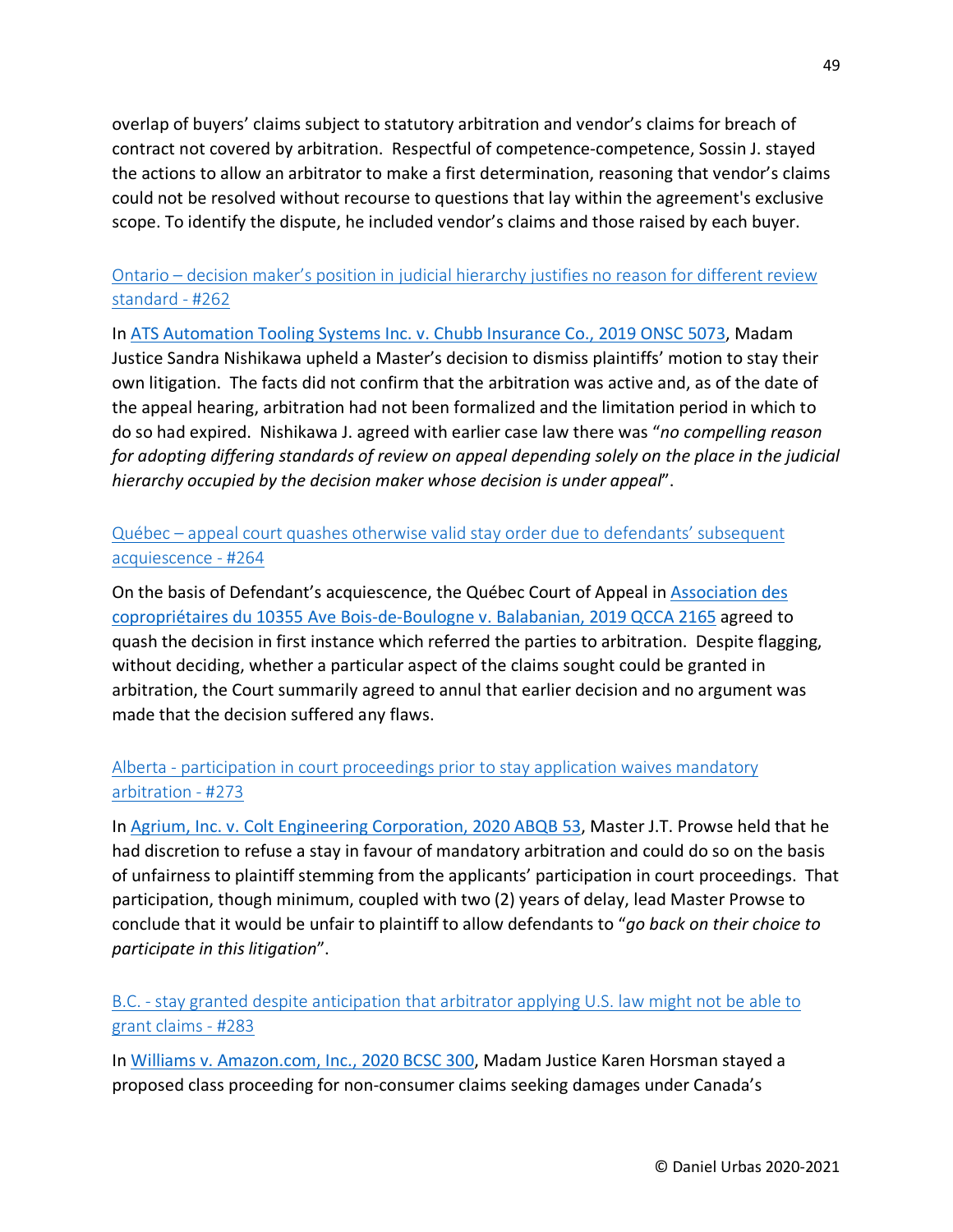overlap of buyers' claims subject to statutory arbitration and vendor's claims for breach of contract not covered by arbitration. Respectful of competence-competence, Sossin J. stayed the actions to allow an arbitrator to make a first determination, reasoning that vendor's claims could not be resolved without recourse to questions that lay within the agreement's exclusive scope. To identify the dispute, he included vendor's claims and those raised by each buyer.

### Ontario – decision maker's position in judicial hierarchy justifies no reason for different review standard - #262

In ATS Automation Tooling Systems Inc. v. Chubb Insurance Co., 2019 ONSC 5073, Madam Justice Sandra Nishikawa upheld a Master's decision to dismiss plaintiffs' motion to stay their own litigation. The facts did not confirm that the arbitration was active and, as of the date of the appeal hearing, arbitration had not been formalized and the limitation period in which to do so had expired. Nishikawa J. agreed with earlier case law there was "*no compelling reason for adopting differing standards of review on appeal depending solely on the place in the judicial hierarchy occupied by the decision maker whose decision is under appeal*".

### Québec – appeal court quashes otherwise valid stay order due to defendants' subsequent acquiescence - #264

On the basis of Defendant's acquiescence, the Québec Court of Appeal in Association des copropriétaires du 10355 Ave Bois-de-Boulogne v. Balabanian, 2019 QCCA 2165 agreed to quash the decision in first instance which referred the parties to arbitration. Despite flagging, without deciding, whether a particular aspect of the claims sought could be granted in arbitration, the Court summarily agreed to annul that earlier decision and no argument was made that the decision suffered any flaws.

### Alberta - participation in court proceedings prior to stay application waives mandatory arbitration - #273

In Agrium, Inc. v. Colt Engineering Corporation, 2020 ABQB 53, Master J.T. Prowse held that he had discretion to refuse a stay in favour of mandatory arbitration and could do so on the basis of unfairness to plaintiff stemming from the applicants' participation in court proceedings. That participation, though minimum, coupled with two (2) years of delay, lead Master Prowse to conclude that it would be unfair to plaintiff to allow defendants to "*go back on their choice to participate in this litigation*".

### B.C. - stay granted despite anticipation that arbitrator applying U.S. law might not be able to grant claims - #283

In Williams v. Amazon.com, Inc., 2020 BCSC 300, Madam Justice Karen Horsman stayed a proposed class proceeding for non-consumer claims seeking damages under Canada's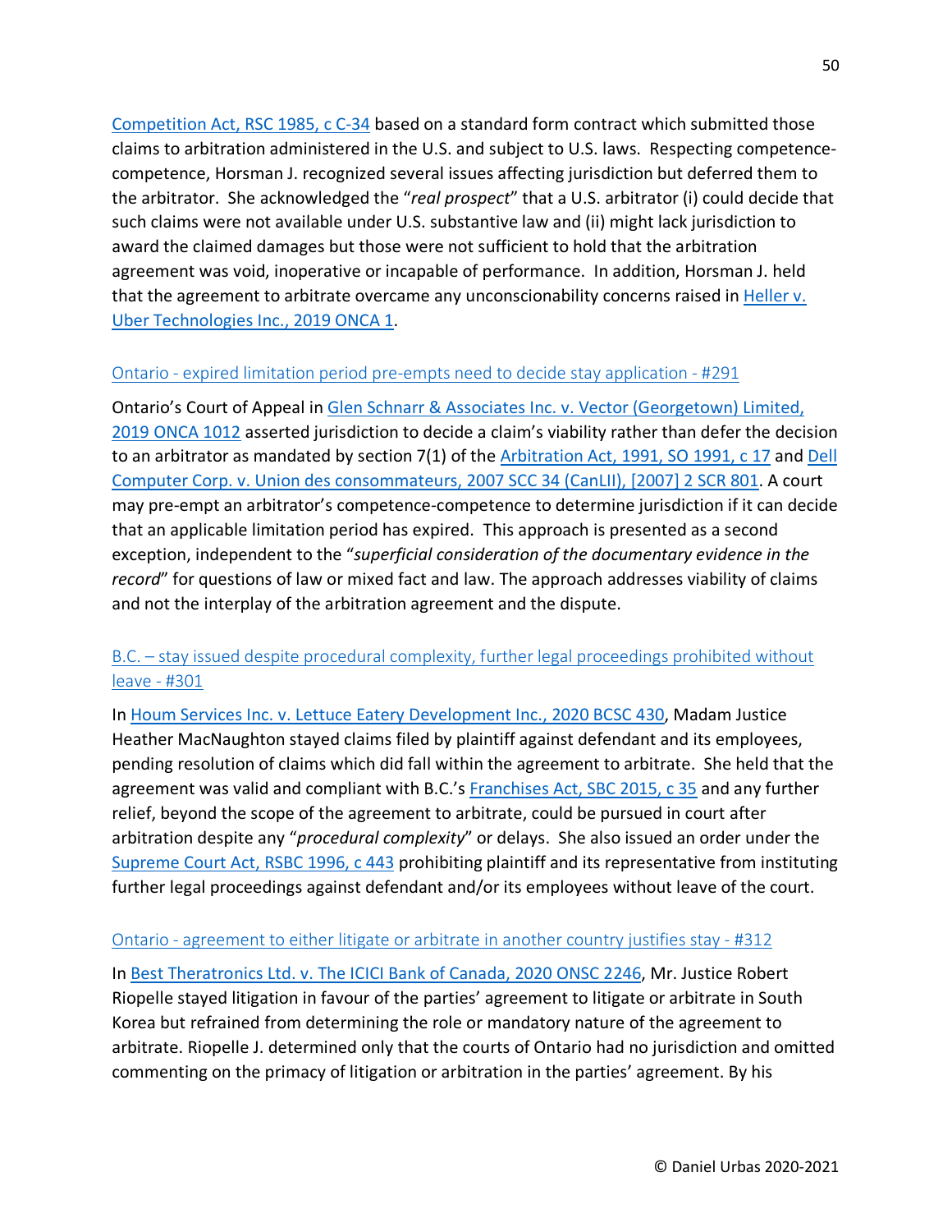[Competition Act, RSC 1985, c C-34] based on a standard form contract which submitted those claims to arbitration administered in the U.S. and subject to U.S. laws. Respecting competence-competence, Horsman J. recognized several issues affecting jurisdiction but deferred them to the arbitrator. She acknowledged the "*real prospect*" that a U.S. arbitrator (i) could decide that such claims were not available under U.S. substantive law and (ii) might lack jurisdiction to award the claimed damages but those were not sufficient to hold that the arbitration agreement was void, inoperative or incapable of performance. In addition, Horsman J. held that the agreement to arbitrate overcame any unconscionability concerns raised in Heller v. Uber Technologies Inc., 2019 ONCA 1.

### Ontario - expired limitation period pre-empts need to decide stay application - #291

Ontario's Court of Appeal in Glen Schnarr & Associates Inc. v. Vector (Georgetown) Limited, 2019 ONCA 1012 asserted jurisdiction to decide a claim's viability rather than defer the decision to an arbitrator as mandated by section 7(1) of the Arbitration Act, 1991, SO 1991, c 17 and Dell Computer Corp. v. Union des consommateurs, 2007 SCC 34 (CanLII), [2007] 2 SCR 801. A court may pre-empt an arbitrator's competence-competence to determine jurisdiction if it can decide that an applicable limitation period has expired. This approach is presented as a second exception, independent to the "*superficial consideration of the documentary evidence in the record*" for questions of law or mixed fact and law. The approach addresses viability of claims and not the interplay of the arbitration agreement and the dispute.

### B.C. – stay issued despite procedural complexity, further legal proceedings prohibited without leave - #301

In Houm Services Inc. v. Lettuce Eatery Development Inc., 2020 BCSC 430, Madam Justice Heather MacNaughton stayed claims filed by plaintiff against defendant and its employees, pending resolution of claims which did fall within the agreement to arbitrate. She held that the agreement was valid and compliant with B.C.'s Franchises Act, SBC 2015, c 35 and any further relief, beyond the scope of the agreement to arbitrate, could be pursued in court after arbitration despite any "*procedural complexity*" or delays. She also issued an order under the Supreme Court Act, RSBC 1996, c 443 prohibiting plaintiff and its representative from instituting further legal proceedings against defendant and/or its employees without leave of the court.

### Ontario - agreement to either litigate or arbitrate in another country justifies stay - #312

In Best Theratronics Ltd. v. The ICICI Bank of Canada, 2020 ONSC 2246, Mr. Justice Robert Riopelle stayed litigation in favour of the parties' agreement to litigate or arbitrate in South Korea but refrained from determining the role or mandatory nature of the agreement to arbitrate. Riopelle J. determined only that the courts of Ontario had no jurisdiction and omitted commenting on the primacy of litigation or arbitration in the parties' agreement. By his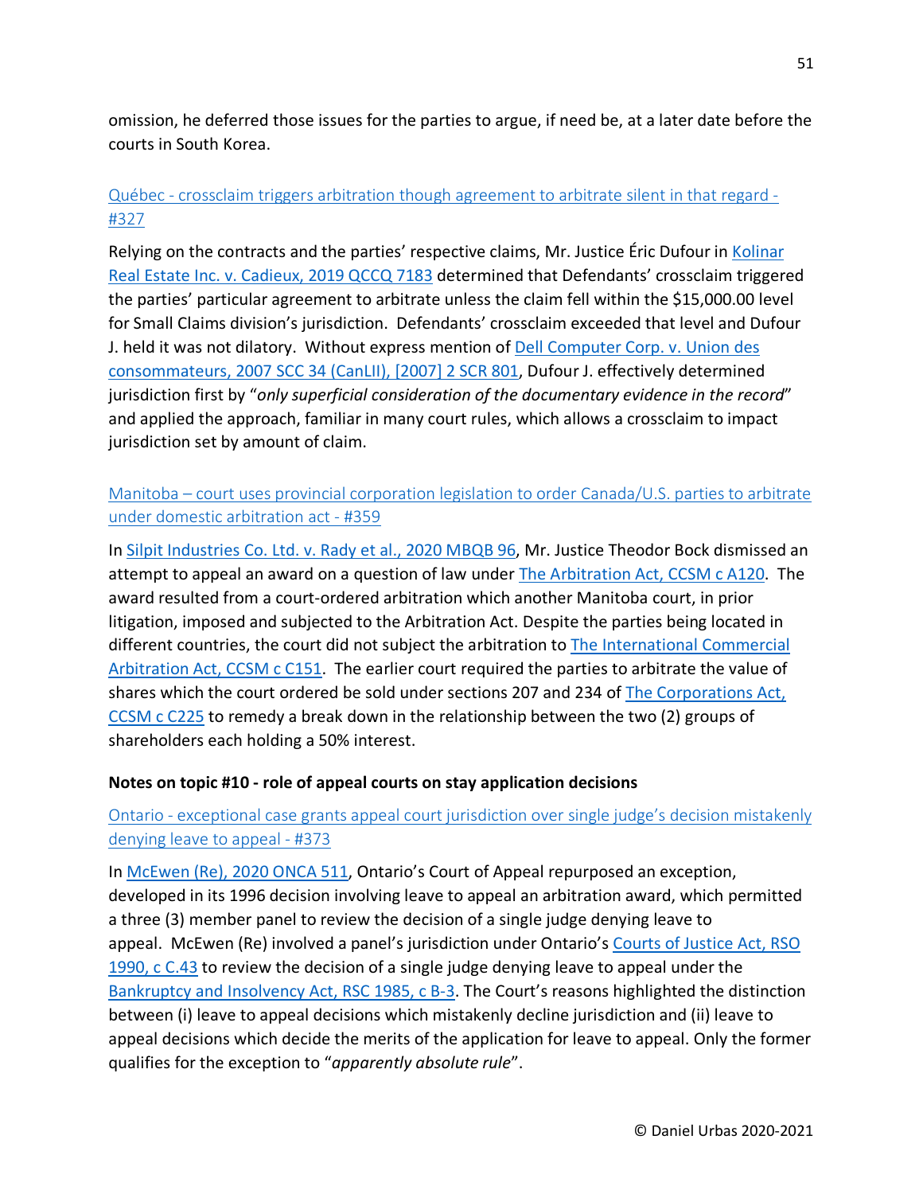omission, he deferred those issues for the parties to argue, if need be, at a later date before the courts in South Korea.

[Québec - crossclaim triggers arbitration though agreement to arbitrate silent in that regard - #327]

Relying on the contracts and the parties' respective claims, Mr. Justice Éric Dufour in [Kolinar Real Estate Inc. v. Cadieux, 2019 QCCQ 7183] determined that Defendants' crossclaim triggered the parties' particular agreement to arbitrate unless the claim fell within the $15,000.00 level for Small Claims division's jurisdiction. Defendants' crossclaim exceeded that level and Dufour J. held it was not dilatory. Without express mention of [Dell Computer Corp. v. Union des consommateurs, 2007 SCC 34 (CanLII), [2007] 2 SCR 801], Dufour J. effectively determined jurisdiction first by "*only superficial consideration of the documentary evidence in the record*" and applied the approach, familiar in many court rules, which allows a crossclaim to impact jurisdiction set by amount of claim.

[Manitoba – court uses provincial corporation legislation to order Canada/U.S. parties to arbitrate under domestic arbitration act - #359]

In [Silpit Industries Co. Ltd. v. Rady et al., 2020 MBQB 96], Mr. Justice Theodor Bock dismissed an attempt to appeal an award on a question of law under [The Arbitration Act, CCSM c A120]. The award resulted from a court-ordered arbitration which another Manitoba court, in prior litigation, imposed and subjected to the Arbitration Act. Despite the parties being located in different countries, the court did not subject the arbitration to [The International Commercial Arbitration Act, CCSM c C151]. The earlier court required the parties to arbitrate the value of shares which the court ordered be sold under sections 207 and 234 of [The Corporations Act, CCSM c C225] to remedy a break down in the relationship between the two (2) groups of shareholders each holding a 50% interest.

**Notes on topic #10 - role of appeal courts on stay application decisions**

[Ontario - exceptional case grants appeal court jurisdiction over single judge's decision mistakenly denying leave to appeal - #373]

In [McEwen (Re), 2020 ONCA 511], Ontario's Court of Appeal repurposed an exception, developed in its 1996 decision involving leave to appeal an arbitration award, which permitted a three (3) member panel to review the decision of a single judge denying leave to appeal. McEwen (Re) involved a panel's jurisdiction under Ontario's [Courts of Justice Act, RSO 1990, c C.43] to review the decision of a single judge denying leave to appeal under the [Bankruptcy and Insolvency Act, RSC 1985, c B-3]. The Court's reasons highlighted the distinction between (i) leave to appeal decisions which mistakenly decline jurisdiction and (ii) leave to appeal decisions which decide the merits of the application for leave to appeal. Only the former qualifies for the exception to "*apparently absolute rule*".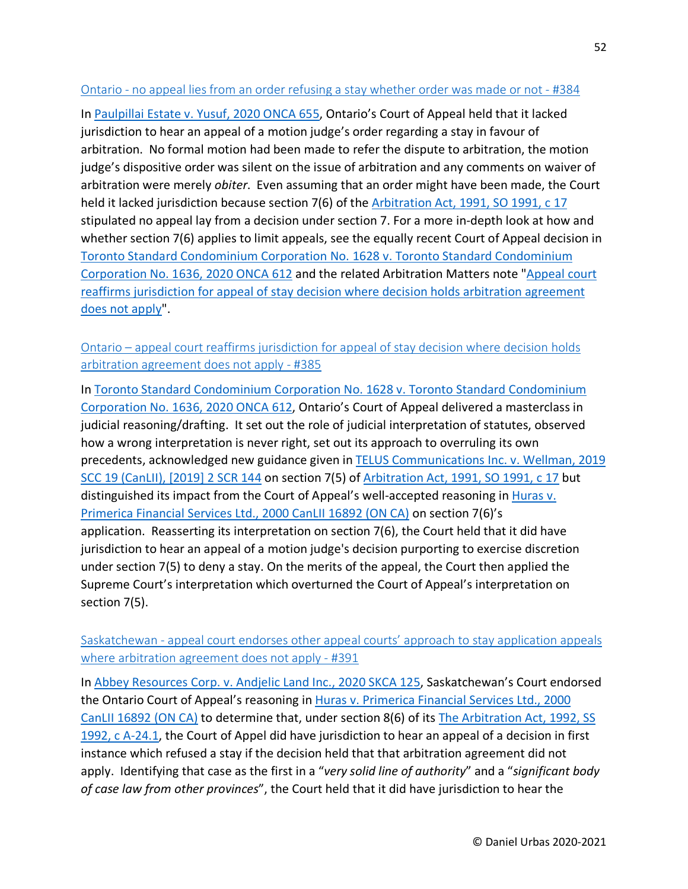### Ontario - no appeal lies from an order refusing a stay whether order was made or not - #384

In Paulpillai Estate v. Yusuf, 2020 ONCA 655, Ontario's Court of Appeal held that it lacked jurisdiction to hear an appeal of a motion judge's order regarding a stay in favour of arbitration. No formal motion had been made to refer the dispute to arbitration, the motion judge's dispositive order was silent on the issue of arbitration and any comments on waiver of arbitration were merely *obiter*. Even assuming that an order might have been made, the Court held it lacked jurisdiction because section 7(6) of the Arbitration Act, 1991, SO 1991, c 17 stipulated no appeal lay from a decision under section 7. For a more in-depth look at how and whether section 7(6) applies to limit appeals, see the equally recent Court of Appeal decision in Toronto Standard Condominium Corporation No. 1628 v. Toronto Standard Condominium Corporation No. 1636, 2020 ONCA 612 and the related Arbitration Matters note "Appeal court reaffirms jurisdiction for appeal of stay decision where decision holds arbitration agreement does not apply".

### Ontario – appeal court reaffirms jurisdiction for appeal of stay decision where decision holds arbitration agreement does not apply - #385

In Toronto Standard Condominium Corporation No. 1628 v. Toronto Standard Condominium Corporation No. 1636, 2020 ONCA 612, Ontario's Court of Appeal delivered a masterclass in judicial reasoning/drafting. It set out the role of judicial interpretation of statutes, observed how a wrong interpretation is never right, set out its approach to overruling its own precedents, acknowledged new guidance given in TELUS Communications Inc. v. Wellman, 2019 SCC 19 (CanLII), [2019] 2 SCR 144 on section 7(5) of Arbitration Act, 1991, SO 1991, c 17 but distinguished its impact from the Court of Appeal's well-accepted reasoning in Huras v. Primerica Financial Services Ltd., 2000 CanLII 16892 (ON CA) on section 7(6)'s application. Reasserting its interpretation on section 7(6), the Court held that it did have jurisdiction to hear an appeal of a motion judge's decision purporting to exercise discretion under section 7(5) to deny a stay. On the merits of the appeal, the Court then applied the Supreme Court's interpretation which overturned the Court of Appeal's interpretation on section 7(5).

### Saskatchewan - appeal court endorses other appeal courts' approach to stay application appeals where arbitration agreement does not apply - #391

In Abbey Resources Corp. v. Andjelic Land Inc., 2020 SKCA 125, Saskatchewan's Court endorsed the Ontario Court of Appeal's reasoning in Huras v. Primerica Financial Services Ltd., 2000 CanLII 16892 (ON CA) to determine that, under section 8(6) of its The Arbitration Act, 1992, SS 1992, c A-24.1, the Court of Appel did have jurisdiction to hear an appeal of a decision in first instance which refused a stay if the decision held that that arbitration agreement did not apply. Identifying that case as the first in a "*very solid line of authority*" and a "*significant body of case law from other provinces*", the Court held that it did have jurisdiction to hear the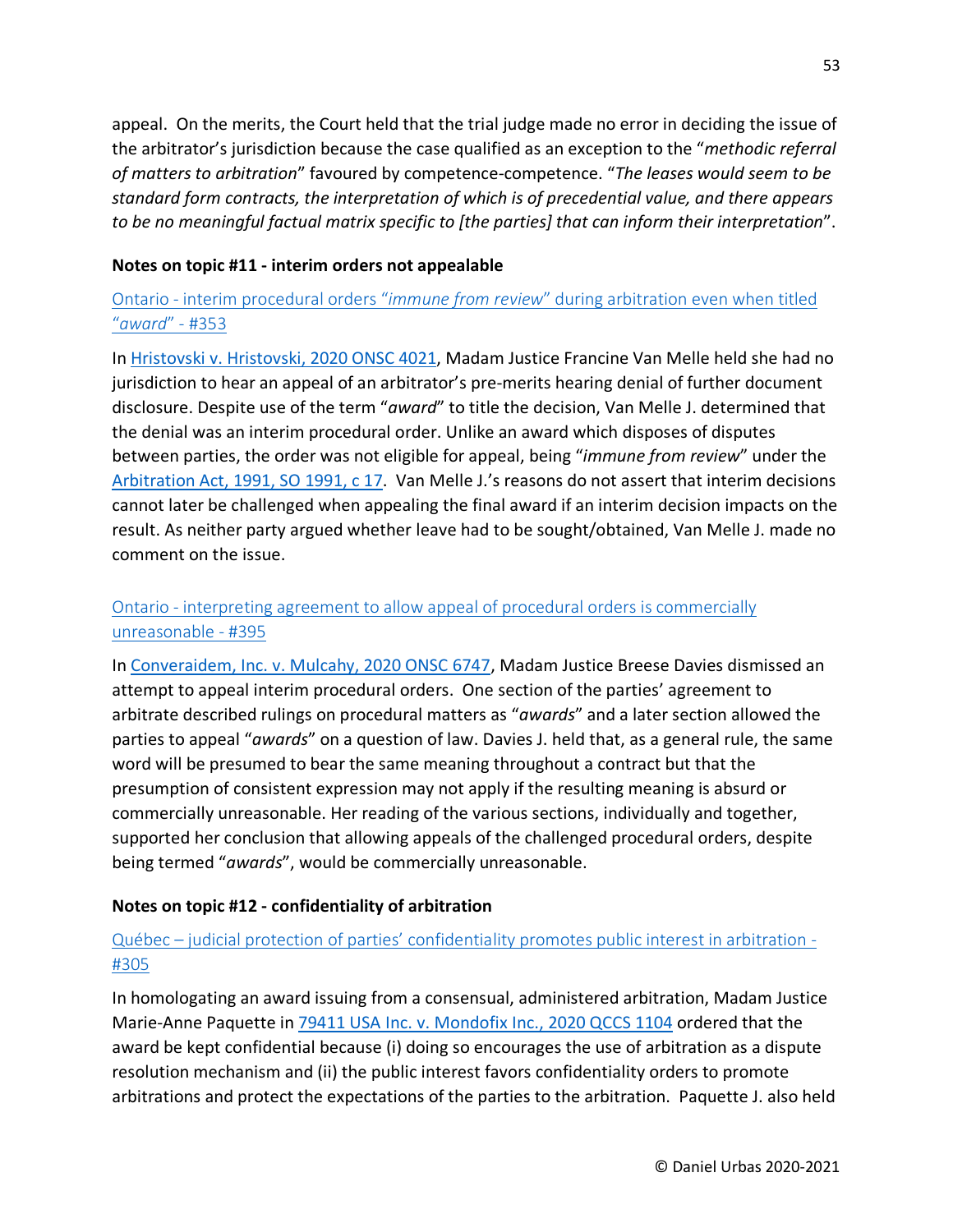appeal. On the merits, the Court held that the trial judge made no error in deciding the issue of the arbitrator's jurisdiction because the case qualified as an exception to the "*methodic referral of matters to arbitration*" favoured by competence-competence. "*The leases would seem to be standard form contracts, the interpretation of which is of precedential value, and there appears to be no meaningful factual matrix specific to [the parties] that can inform their interpretation*".

**Notes on topic #11 - interim orders not appealable**

Ontario - interim procedural orders "*immune from review*" during arbitration even when titled "*award*" - #353

In Hristovski v. Hristovski, 2020 ONSC 4021, Madam Justice Francine Van Melle held she had no jurisdiction to hear an appeal of an arbitrator's pre-merits hearing denial of further document disclosure. Despite use of the term "*award*" to title the decision, Van Melle J. determined that the denial was an interim procedural order. Unlike an award which disposes of disputes between parties, the order was not eligible for appeal, being "*immune from review*" under the Arbitration Act, 1991, SO 1991, c 17. Van Melle J.'s reasons do not assert that interim decisions cannot later be challenged when appealing the final award if an interim decision impacts on the result. As neither party argued whether leave had to be sought/obtained, Van Melle J. made no comment on the issue.

Ontario - interpreting agreement to allow appeal of procedural orders is commercially unreasonable - #395

In Converaidem, Inc. v. Mulcahy, 2020 ONSC 6747, Madam Justice Breese Davies dismissed an attempt to appeal interim procedural orders. One section of the parties' agreement to arbitrate described rulings on procedural matters as "*awards*" and a later section allowed the parties to appeal "*awards*" on a question of law. Davies J. held that, as a general rule, the same word will be presumed to bear the same meaning throughout a contract but that the presumption of consistent expression may not apply if the resulting meaning is absurd or commercially unreasonable. Her reading of the various sections, individually and together, supported her conclusion that allowing appeals of the challenged procedural orders, despite being termed "*awards*", would be commercially unreasonable.

**Notes on topic #12 - confidentiality of arbitration**

Québec – judicial protection of parties' confidentiality promotes public interest in arbitration - #305

In homologating an award issuing from a consensual, administered arbitration, Madam Justice Marie-Anne Paquette in 79411 USA Inc. v. Mondofix Inc., 2020 QCCS 1104 ordered that the award be kept confidential because (i) doing so encourages the use of arbitration as a dispute resolution mechanism and (ii) the public interest favors confidentiality orders to promote arbitrations and protect the expectations of the parties to the arbitration. Paquette J. also held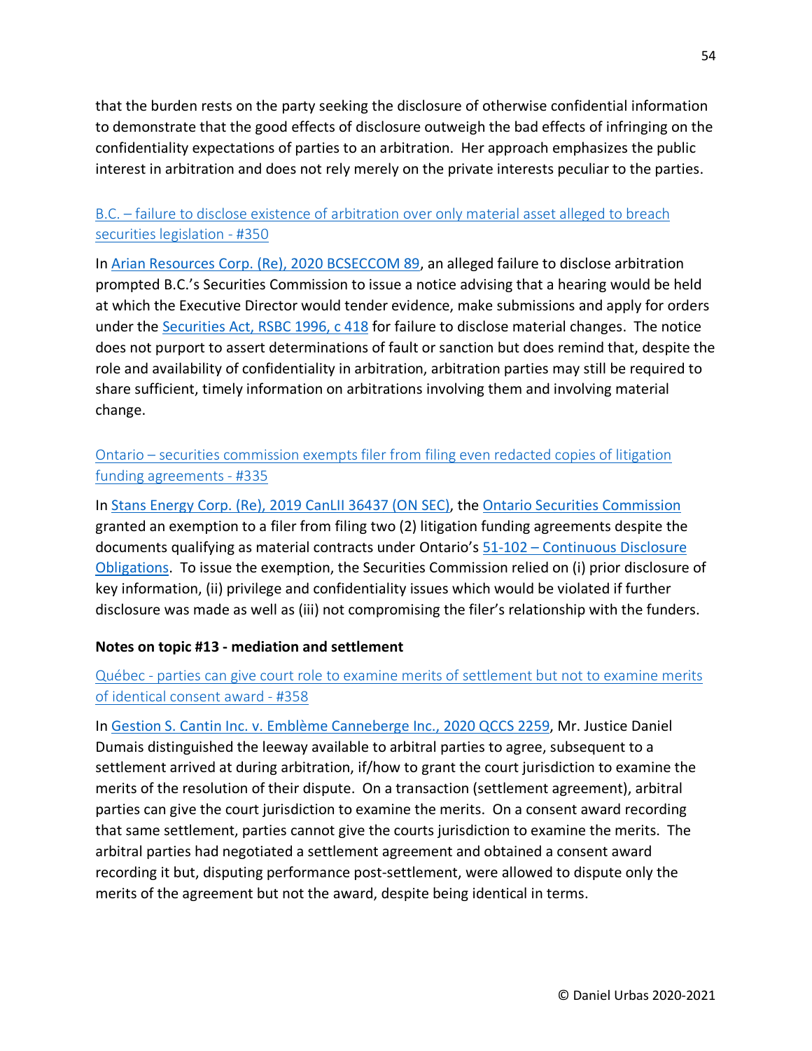that the burden rests on the party seeking the disclosure of otherwise confidential information to demonstrate that the good effects of disclosure outweigh the bad effects of infringing on the confidentiality expectations of parties to an arbitration. Her approach emphasizes the public interest in arbitration and does not rely merely on the private interests peculiar to the parties.

B.C. – failure to disclose existence of arbitration over only material asset alleged to breach securities legislation - #350

In Arian Resources Corp. (Re), 2020 BCSECCOM 89, an alleged failure to disclose arbitration prompted B.C.'s Securities Commission to issue a notice advising that a hearing would be held at which the Executive Director would tender evidence, make submissions and apply for orders under the Securities Act, RSBC 1996, c 418 for failure to disclose material changes. The notice does not purport to assert determinations of fault or sanction but does remind that, despite the role and availability of confidentiality in arbitration, arbitration parties may still be required to share sufficient, timely information on arbitrations involving them and involving material change.

Ontario – securities commission exempts filer from filing even redacted copies of litigation funding agreements - #335

In Stans Energy Corp. (Re), 2019 CanLII 36437 (ON SEC), the Ontario Securities Commission granted an exemption to a filer from filing two (2) litigation funding agreements despite the documents qualifying as material contracts under Ontario's 51-102 – Continuous Disclosure Obligations. To issue the exemption, the Securities Commission relied on (i) prior disclosure of key information, (ii) privilege and confidentiality issues which would be violated if further disclosure was made as well as (iii) not compromising the filer's relationship with the funders.

**Notes on topic #13 - mediation and settlement**

Québec - parties can give court role to examine merits of settlement but not to examine merits of identical consent award - #358

In Gestion S. Cantin Inc. v. Emblème Canneberge Inc., 2020 QCCS 2259, Mr. Justice Daniel Dumais distinguished the leeway available to arbitral parties to agree, subsequent to a settlement arrived at during arbitration, if/how to grant the court jurisdiction to examine the merits of the resolution of their dispute. On a transaction (settlement agreement), arbitral parties can give the court jurisdiction to examine the merits. On a consent award recording that same settlement, parties cannot give the courts jurisdiction to examine the merits. The arbitral parties had negotiated a settlement agreement and obtained a consent award recording it but, disputing performance post-settlement, were allowed to dispute only the merits of the agreement but not the award, despite being identical in terms.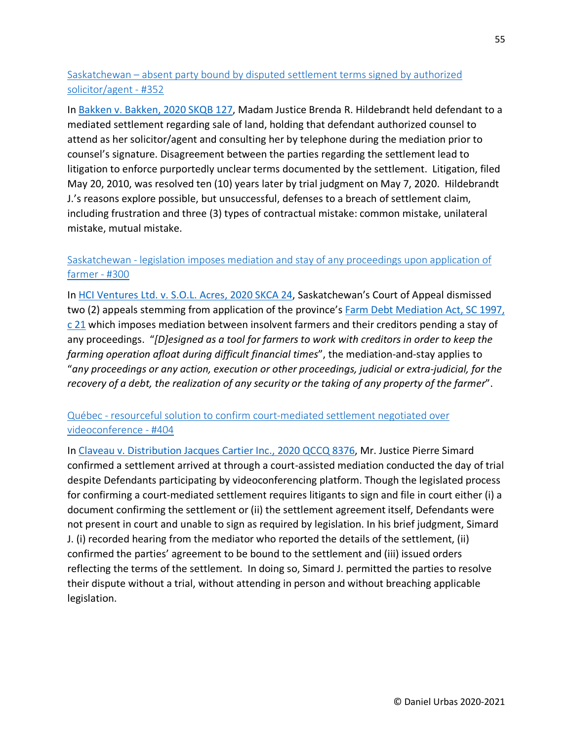### Saskatchewan – absent party bound by disputed settlement terms signed by authorized solicitor/agent - #352

In Bakken v. Bakken, 2020 SKQB 127, Madam Justice Brenda R. Hildebrandt held defendant to a mediated settlement regarding sale of land, holding that defendant authorized counsel to attend as her solicitor/agent and consulting her by telephone during the mediation prior to counsel's signature. Disagreement between the parties regarding the settlement lead to litigation to enforce purportedly unclear terms documented by the settlement. Litigation, filed May 20, 2010, was resolved ten (10) years later by trial judgment on May 7, 2020. Hildebrandt J.'s reasons explore possible, but unsuccessful, defenses to a breach of settlement claim, including frustration and three (3) types of contractual mistake: common mistake, unilateral mistake, mutual mistake.

### Saskatchewan - legislation imposes mediation and stay of any proceedings upon application of farmer - #300

In HCI Ventures Ltd. v. S.O.L. Acres, 2020 SKCA 24, Saskatchewan's Court of Appeal dismissed two (2) appeals stemming from application of the province's Farm Debt Mediation Act, SC 1997, c 21 which imposes mediation between insolvent farmers and their creditors pending a stay of any proceedings. "*[D]esigned as a tool for farmers to work with creditors in order to keep the farming operation afloat during difficult financial times*", the mediation-and-stay applies to "*any proceedings or any action, execution or other proceedings, judicial or extra-judicial, for the recovery of a debt, the realization of any security or the taking of any property of the farmer*".

### Québec - resourceful solution to confirm court-mediated settlement negotiated over videoconference - #404

In Claveau v. Distribution Jacques Cartier Inc., 2020 QCCQ 8376, Mr. Justice Pierre Simard confirmed a settlement arrived at through a court-assisted mediation conducted the day of trial despite Defendants participating by videoconferencing platform. Though the legislated process for confirming a court-mediated settlement requires litigants to sign and file in court either (i) a document confirming the settlement or (ii) the settlement agreement itself, Defendants were not present in court and unable to sign as required by legislation. In his brief judgment, Simard J. (i) recorded hearing from the mediator who reported the details of the settlement, (ii) confirmed the parties' agreement to be bound to the settlement and (iii) issued orders reflecting the terms of the settlement. In doing so, Simard J. permitted the parties to resolve their dispute without a trial, without attending in person and without breaching applicable legislation.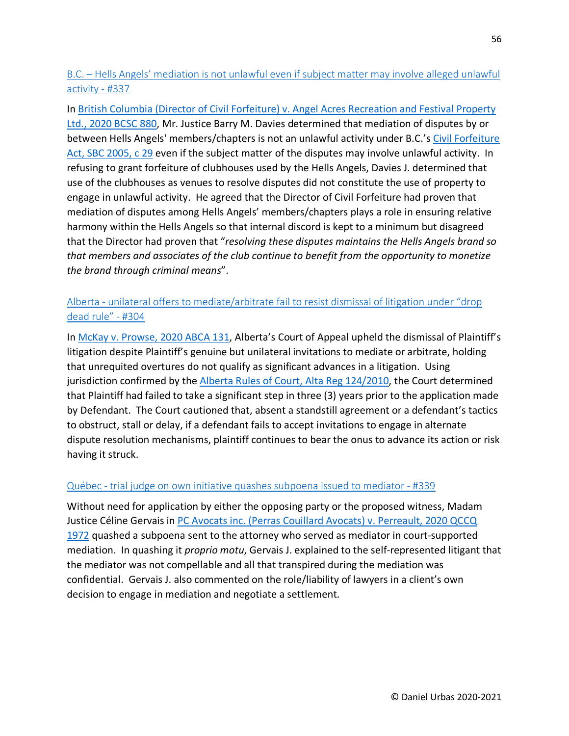## [B.C. – Hells Angels' mediation is not unlawful even if subject matter may involve alleged unlawful activity - #337]

In [British Columbia (Director of Civil Forfeiture) v. Angel Acres Recreation and Festival Property Ltd., 2020 BCSC 880], Mr. Justice Barry M. Davies determined that mediation of disputes by or between Hells Angels' members/chapters is not an unlawful activity under B.C.'s [Civil Forfeiture Act, SBC 2005, c 29] even if the subject matter of the disputes may involve unlawful activity. In refusing to grant forfeiture of clubhouses used by the Hells Angels, Davies J. determined that use of the clubhouses as venues to resolve disputes did not constitute the use of property to engage in unlawful activity. He agreed that the Director of Civil Forfeiture had proven that mediation of disputes among Hells Angels' members/chapters plays a role in ensuring relative harmony within the Hells Angels so that internal discord is kept to a minimum but disagreed that the Director had proven that "*resolving these disputes maintains the Hells Angels brand so that members and associates of the club continue to benefit from the opportunity to monetize the brand through criminal means*".

## [Alberta - unilateral offers to mediate/arbitrate fail to resist dismissal of litigation under "drop dead rule" - #304]

In [McKay v. Prowse, 2020 ABCA 131], Alberta's Court of Appeal upheld the dismissal of Plaintiff's litigation despite Plaintiff's genuine but unilateral invitations to mediate or arbitrate, holding that unrequited overtures do not qualify as significant advances in a litigation. Using jurisdiction confirmed by the [Alberta Rules of Court, Alta Reg 124/2010], the Court determined that Plaintiff had failed to take a significant step in three (3) years prior to the application made by Defendant. The Court cautioned that, absent a standstill agreement or a defendant's tactics to obstruct, stall or delay, if a defendant fails to accept invitations to engage in alternate dispute resolution mechanisms, plaintiff continues to bear the onus to advance its action or risk having it struck.

## [Québec - trial judge on own initiative quashes subpoena issued to mediator - #339]

Without need for application by either the opposing party or the proposed witness, Madam Justice Céline Gervais in [PC Avocats inc. (Perras Couillard Avocats) v. Perreault, 2020 QCCQ 1972] quashed a subpoena sent to the attorney who served as mediator in court-supported mediation. In quashing it *proprio motu*, Gervais J. explained to the self-represented litigant that the mediator was not compellable and all that transpired during the mediation was confidential. Gervais J. also commented on the role/liability of lawyers in a client's own decision to engage in mediation and negotiate a settlement.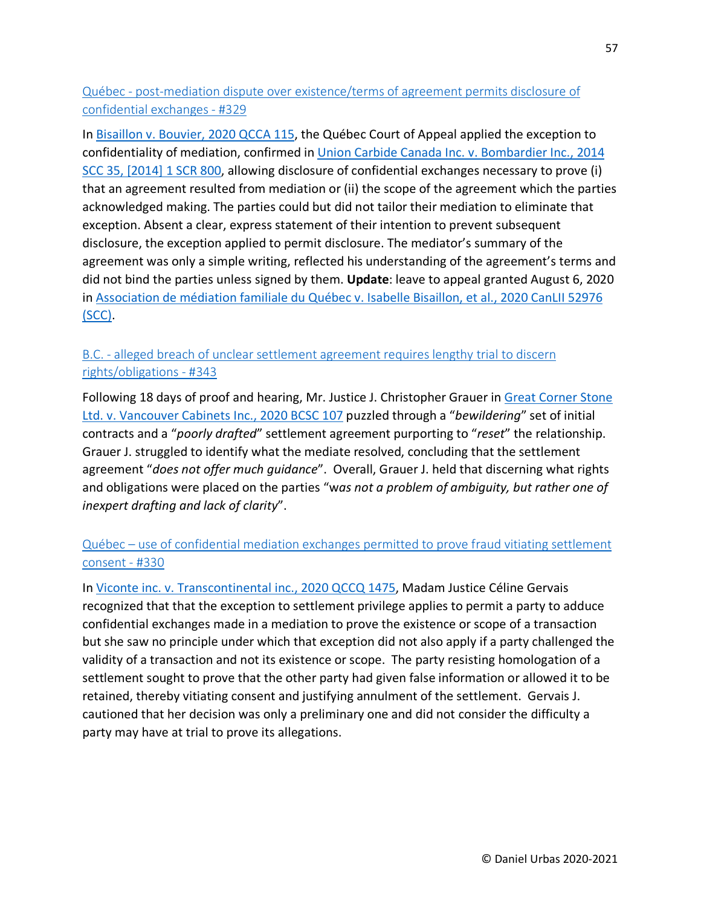[Québec - post-mediation dispute over existence/terms of agreement permits disclosure of confidential exchanges - #329]

In [Bisaillon v. Bouvier, 2020 QCCA 115], the Québec Court of Appeal applied the exception to confidentiality of mediation, confirmed in [Union Carbide Canada Inc. v. Bombardier Inc., 2014 SCC 35, [2014] 1 SCR 800], allowing disclosure of confidential exchanges necessary to prove (i) that an agreement resulted from mediation or (ii) the scope of the agreement which the parties acknowledged making. The parties could but did not tailor their mediation to eliminate that exception. Absent a clear, express statement of their intention to prevent subsequent disclosure, the exception applied to permit disclosure. The mediator's summary of the agreement was only a simple writing, reflected his understanding of the agreement's terms and did not bind the parties unless signed by them. **Update**: leave to appeal granted August 6, 2020 in [Association de médiation familiale du Québec v. Isabelle Bisaillon, et al., 2020 CanLII 52976 (SCC)].

[B.C. - alleged breach of unclear settlement agreement requires lengthy trial to discern rights/obligations - #343]

Following 18 days of proof and hearing, Mr. Justice J. Christopher Grauer in [Great Corner Stone Ltd. v. Vancouver Cabinets Inc., 2020 BCSC 107] puzzled through a "*bewildering*" set of initial contracts and a "*poorly drafted*" settlement agreement purporting to "*reset*" the relationship. Grauer J. struggled to identify what the mediate resolved, concluding that the settlement agreement "*does not offer much guidance*". Overall, Grauer J. held that discerning what rights and obligations were placed on the parties "w*as not a problem of ambiguity, but rather one of inexpert drafting and lack of clarity*".

[Québec – use of confidential mediation exchanges permitted to prove fraud vitiating settlement consent - #330]

In [Viconte inc. v. Transcontinental inc., 2020 QCCQ 1475], Madam Justice Céline Gervais recognized that that the exception to settlement privilege applies to permit a party to adduce confidential exchanges made in a mediation to prove the existence or scope of a transaction but she saw no principle under which that exception did not also apply if a party challenged the validity of a transaction and not its existence or scope. The party resisting homologation of a settlement sought to prove that the other party had given false information or allowed it to be retained, thereby vitiating consent and justifying annulment of the settlement. Gervais J. cautioned that her decision was only a preliminary one and did not consider the difficulty a party may have at trial to prove its allegations.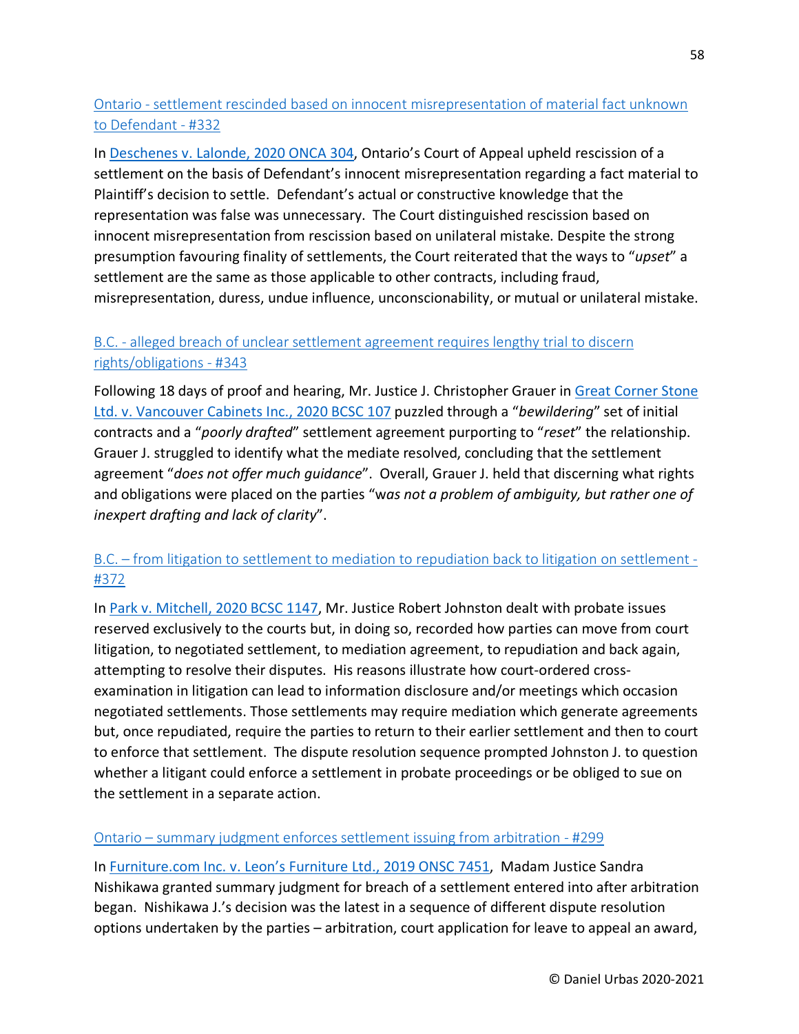[Ontario - settlement rescinded based on innocent misrepresentation of material fact unknown to Defendant - #332]

In [Deschenes v. Lalonde, 2020 ONCA 304], Ontario's Court of Appeal upheld rescission of a settlement on the basis of Defendant's innocent misrepresentation regarding a fact material to Plaintiff's decision to settle. Defendant's actual or constructive knowledge that the representation was false was unnecessary. The Court distinguished rescission based on innocent misrepresentation from rescission based on unilateral mistake. Despite the strong presumption favouring finality of settlements, the Court reiterated that the ways to "*upset*" a settlement are the same as those applicable to other contracts, including fraud, misrepresentation, duress, undue influence, unconscionability, or mutual or unilateral mistake.

[B.C. - alleged breach of unclear settlement agreement requires lengthy trial to discern rights/obligations - #343]

Following 18 days of proof and hearing, Mr. Justice J. Christopher Grauer in [Great Corner Stone Ltd. v. Vancouver Cabinets Inc., 2020 BCSC 107] puzzled through a "*bewildering*" set of initial contracts and a "*poorly drafted*" settlement agreement purporting to "*reset*" the relationship. Grauer J. struggled to identify what the mediate resolved, concluding that the settlement agreement "*does not offer much guidance*". Overall, Grauer J. held that discerning what rights and obligations were placed on the parties "*was not a problem of ambiguity, but rather one of inexpert drafting and lack of clarity*".

[B.C. – from litigation to settlement to mediation to repudiation back to litigation on settlement - #372]

In [Park v. Mitchell, 2020 BCSC 1147], Mr. Justice Robert Johnston dealt with probate issues reserved exclusively to the courts but, in doing so, recorded how parties can move from court litigation, to negotiated settlement, to mediation agreement, to repudiation and back again, attempting to resolve their disputes. His reasons illustrate how court-ordered cross-examination in litigation can lead to information disclosure and/or meetings which occasion negotiated settlements. Those settlements may require mediation which generate agreements but, once repudiated, require the parties to return to their earlier settlement and then to court to enforce that settlement. The dispute resolution sequence prompted Johnston J. to question whether a litigant could enforce a settlement in probate proceedings or be obliged to sue on the settlement in a separate action.

[Ontario – summary judgment enforces settlement issuing from arbitration - #299]

In [Furniture.com Inc. v. Leon's Furniture Ltd., 2019 ONSC 7451], Madam Justice Sandra Nishikawa granted summary judgment for breach of a settlement entered into after arbitration began. Nishikawa J.'s decision was the latest in a sequence of different dispute resolution options undertaken by the parties – arbitration, court application for leave to appeal an award,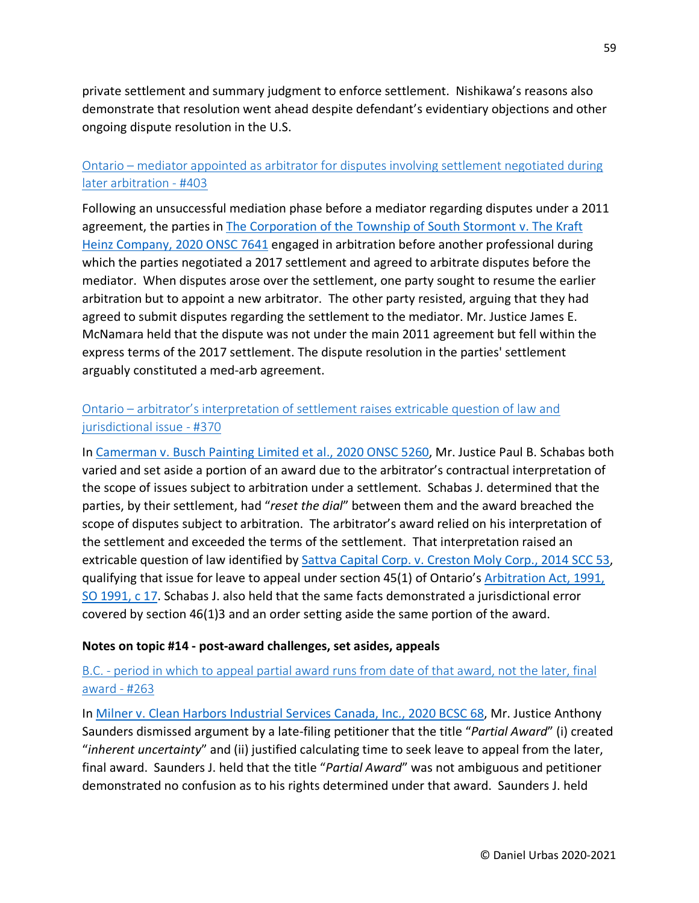private settlement and summary judgment to enforce settlement. Nishikawa's reasons also demonstrate that resolution went ahead despite defendant's evidentiary objections and other ongoing dispute resolution in the U.S.

Ontario – mediator appointed as arbitrator for disputes involving settlement negotiated during later arbitration - #403

Following an unsuccessful mediation phase before a mediator regarding disputes under a 2011 agreement, the parties in The Corporation of the Township of South Stormont v. The Kraft Heinz Company, 2020 ONSC 7641 engaged in arbitration before another professional during which the parties negotiated a 2017 settlement and agreed to arbitrate disputes before the mediator. When disputes arose over the settlement, one party sought to resume the earlier arbitration but to appoint a new arbitrator. The other party resisted, arguing that they had agreed to submit disputes regarding the settlement to the mediator. Mr. Justice James E. McNamara held that the dispute was not under the main 2011 agreement but fell within the express terms of the 2017 settlement. The dispute resolution in the parties' settlement arguably constituted a med-arb agreement.

Ontario – arbitrator's interpretation of settlement raises extricable question of law and jurisdictional issue - #370

In Camerman v. Busch Painting Limited et al., 2020 ONSC 5260, Mr. Justice Paul B. Schabas both varied and set aside a portion of an award due to the arbitrator's contractual interpretation of the scope of issues subject to arbitration under a settlement. Schabas J. determined that the parties, by their settlement, had "*reset the dial*" between them and the award breached the scope of disputes subject to arbitration. The arbitrator's award relied on his interpretation of the settlement and exceeded the terms of the settlement. That interpretation raised an extricable question of law identified by Sattva Capital Corp. v. Creston Moly Corp., 2014 SCC 53, qualifying that issue for leave to appeal under section 45(1) of Ontario's Arbitration Act, 1991, SO 1991, c 17. Schabas J. also held that the same facts demonstrated a jurisdictional error covered by section 46(1)3 and an order setting aside the same portion of the award.

**Notes on topic #14 - post-award challenges, set asides, appeals**

B.C. - period in which to appeal partial award runs from date of that award, not the later, final award - #263

In Milner v. Clean Harbors Industrial Services Canada, Inc., 2020 BCSC 68, Mr. Justice Anthony Saunders dismissed argument by a late-filing petitioner that the title "*Partial Award*" (i) created "*inherent uncertainty*" and (ii) justified calculating time to seek leave to appeal from the later, final award. Saunders J. held that the title "*Partial Award*" was not ambiguous and petitioner demonstrated no confusion as to his rights determined under that award. Saunders J. held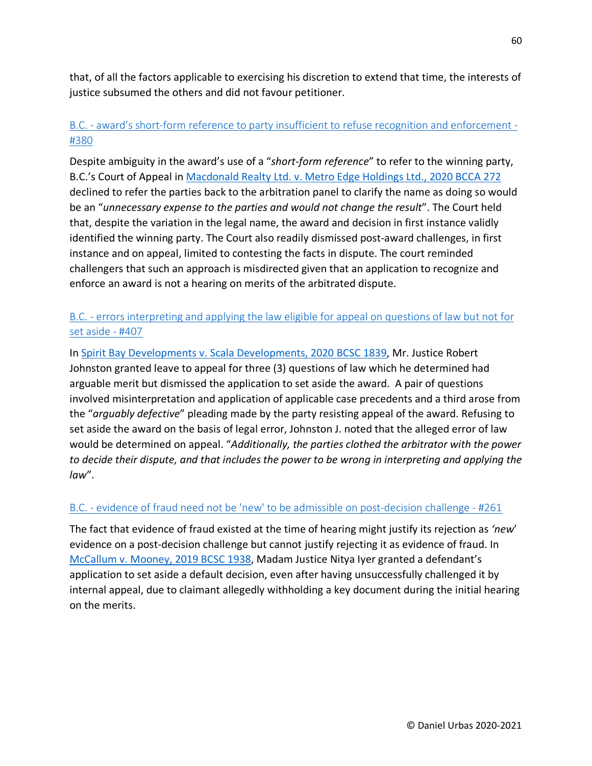that, of all the factors applicable to exercising his discretion to extend that time, the interests of justice subsumed the others and did not favour petitioner.

### [B.C. - award's short-form reference to party insufficient to refuse recognition and enforcement - #380]()

Despite ambiguity in the award's use of a "*short-form reference*" to refer to the winning party, B.C.'s Court of Appeal in [Macdonald Realty Ltd. v. Metro Edge Holdings Ltd., 2020 BCCA 272]() declined to refer the parties back to the arbitration panel to clarify the name as doing so would be an "*unnecessary expense to the parties and would not change the result*". The Court held that, despite the variation in the legal name, the award and decision in first instance validly identified the winning party. The Court also readily dismissed post-award challenges, in first instance and on appeal, limited to contesting the facts in dispute. The court reminded challengers that such an approach is misdirected given that an application to recognize and enforce an award is not a hearing on merits of the arbitrated dispute.

### [B.C. - errors interpreting and applying the law eligible for appeal on questions of law but not for set aside - #407]()

In [Spirit Bay Developments v. Scala Developments, 2020 BCSC 1839](), Mr. Justice Robert Johnston granted leave to appeal for three (3) questions of law which he determined had arguable merit but dismissed the application to set aside the award. A pair of questions involved misinterpretation and application of applicable case precedents and a third arose from the "*arguably defective*" pleading made by the party resisting appeal of the award. Refusing to set aside the award on the basis of legal error, Johnston J. noted that the alleged error of law would be determined on appeal. "*Additionally, the parties clothed the arbitrator with the power to decide their dispute, and that includes the power to be wrong in interpreting and applying the law*".

### [B.C. - evidence of fraud need not be 'new' to be admissible on post-decision challenge - #261]()

The fact that evidence of fraud existed at the time of hearing might justify its rejection as *'new'* evidence on a post-decision challenge but cannot justify rejecting it as evidence of fraud. In [McCallum v. Mooney, 2019 BCSC 1938](), Madam Justice Nitya Iyer granted a defendant's application to set aside a default decision, even after having unsuccessfully challenged it by internal appeal, due to claimant allegedly withholding a key document during the initial hearing on the merits.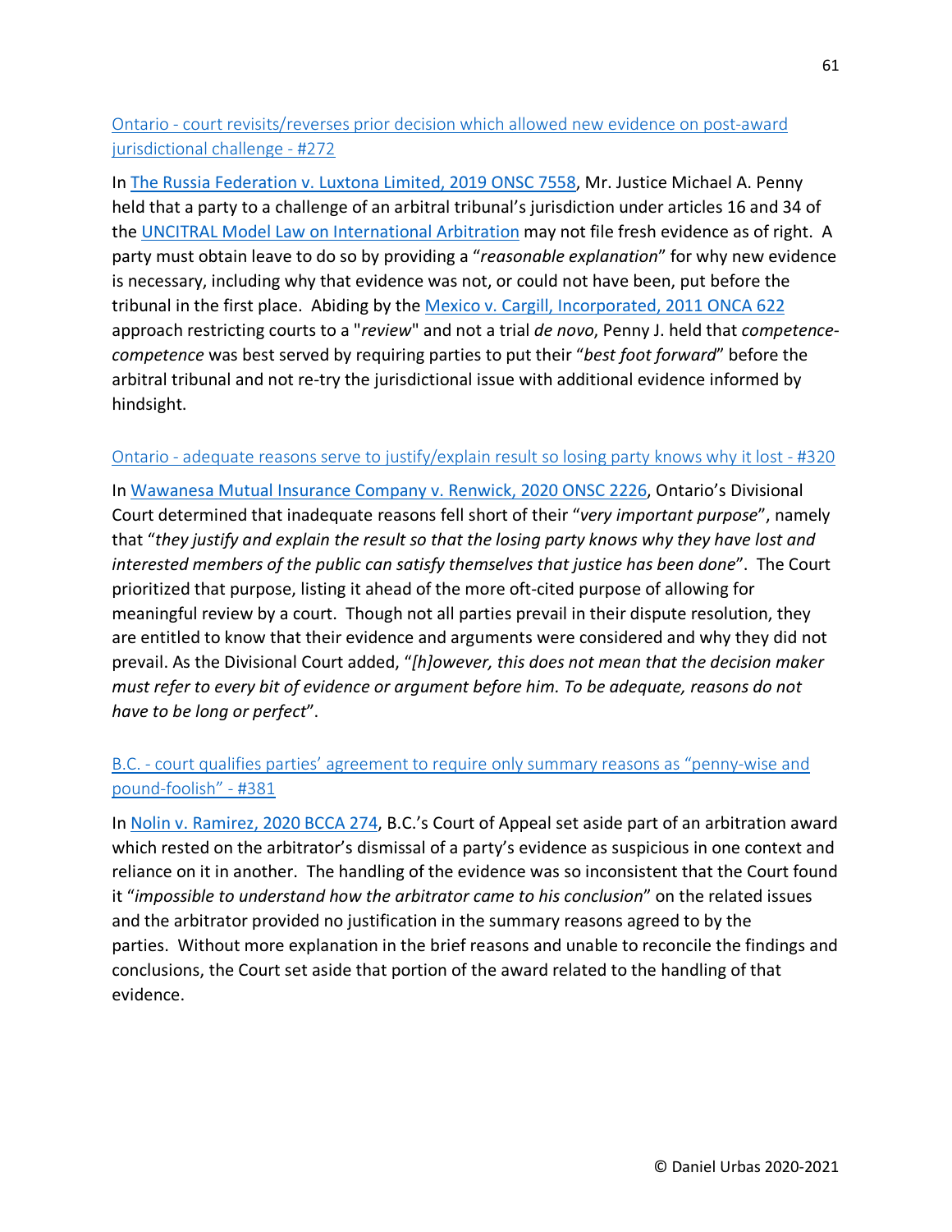### Ontario - court revisits/reverses prior decision which allowed new evidence on post-award jurisdictional challenge - #272

In The Russia Federation v. Luxtona Limited, 2019 ONSC 7558, Mr. Justice Michael A. Penny held that a party to a challenge of an arbitral tribunal's jurisdiction under articles 16 and 34 of the UNCITRAL Model Law on International Arbitration may not file fresh evidence as of right. A party must obtain leave to do so by providing a "*reasonable explanation*" for why new evidence is necessary, including why that evidence was not, or could not have been, put before the tribunal in the first place. Abiding by the Mexico v. Cargill, Incorporated, 2011 ONCA 622 approach restricting courts to a "*review*" and not a trial *de novo*, Penny J. held that *competence-competence* was best served by requiring parties to put their "*best foot forward*" before the arbitral tribunal and not re-try the jurisdictional issue with additional evidence informed by hindsight.

### Ontario - adequate reasons serve to justify/explain result so losing party knows why it lost - #320

In Wawanesa Mutual Insurance Company v. Renwick, 2020 ONSC 2226, Ontario's Divisional Court determined that inadequate reasons fell short of their "*very important purpose*", namely that "*they justify and explain the result so that the losing party knows why they have lost and interested members of the public can satisfy themselves that justice has been done*". The Court prioritized that purpose, listing it ahead of the more oft-cited purpose of allowing for meaningful review by a court. Though not all parties prevail in their dispute resolution, they are entitled to know that their evidence and arguments were considered and why they did not prevail. As the Divisional Court added, "*[h]owever, this does not mean that the decision maker must refer to every bit of evidence or argument before him. To be adequate, reasons do not have to be long or perfect*".

### B.C. - court qualifies parties' agreement to require only summary reasons as "penny-wise and pound-foolish" - #381

In Nolin v. Ramirez, 2020 BCCA 274, B.C.'s Court of Appeal set aside part of an arbitration award which rested on the arbitrator's dismissal of a party's evidence as suspicious in one context and reliance on it in another. The handling of the evidence was so inconsistent that the Court found it "*impossible to understand how the arbitrator came to his conclusion*" on the related issues and the arbitrator provided no justification in the summary reasons agreed to by the parties. Without more explanation in the brief reasons and unable to reconcile the findings and conclusions, the Court set aside that portion of the award related to the handling of that evidence.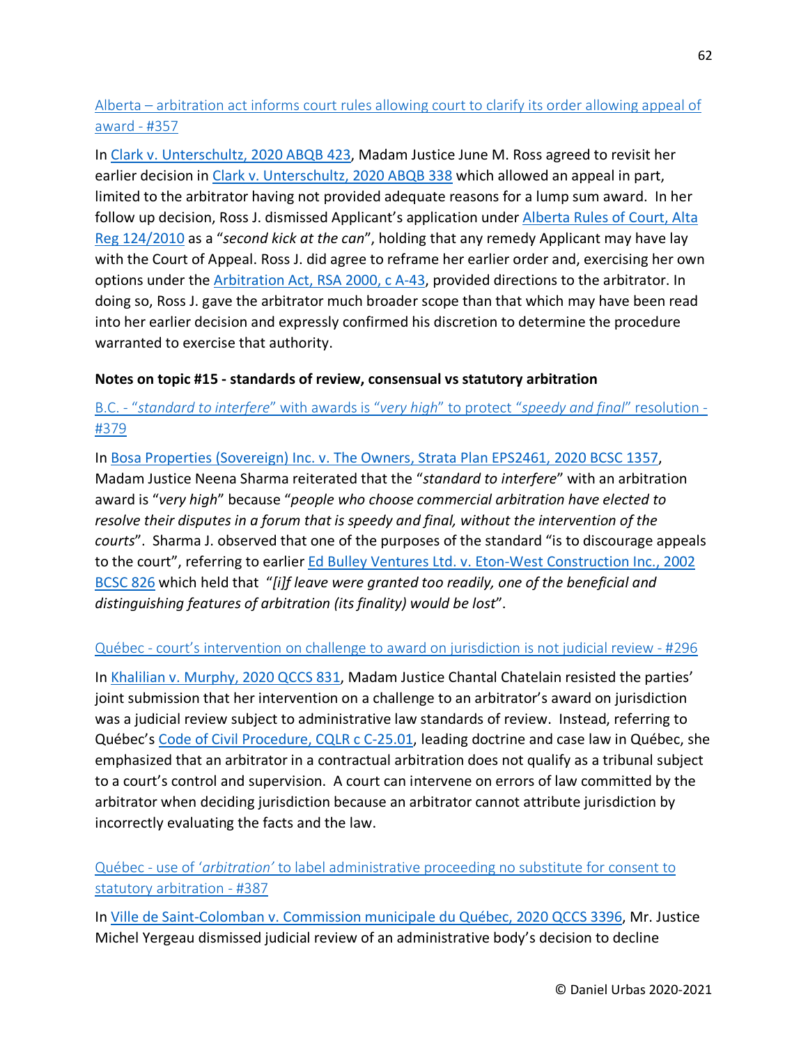Alberta – arbitration act informs court rules allowing court to clarify its order allowing appeal of award - #357

In Clark v. Unterschultz, 2020 ABQB 423, Madam Justice June M. Ross agreed to revisit her earlier decision in Clark v. Unterschultz, 2020 ABQB 338 which allowed an appeal in part, limited to the arbitrator having not provided adequate reasons for a lump sum award. In her follow up decision, Ross J. dismissed Applicant's application under Alberta Rules of Court, Alta Reg 124/2010 as a "*second kick at the can*", holding that any remedy Applicant may have lay with the Court of Appeal. Ross J. did agree to reframe her earlier order and, exercising her own options under the Arbitration Act, RSA 2000, c A-43, provided directions to the arbitrator. In doing so, Ross J. gave the arbitrator much broader scope than that which may have been read into her earlier decision and expressly confirmed his discretion to determine the procedure warranted to exercise that authority.

**Notes on topic #15 - standards of review, consensual vs statutory arbitration**

B.C. - "*standard to interfere*" with awards is "*very high*" to protect "*speedy and final*" resolution - #379

In Bosa Properties (Sovereign) Inc. v. The Owners, Strata Plan EPS2461, 2020 BCSC 1357, Madam Justice Neena Sharma reiterated that the "*standard to interfere*" with an arbitration award is "*very high*" because "*people who choose commercial arbitration have elected to resolve their disputes in a forum that is speedy and final, without the intervention of the courts*". Sharma J. observed that one of the purposes of the standard "is to discourage appeals to the court", referring to earlier Ed Bulley Ventures Ltd. v. Eton-West Construction Inc., 2002 BCSC 826 which held that "*[i]f leave were granted too readily, one of the beneficial and distinguishing features of arbitration (its finality) would be lost*".

Québec - court's intervention on challenge to award on jurisdiction is not judicial review - #296

In Khalilian v. Murphy, 2020 QCCS 831, Madam Justice Chantal Chatelain resisted the parties' joint submission that her intervention on a challenge to an arbitrator's award on jurisdiction was a judicial review subject to administrative law standards of review. Instead, referring to Québec's Code of Civil Procedure, CQLR c C-25.01, leading doctrine and case law in Québec, she emphasized that an arbitrator in a contractual arbitration does not qualify as a tribunal subject to a court's control and supervision. A court can intervene on errors of law committed by the arbitrator when deciding jurisdiction because an arbitrator cannot attribute jurisdiction by incorrectly evaluating the facts and the law.

Québec - use of '*arbitration*' to label administrative proceeding no substitute for consent to statutory arbitration - #387

In Ville de Saint-Colomban v. Commission municipale du Québec, 2020 QCCS 3396, Mr. Justice Michel Yergeau dismissed judicial review of an administrative body's decision to decline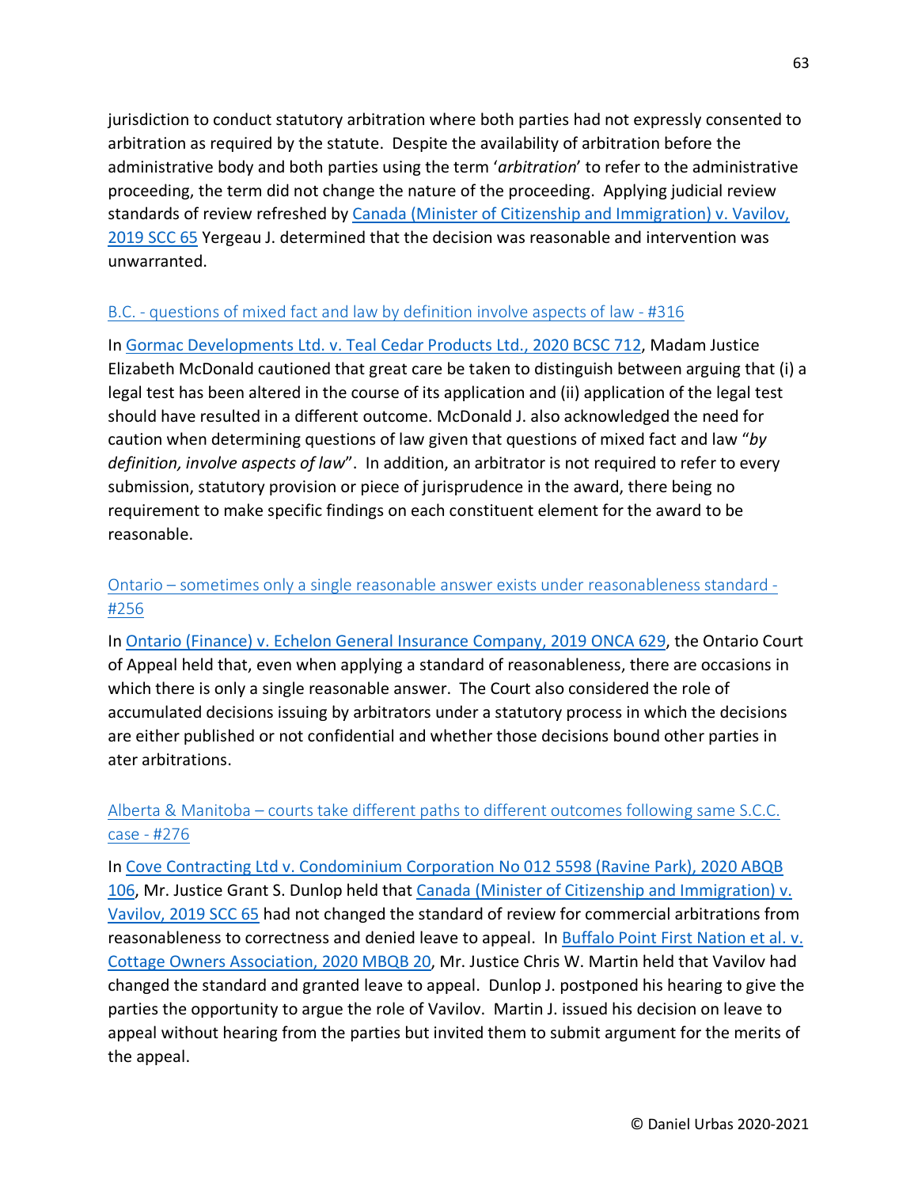jurisdiction to conduct statutory arbitration where both parties had not expressly consented to arbitration as required by the statute. Despite the availability of arbitration before the administrative body and both parties using the term '*arbitration*' to refer to the administrative proceeding, the term did not change the nature of the proceeding. Applying judicial review standards of review refreshed by Canada (Minister of Citizenship and Immigration) v. Vavilov, 2019 SCC 65 Yergeau J. determined that the decision was reasonable and intervention was unwarranted.

### B.C. - questions of mixed fact and law by definition involve aspects of law - #316

In Gormac Developments Ltd. v. Teal Cedar Products Ltd., 2020 BCSC 712, Madam Justice Elizabeth McDonald cautioned that great care be taken to distinguish between arguing that (i) a legal test has been altered in the course of its application and (ii) application of the legal test should have resulted in a different outcome. McDonald J. also acknowledged the need for caution when determining questions of law given that questions of mixed fact and law "*by definition, involve aspects of law*". In addition, an arbitrator is not required to refer to every submission, statutory provision or piece of jurisprudence in the award, there being no requirement to make specific findings on each constituent element for the award to be reasonable.

### Ontario – sometimes only a single reasonable answer exists under reasonableness standard - #256

In Ontario (Finance) v. Echelon General Insurance Company, 2019 ONCA 629, the Ontario Court of Appeal held that, even when applying a standard of reasonableness, there are occasions in which there is only a single reasonable answer. The Court also considered the role of accumulated decisions issuing by arbitrators under a statutory process in which the decisions are either published or not confidential and whether those decisions bound other parties in ater arbitrations.

### Alberta & Manitoba – courts take different paths to different outcomes following same S.C.C. case - #276

In Cove Contracting Ltd v. Condominium Corporation No 012 5598 (Ravine Park), 2020 ABQB 106, Mr. Justice Grant S. Dunlop held that Canada (Minister of Citizenship and Immigration) v. Vavilov, 2019 SCC 65 had not changed the standard of review for commercial arbitrations from reasonableness to correctness and denied leave to appeal. In Buffalo Point First Nation et al. v. Cottage Owners Association, 2020 MBQB 20, Mr. Justice Chris W. Martin held that Vavilov had changed the standard and granted leave to appeal. Dunlop J. postponed his hearing to give the parties the opportunity to argue the role of Vavilov. Martin J. issued his decision on leave to appeal without hearing from the parties but invited them to submit argument for the merits of the appeal.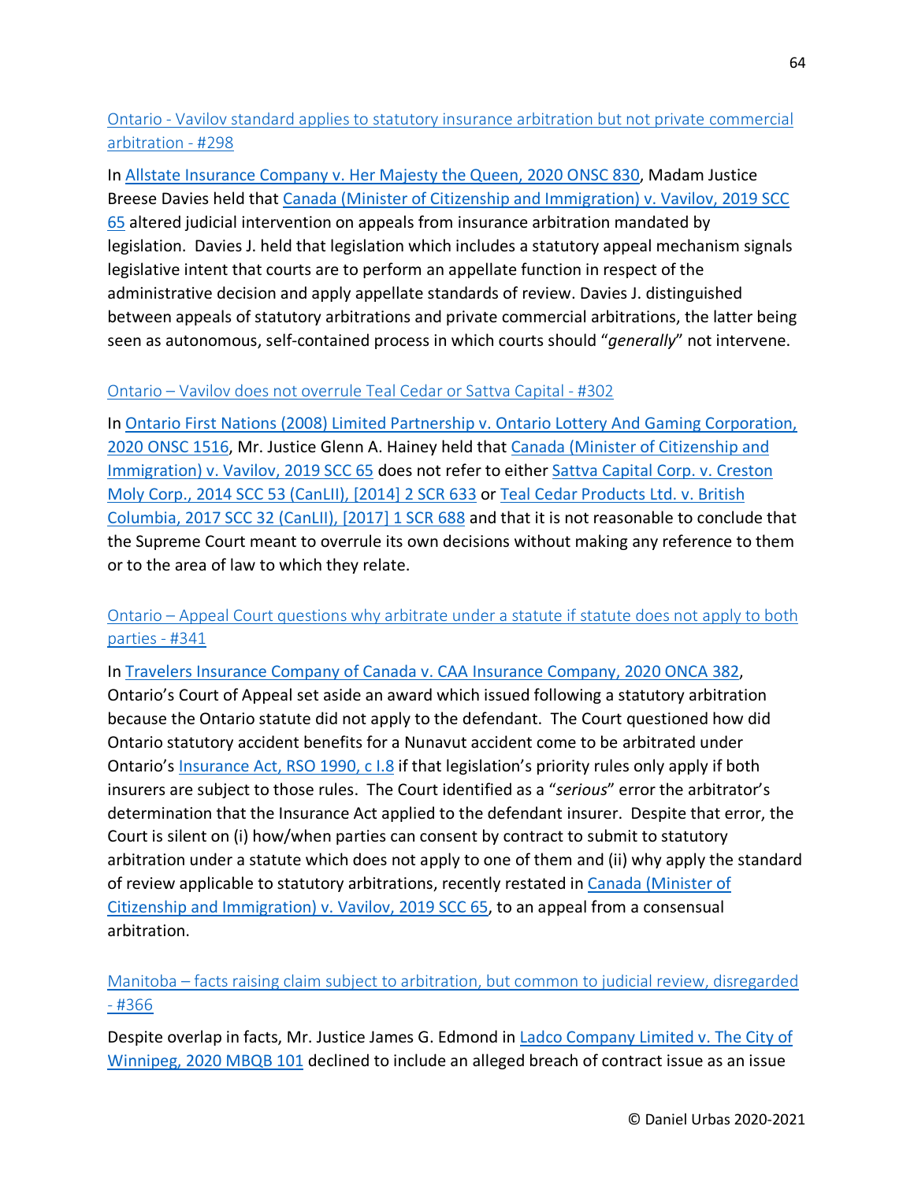[Ontario - Vavilov standard applies to statutory insurance arbitration but not private commercial arbitration - #298]

In [Allstate Insurance Company v. Her Majesty the Queen, 2020 ONSC 830], Madam Justice Breese Davies held that [Canada (Minister of Citizenship and Immigration) v. Vavilov, 2019 SCC 65] altered judicial intervention on appeals from insurance arbitration mandated by legislation. Davies J. held that legislation which includes a statutory appeal mechanism signals legislative intent that courts are to perform an appellate function in respect of the administrative decision and apply appellate standards of review. Davies J. distinguished between appeals of statutory arbitrations and private commercial arbitrations, the latter being seen as autonomous, self-contained process in which courts should "*generally*" not intervene.

[Ontario – Vavilov does not overrule Teal Cedar or Sattva Capital - #302]

In [Ontario First Nations (2008) Limited Partnership v. Ontario Lottery And Gaming Corporation, 2020 ONSC 1516], Mr. Justice Glenn A. Hainey held that [Canada (Minister of Citizenship and Immigration) v. Vavilov, 2019 SCC 65] does not refer to either [Sattva Capital Corp. v. Creston Moly Corp., 2014 SCC 53 (CanLII), [2014] 2 SCR 633] or [Teal Cedar Products Ltd. v. British Columbia, 2017 SCC 32 (CanLII), [2017] 1 SCR 688] and that it is not reasonable to conclude that the Supreme Court meant to overrule its own decisions without making any reference to them or to the area of law to which they relate.

[Ontario – Appeal Court questions why arbitrate under a statute if statute does not apply to both parties - #341]

In [Travelers Insurance Company of Canada v. CAA Insurance Company, 2020 ONCA 382], Ontario's Court of Appeal set aside an award which issued following a statutory arbitration because the Ontario statute did not apply to the defendant. The Court questioned how did Ontario statutory accident benefits for a Nunavut accident come to be arbitrated under Ontario's [Insurance Act, RSO 1990, c I.8] if that legislation's priority rules only apply if both insurers are subject to those rules. The Court identified as a "*serious*" error the arbitrator's determination that the Insurance Act applied to the defendant insurer. Despite that error, the Court is silent on (i) how/when parties can consent by contract to submit to statutory arbitration under a statute which does not apply to one of them and (ii) why apply the standard of review applicable to statutory arbitrations, recently restated in [Canada (Minister of Citizenship and Immigration) v. Vavilov, 2019 SCC 65], to an appeal from a consensual arbitration.

[Manitoba – facts raising claim subject to arbitration, but common to judicial review, disregarded - #366]

Despite overlap in facts, Mr. Justice James G. Edmond in [Ladco Company Limited v. The City of Winnipeg, 2020 MBQB 101] declined to include an alleged breach of contract issue as an issue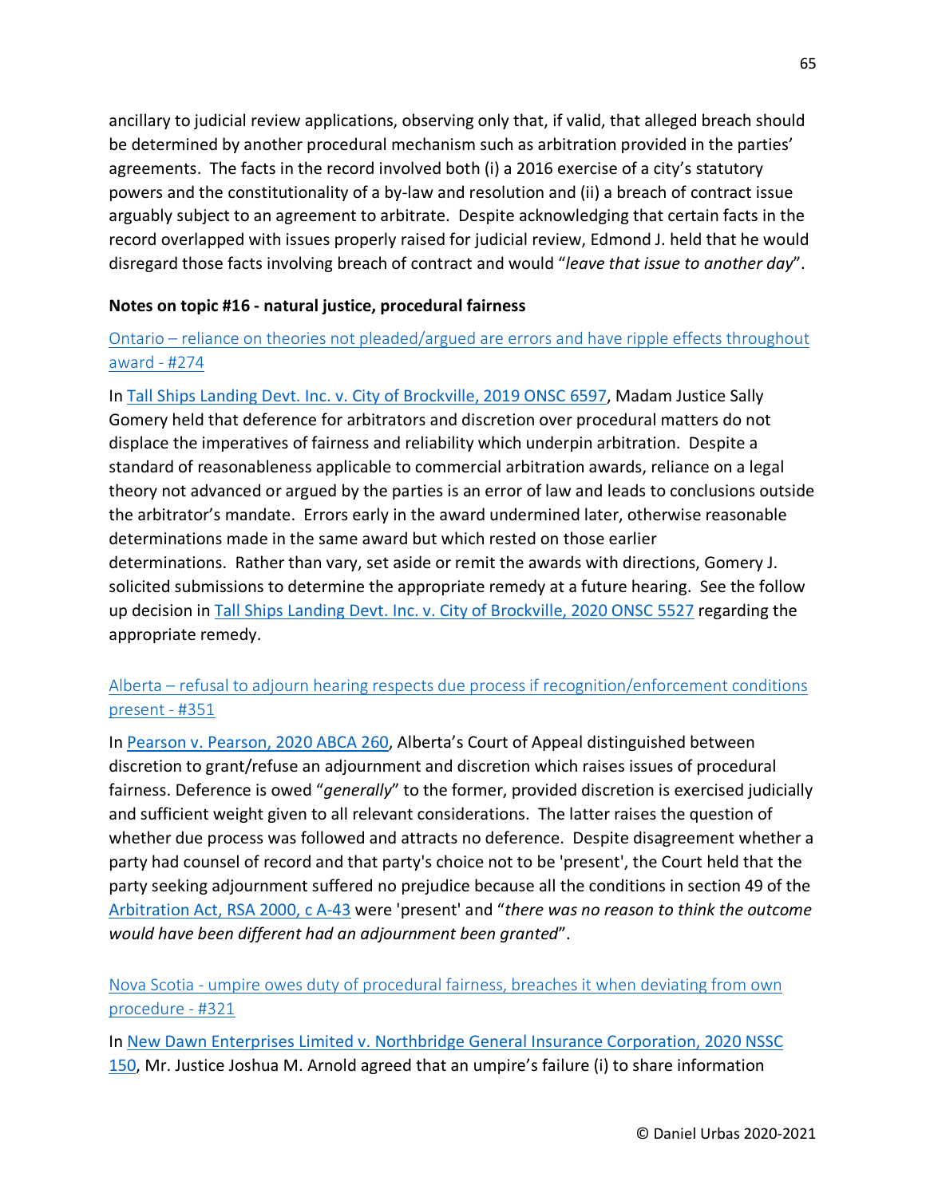ancillary to judicial review applications, observing only that, if valid, that alleged breach should be determined by another procedural mechanism such as arbitration provided in the parties' agreements. The facts in the record involved both (i) a 2016 exercise of a city's statutory powers and the constitutionality of a by-law and resolution and (ii) a breach of contract issue arguably subject to an agreement to arbitrate. Despite acknowledging that certain facts in the record overlapped with issues properly raised for judicial review, Edmond J. held that he would disregard those facts involving breach of contract and would "*leave that issue to another day*".

**Notes on topic #16 - natural justice, procedural fairness**

Ontario – reliance on theories not pleaded/argued are errors and have ripple effects throughout award - #274

In Tall Ships Landing Devt. Inc. v. City of Brockville, 2019 ONSC 6597, Madam Justice Sally Gomery held that deference for arbitrators and discretion over procedural matters do not displace the imperatives of fairness and reliability which underpin arbitration. Despite a standard of reasonableness applicable to commercial arbitration awards, reliance on a legal theory not advanced or argued by the parties is an error of law and leads to conclusions outside the arbitrator's mandate. Errors early in the award undermined later, otherwise reasonable determinations made in the same award but which rested on those earlier determinations. Rather than vary, set aside or remit the awards with directions, Gomery J. solicited submissions to determine the appropriate remedy at a future hearing. See the follow up decision in Tall Ships Landing Devt. Inc. v. City of Brockville, 2020 ONSC 5527 regarding the appropriate remedy.

Alberta – refusal to adjourn hearing respects due process if recognition/enforcement conditions present - #351

In Pearson v. Pearson, 2020 ABCA 260, Alberta's Court of Appeal distinguished between discretion to grant/refuse an adjournment and discretion which raises issues of procedural fairness. Deference is owed "*generally*" to the former, provided discretion is exercised judicially and sufficient weight given to all relevant considerations. The latter raises the question of whether due process was followed and attracts no deference. Despite disagreement whether a party had counsel of record and that party's choice not to be 'present', the Court held that the party seeking adjournment suffered no prejudice because all the conditions in section 49 of the Arbitration Act, RSA 2000, c A-43 were 'present' and "*there was no reason to think the outcome would have been different had an adjournment been granted*".

Nova Scotia - umpire owes duty of procedural fairness, breaches it when deviating from own procedure - #321

In New Dawn Enterprises Limited v. Northbridge General Insurance Corporation, 2020 NSSC 150, Mr. Justice Joshua M. Arnold agreed that an umpire's failure (i) to share information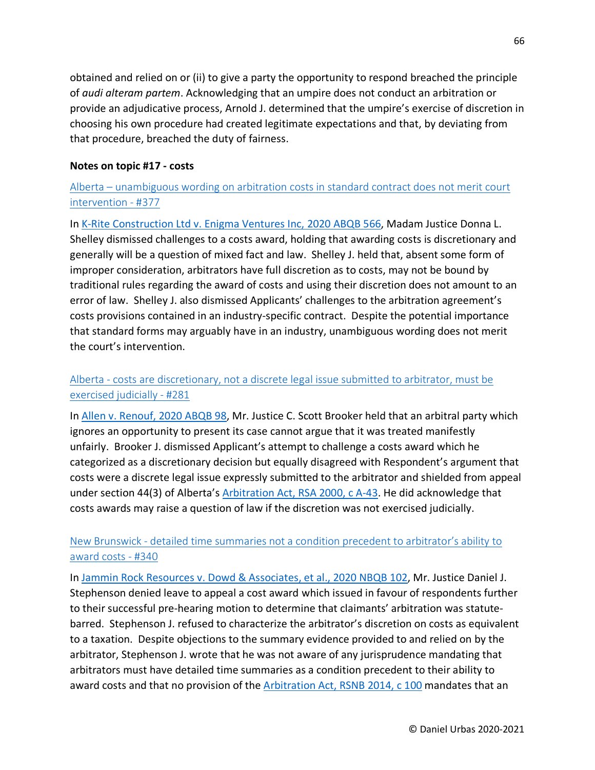obtained and relied on or (ii) to give a party the opportunity to respond breached the principle of *audi alteram partem*. Acknowledging that an umpire does not conduct an arbitration or provide an adjudicative process, Arnold J. determined that the umpire's exercise of discretion in choosing his own procedure had created legitimate expectations and that, by deviating from that procedure, breached the duty of fairness.

**Notes on topic #17 - costs**

Alberta – unambiguous wording on arbitration costs in standard contract does not merit court intervention - #377

In K-Rite Construction Ltd v. Enigma Ventures Inc, 2020 ABQB 566, Madam Justice Donna L. Shelley dismissed challenges to a costs award, holding that awarding costs is discretionary and generally will be a question of mixed fact and law. Shelley J. held that, absent some form of improper consideration, arbitrators have full discretion as to costs, may not be bound by traditional rules regarding the award of costs and using their discretion does not amount to an error of law. Shelley J. also dismissed Applicants' challenges to the arbitration agreement's costs provisions contained in an industry-specific contract. Despite the potential importance that standard forms may arguably have in an industry, unambiguous wording does not merit the court's intervention.

Alberta - costs are discretionary, not a discrete legal issue submitted to arbitrator, must be exercised judicially - #281

In Allen v. Renouf, 2020 ABQB 98, Mr. Justice C. Scott Brooker held that an arbitral party which ignores an opportunity to present its case cannot argue that it was treated manifestly unfairly. Brooker J. dismissed Applicant's attempt to challenge a costs award which he categorized as a discretionary decision but equally disagreed with Respondent's argument that costs were a discrete legal issue expressly submitted to the arbitrator and shielded from appeal under section 44(3) of Alberta's Arbitration Act, RSA 2000, c A-43. He did acknowledge that costs awards may raise a question of law if the discretion was not exercised judicially.

New Brunswick - detailed time summaries not a condition precedent to arbitrator's ability to award costs - #340

In Jammin Rock Resources v. Dowd & Associates, et al., 2020 NBQB 102, Mr. Justice Daniel J. Stephenson denied leave to appeal a cost award which issued in favour of respondents further to their successful pre-hearing motion to determine that claimants' arbitration was statute-barred. Stephenson J. refused to characterize the arbitrator's discretion on costs as equivalent to a taxation. Despite objections to the summary evidence provided to and relied on by the arbitrator, Stephenson J. wrote that he was not aware of any jurisprudence mandating that arbitrators must have detailed time summaries as a condition precedent to their ability to award costs and that no provision of the Arbitration Act, RSNB 2014, c 100 mandates that an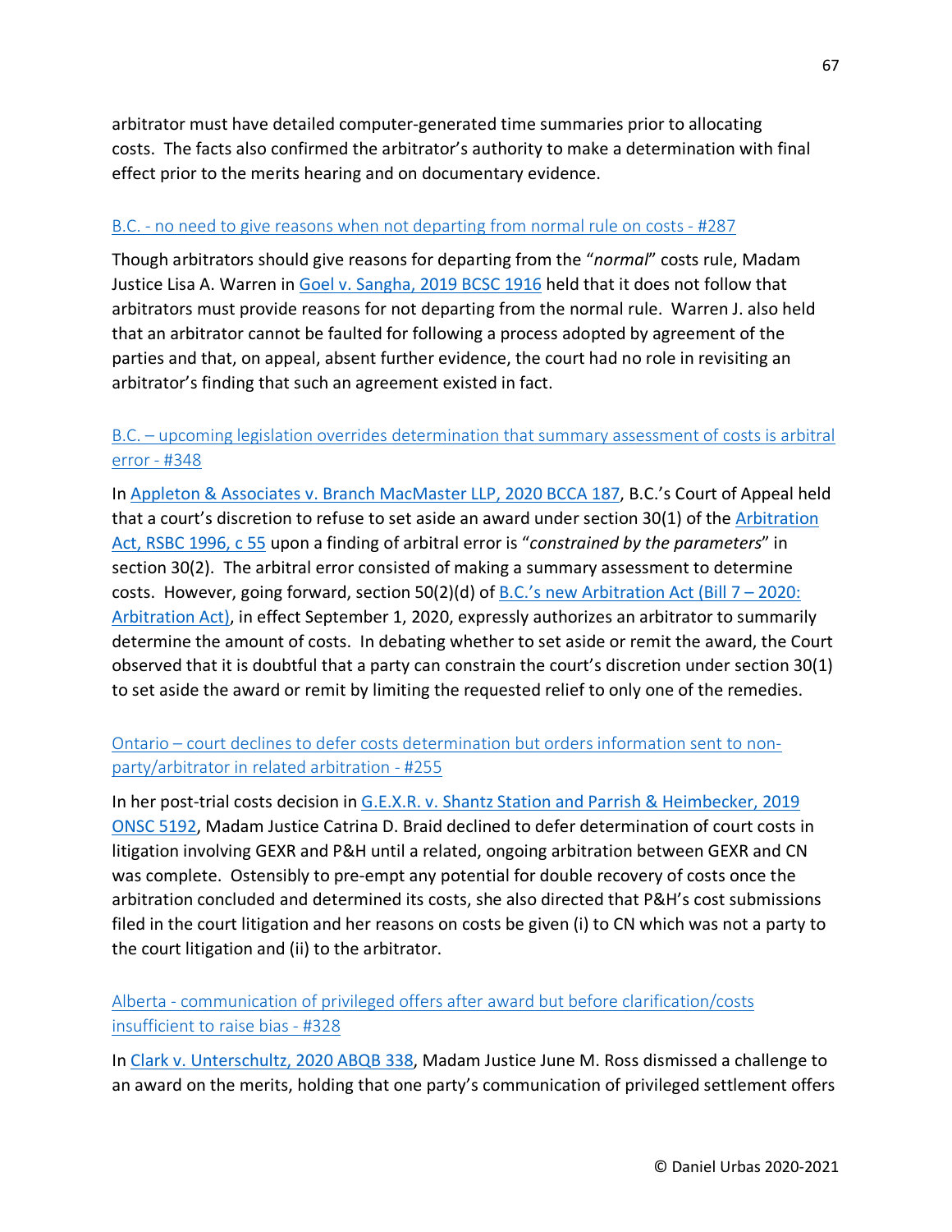arbitrator must have detailed computer-generated time summaries prior to allocating costs. The facts also confirmed the arbitrator's authority to make a determination with final effect prior to the merits hearing and on documentary evidence.

### B.C. - no need to give reasons when not departing from normal rule on costs - #287

Though arbitrators should give reasons for departing from the "*normal*" costs rule, Madam Justice Lisa A. Warren in Goel v. Sangha, 2019 BCSC 1916 held that it does not follow that arbitrators must provide reasons for not departing from the normal rule. Warren J. also held that an arbitrator cannot be faulted for following a process adopted by agreement of the parties and that, on appeal, absent further evidence, the court had no role in revisiting an arbitrator's finding that such an agreement existed in fact.

### B.C. – upcoming legislation overrides determination that summary assessment of costs is arbitral error - #348

In Appleton & Associates v. Branch MacMaster LLP, 2020 BCCA 187, B.C.'s Court of Appeal held that a court's discretion to refuse to set aside an award under section 30(1) of the Arbitration Act, RSBC 1996, c 55 upon a finding of arbitral error is "*constrained by the parameters*" in section 30(2). The arbitral error consisted of making a summary assessment to determine costs. However, going forward, section 50(2)(d) of B.C.'s new Arbitration Act (Bill 7 – 2020: Arbitration Act), in effect September 1, 2020, expressly authorizes an arbitrator to summarily determine the amount of costs. In debating whether to set aside or remit the award, the Court observed that it is doubtful that a party can constrain the court's discretion under section 30(1) to set aside the award or remit by limiting the requested relief to only one of the remedies.

### Ontario – court declines to defer costs determination but orders information sent to non-party/arbitrator in related arbitration - #255

In her post-trial costs decision in G.E.X.R. v. Shantz Station and Parrish & Heimbecker, 2019 ONSC 5192, Madam Justice Catrina D. Braid declined to defer determination of court costs in litigation involving GEXR and P&H until a related, ongoing arbitration between GEXR and CN was complete. Ostensibly to pre-empt any potential for double recovery of costs once the arbitration concluded and determined its costs, she also directed that P&H's cost submissions filed in the court litigation and her reasons on costs be given (i) to CN which was not a party to the court litigation and (ii) to the arbitrator.

### Alberta - communication of privileged offers after award but before clarification/costs insufficient to raise bias - #328

In Clark v. Unterschultz, 2020 ABQB 338, Madam Justice June M. Ross dismissed a challenge to an award on the merits, holding that one party's communication of privileged settlement offers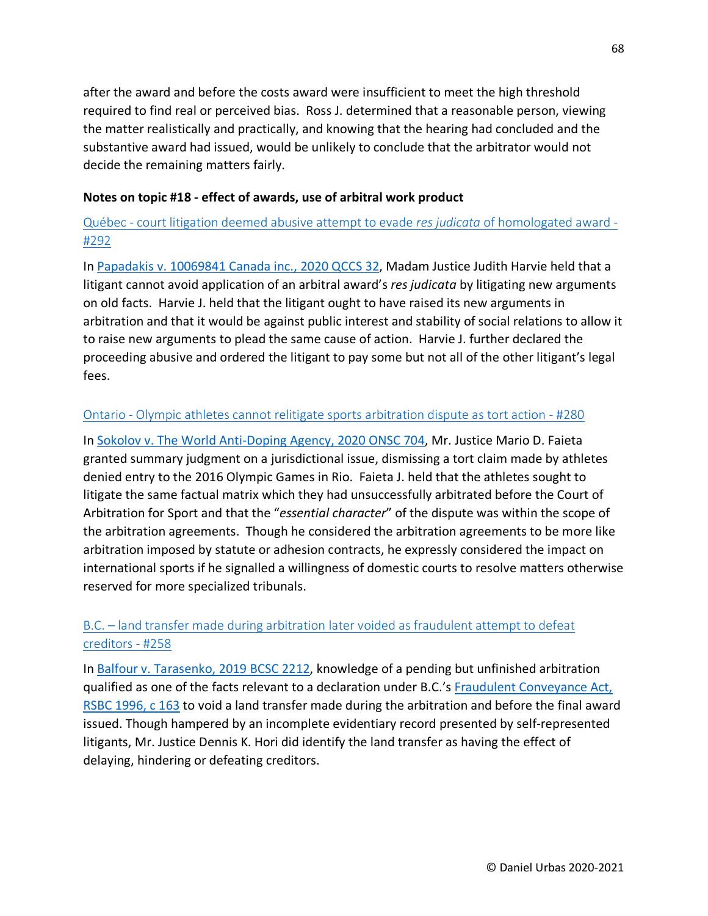after the award and before the costs award were insufficient to meet the high threshold required to find real or perceived bias. Ross J. determined that a reasonable person, viewing the matter realistically and practically, and knowing that the hearing had concluded and the substantive award had issued, would be unlikely to conclude that the arbitrator would not decide the remaining matters fairly.

**Notes on topic #18 - effect of awards, use of arbitral work product**

Québec - court litigation deemed abusive attempt to evade *res judicata* of homologated award - #292

In Papadakis v. 10069841 Canada inc., 2020 QCCS 32, Madam Justice Judith Harvie held that a litigant cannot avoid application of an arbitral award's *res judicata* by litigating new arguments on old facts. Harvie J. held that the litigant ought to have raised its new arguments in arbitration and that it would be against public interest and stability of social relations to allow it to raise new arguments to plead the same cause of action. Harvie J. further declared the proceeding abusive and ordered the litigant to pay some but not all of the other litigant's legal fees.

Ontario - Olympic athletes cannot relitigate sports arbitration dispute as tort action - #280

In Sokolov v. The World Anti-Doping Agency, 2020 ONSC 704, Mr. Justice Mario D. Faieta granted summary judgment on a jurisdictional issue, dismissing a tort claim made by athletes denied entry to the 2016 Olympic Games in Rio. Faieta J. held that the athletes sought to litigate the same factual matrix which they had unsuccessfully arbitrated before the Court of Arbitration for Sport and that the "*essential character*" of the dispute was within the scope of the arbitration agreements. Though he considered the arbitration agreements to be more like arbitration imposed by statute or adhesion contracts, he expressly considered the impact on international sports if he signalled a willingness of domestic courts to resolve matters otherwise reserved for more specialized tribunals.

B.C. – land transfer made during arbitration later voided as fraudulent attempt to defeat creditors - #258

In Balfour v. Tarasenko, 2019 BCSC 2212, knowledge of a pending but unfinished arbitration qualified as one of the facts relevant to a declaration under B.C.'s Fraudulent Conveyance Act, RSBC 1996, c 163 to void a land transfer made during the arbitration and before the final award issued. Though hampered by an incomplete evidentiary record presented by self-represented litigants, Mr. Justice Dennis K. Hori did identify the land transfer as having the effect of delaying, hindering or defeating creditors.

© Daniel Urbas 2020-2021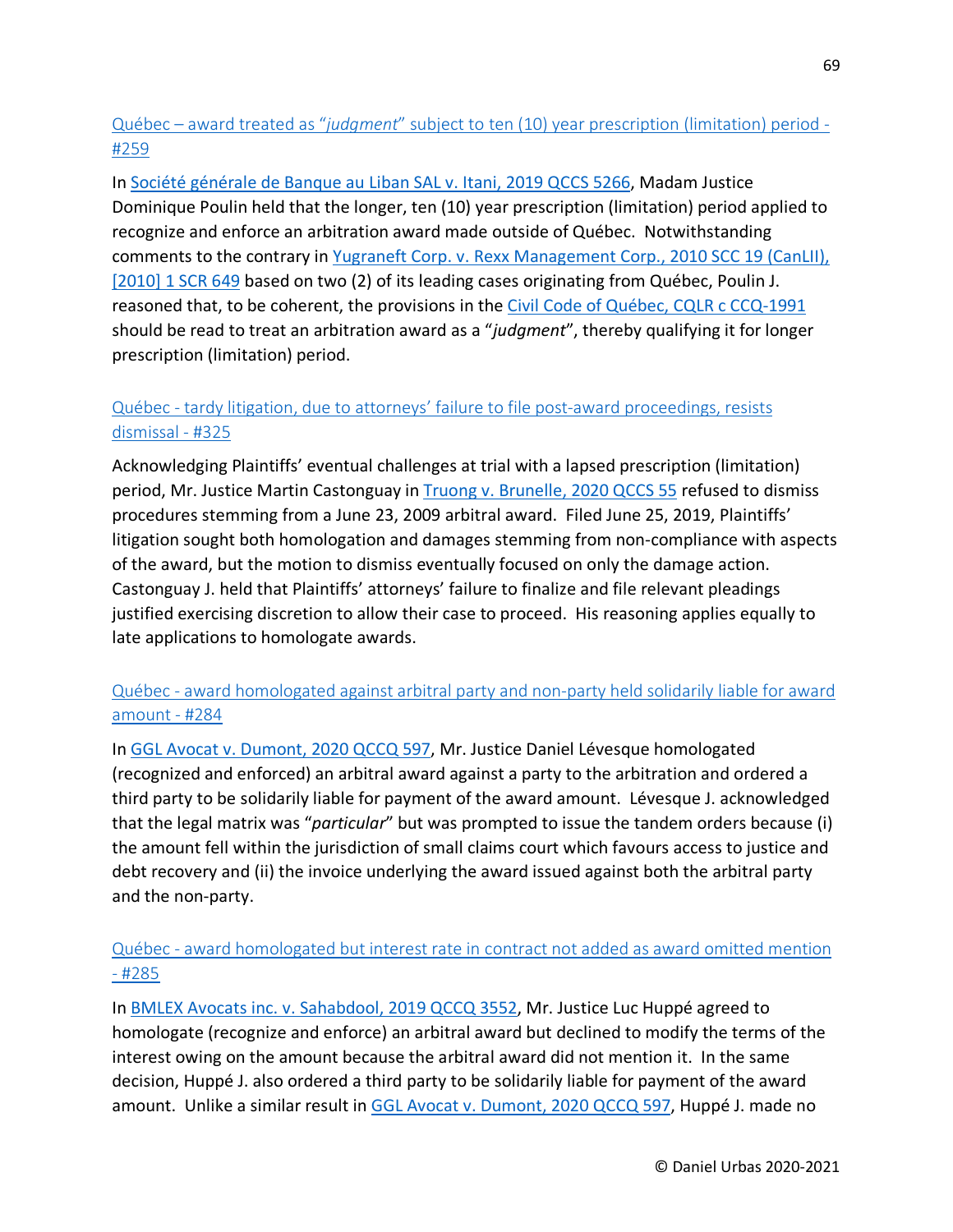[Québec – award treated as "*judgment*" subject to ten (10) year prescription (limitation) period - #259]

In [Société générale de Banque au Liban SAL v. Itani, 2019 QCCS 5266], Madam Justice Dominique Poulin held that the longer, ten (10) year prescription (limitation) period applied to recognize and enforce an arbitration award made outside of Québec. Notwithstanding comments to the contrary in [Yugraneft Corp. v. Rexx Management Corp., 2010 SCC 19 (CanLII), [2010] 1 SCR 649] based on two (2) of its leading cases originating from Québec, Poulin J. reasoned that, to be coherent, the provisions in the [Civil Code of Québec, CQLR c CCQ-1991] should be read to treat an arbitration award as a "*judgment*", thereby qualifying it for longer prescription (limitation) period.

[Québec - tardy litigation, due to attorneys' failure to file post-award proceedings, resists dismissal - #325]

Acknowledging Plaintiffs' eventual challenges at trial with a lapsed prescription (limitation) period, Mr. Justice Martin Castonguay in [Truong v. Brunelle, 2020 QCCS 55] refused to dismiss procedures stemming from a June 23, 2009 arbitral award. Filed June 25, 2019, Plaintiffs' litigation sought both homologation and damages stemming from non-compliance with aspects of the award, but the motion to dismiss eventually focused on only the damage action. Castonguay J. held that Plaintiffs' attorneys' failure to finalize and file relevant pleadings justified exercising discretion to allow their case to proceed. His reasoning applies equally to late applications to homologate awards.

[Québec - award homologated against arbitral party and non-party held solidarily liable for award amount - #284]

In [GGL Avocat v. Dumont, 2020 QCCQ 597], Mr. Justice Daniel Lévesque homologated (recognized and enforced) an arbitral award against a party to the arbitration and ordered a third party to be solidarily liable for payment of the award amount. Lévesque J. acknowledged that the legal matrix was "*particular*" but was prompted to issue the tandem orders because (i) the amount fell within the jurisdiction of small claims court which favours access to justice and debt recovery and (ii) the invoice underlying the award issued against both the arbitral party and the non-party.

[Québec - award homologated but interest rate in contract not added as award omitted mention - #285]

In [BMLEX Avocats inc. v. Sahabdool, 2019 QCCQ 3552], Mr. Justice Luc Huppé agreed to homologate (recognize and enforce) an arbitral award but declined to modify the terms of the interest owing on the amount because the arbitral award did not mention it. In the same decision, Huppé J. also ordered a third party to be solidarily liable for payment of the award amount. Unlike a similar result in [GGL Avocat v. Dumont, 2020 QCCQ 597], Huppé J. made no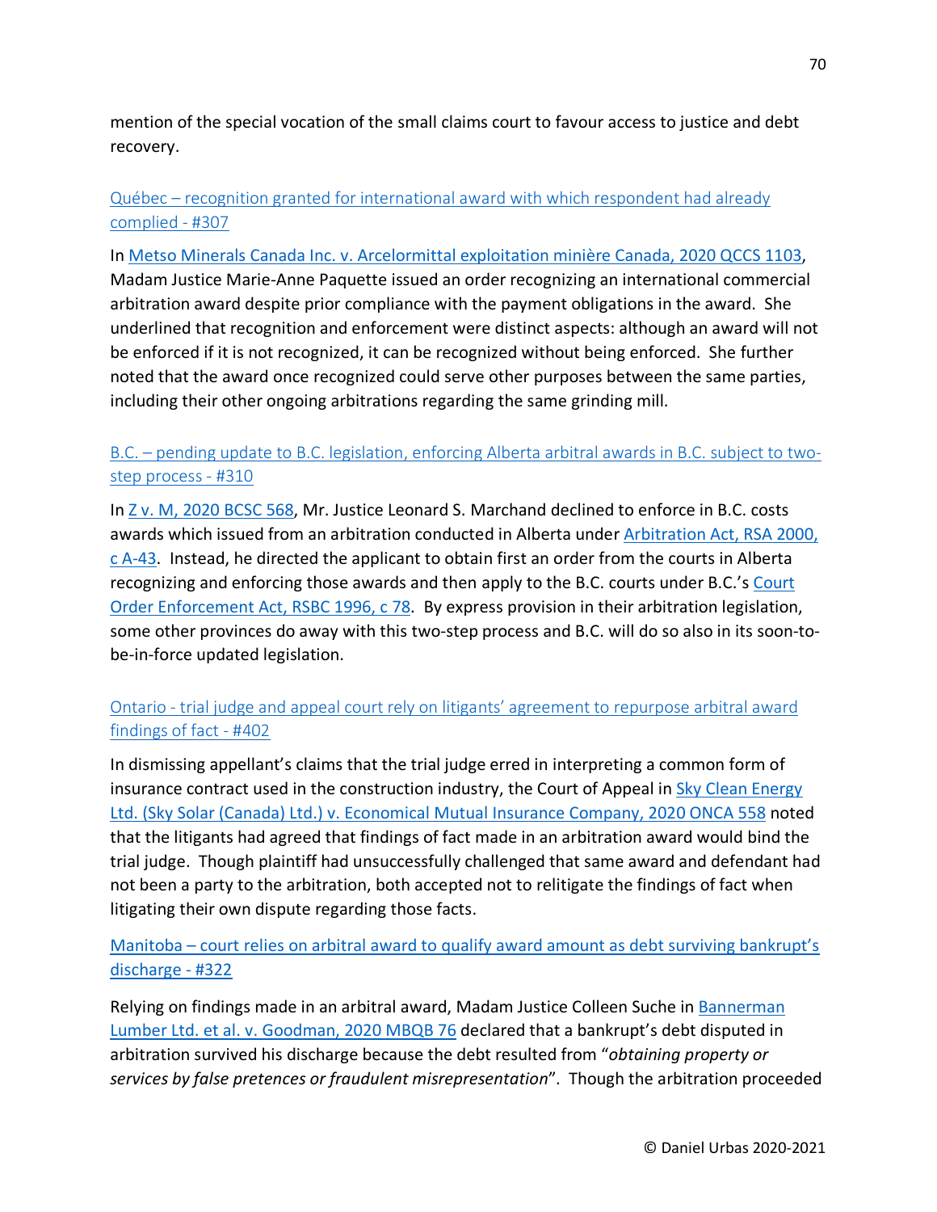mention of the special vocation of the small claims court to favour access to justice and debt recovery.

[Québec – recognition granted for international award with which respondent had already complied - #307]

In [Metso Minerals Canada Inc. v. Arcelormittal exploitation minière Canada, 2020 QCCS 1103], Madam Justice Marie-Anne Paquette issued an order recognizing an international commercial arbitration award despite prior compliance with the payment obligations in the award. She underlined that recognition and enforcement were distinct aspects: although an award will not be enforced if it is not recognized, it can be recognized without being enforced. She further noted that the award once recognized could serve other purposes between the same parties, including their other ongoing arbitrations regarding the same grinding mill.

[B.C. – pending update to B.C. legislation, enforcing Alberta arbitral awards in B.C. subject to two-step process - #310]

In [Z v. M, 2020 BCSC 568], Mr. Justice Leonard S. Marchand declined to enforce in B.C. costs awards which issued from an arbitration conducted in Alberta under [Arbitration Act, RSA 2000, c A-43]. Instead, he directed the applicant to obtain first an order from the courts in Alberta recognizing and enforcing those awards and then apply to the B.C. courts under B.C.'s [Court Order Enforcement Act, RSBC 1996, c 78]. By express provision in their arbitration legislation, some other provinces do away with this two-step process and B.C. will do so also in its soon-to-be-in-force updated legislation.

[Ontario - trial judge and appeal court rely on litigants' agreement to repurpose arbitral award findings of fact - #402]

In dismissing appellant's claims that the trial judge erred in interpreting a common form of insurance contract used in the construction industry, the Court of Appeal in [Sky Clean Energy Ltd. (Sky Solar (Canada) Ltd.) v. Economical Mutual Insurance Company, 2020 ONCA 558] noted that the litigants had agreed that findings of fact made in an arbitration award would bind the trial judge. Though plaintiff had unsuccessfully challenged that same award and defendant had not been a party to the arbitration, both accepted not to relitigate the findings of fact when litigating their own dispute regarding those facts.

[Manitoba – court relies on arbitral award to qualify award amount as debt surviving bankrupt's discharge - #322]

Relying on findings made in an arbitral award, Madam Justice Colleen Suche in [Bannerman Lumber Ltd. et al. v. Goodman, 2020 MBQB 76] declared that a bankrupt's debt disputed in arbitration survived his discharge because the debt resulted from "*obtaining property or services by false pretences or fraudulent misrepresentation*". Though the arbitration proceeded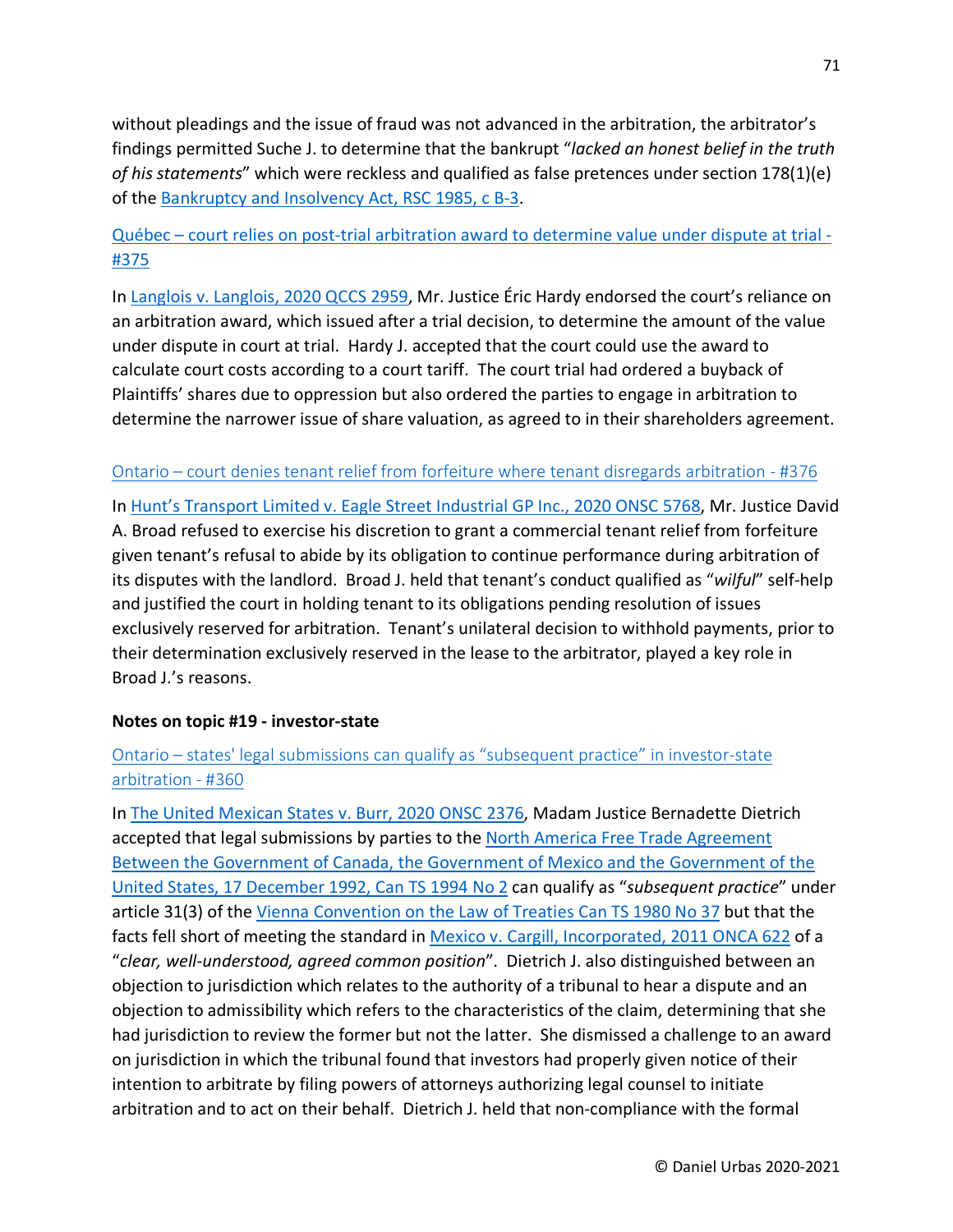without pleadings and the issue of fraud was not advanced in the arbitration, the arbitrator's findings permitted Suche J. to determine that the bankrupt "*lacked an honest belief in the truth of his statements*" which were reckless and qualified as false pretences under section 178(1)(e) of the Bankruptcy and Insolvency Act, RSC 1985, c B-3.

Québec – court relies on post-trial arbitration award to determine value under dispute at trial - #375

In Langlois v. Langlois, 2020 QCCS 2959, Mr. Justice Éric Hardy endorsed the court's reliance on an arbitration award, which issued after a trial decision, to determine the amount of the value under dispute in court at trial. Hardy J. accepted that the court could use the award to calculate court costs according to a court tariff. The court trial had ordered a buyback of Plaintiffs' shares due to oppression but also ordered the parties to engage in arbitration to determine the narrower issue of share valuation, as agreed to in their shareholders agreement.

Ontario – court denies tenant relief from forfeiture where tenant disregards arbitration - #376

In Hunt's Transport Limited v. Eagle Street Industrial GP Inc., 2020 ONSC 5768, Mr. Justice David A. Broad refused to exercise his discretion to grant a commercial tenant relief from forfeiture given tenant's refusal to abide by its obligation to continue performance during arbitration of its disputes with the landlord. Broad J. held that tenant's conduct qualified as "*wilful*" self-help and justified the court in holding tenant to its obligations pending resolution of issues exclusively reserved for arbitration. Tenant's unilateral decision to withhold payments, prior to their determination exclusively reserved in the lease to the arbitrator, played a key role in Broad J.'s reasons.

**Notes on topic #19 - investor-state**

Ontario – states' legal submissions can qualify as "subsequent practice" in investor-state arbitration - #360

In The United Mexican States v. Burr, 2020 ONSC 2376, Madam Justice Bernadette Dietrich accepted that legal submissions by parties to the North America Free Trade Agreement Between the Government of Canada, the Government of Mexico and the Government of the United States, 17 December 1992, Can TS 1994 No 2 can qualify as "*subsequent practice*" under article 31(3) of the Vienna Convention on the Law of Treaties Can TS 1980 No 37 but that the facts fell short of meeting the standard in Mexico v. Cargill, Incorporated, 2011 ONCA 622 of a "*clear, well-understood, agreed common position*". Dietrich J. also distinguished between an objection to jurisdiction which relates to the authority of a tribunal to hear a dispute and an objection to admissibility which refers to the characteristics of the claim, determining that she had jurisdiction to review the former but not the latter. She dismissed a challenge to an award on jurisdiction in which the tribunal found that investors had properly given notice of their intention to arbitrate by filing powers of attorneys authorizing legal counsel to initiate arbitration and to act on their behalf. Dietrich J. held that non-compliance with the formal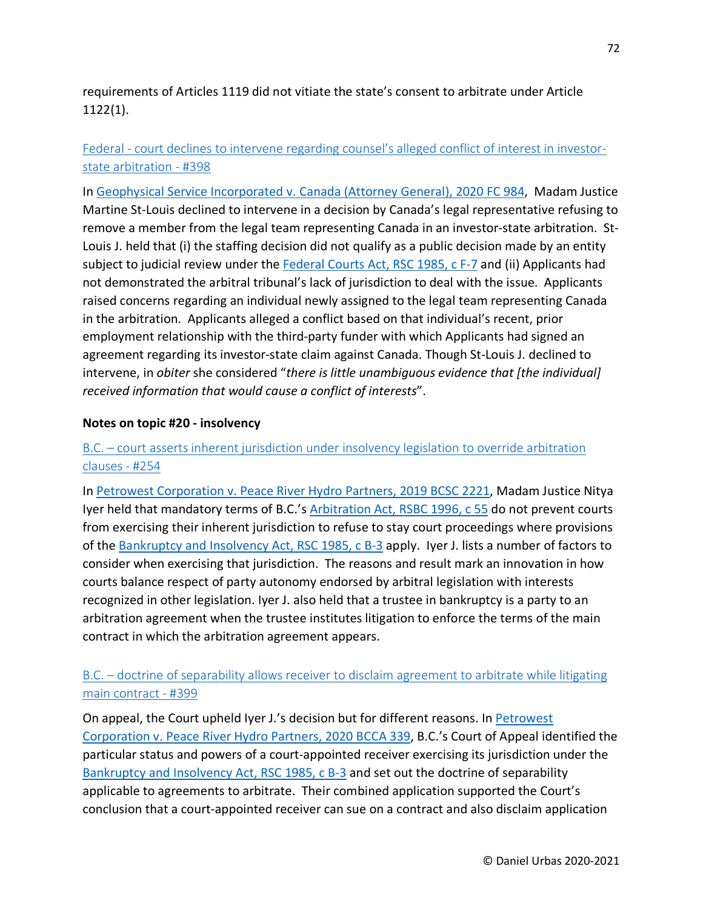requirements of Articles 1119 did not vitiate the state's consent to arbitrate under Article 1122(1).

[Federal - court declines to intervene regarding counsel's alleged conflict of interest in investor-state arbitration - #398]

In [Geophysical Service Incorporated v. Canada (Attorney General), 2020 FC 984], Madam Justice Martine St-Louis declined to intervene in a decision by Canada's legal representative refusing to remove a member from the legal team representing Canada in an investor-state arbitration. St-Louis J. held that (i) the staffing decision did not qualify as a public decision made by an entity subject to judicial review under the [Federal Courts Act, RSC 1985, c F-7] and (ii) Applicants had not demonstrated the arbitral tribunal's lack of jurisdiction to deal with the issue. Applicants raised concerns regarding an individual newly assigned to the legal team representing Canada in the arbitration. Applicants alleged a conflict based on that individual's recent, prior employment relationship with the third-party funder with which Applicants had signed an agreement regarding its investor-state claim against Canada. Though St-Louis J. declined to intervene, in *obiter* she considered "*there is little unambiguous evidence that [the individual] received information that would cause a conflict of interests*".

**Notes on topic #20 - insolvency**

[B.C. – court asserts inherent jurisdiction under insolvency legislation to override arbitration clauses - #254]

In [Petrowest Corporation v. Peace River Hydro Partners, 2019 BCSC 2221], Madam Justice Nitya Iyer held that mandatory terms of B.C.'s [Arbitration Act, RSBC 1996, c 55] do not prevent courts from exercising their inherent jurisdiction to refuse to stay court proceedings where provisions of the [Bankruptcy and Insolvency Act, RSC 1985, c B-3] apply. Iyer J. lists a number of factors to consider when exercising that jurisdiction. The reasons and result mark an innovation in how courts balance respect of party autonomy endorsed by arbitral legislation with interests recognized in other legislation. Iyer J. also held that a trustee in bankruptcy is a party to an arbitration agreement when the trustee institutes litigation to enforce the terms of the main contract in which the arbitration agreement appears.

[B.C. – doctrine of separability allows receiver to disclaim agreement to arbitrate while litigating main contract - #399]

On appeal, the Court upheld Iyer J.'s decision but for different reasons. In [Petrowest Corporation v. Peace River Hydro Partners, 2020 BCCA 339], B.C.'s Court of Appeal identified the particular status and powers of a court-appointed receiver exercising its jurisdiction under the [Bankruptcy and Insolvency Act, RSC 1985, c B-3] and set out the doctrine of separability applicable to agreements to arbitrate. Their combined application supported the Court's conclusion that a court-appointed receiver can sue on a contract and also disclaim application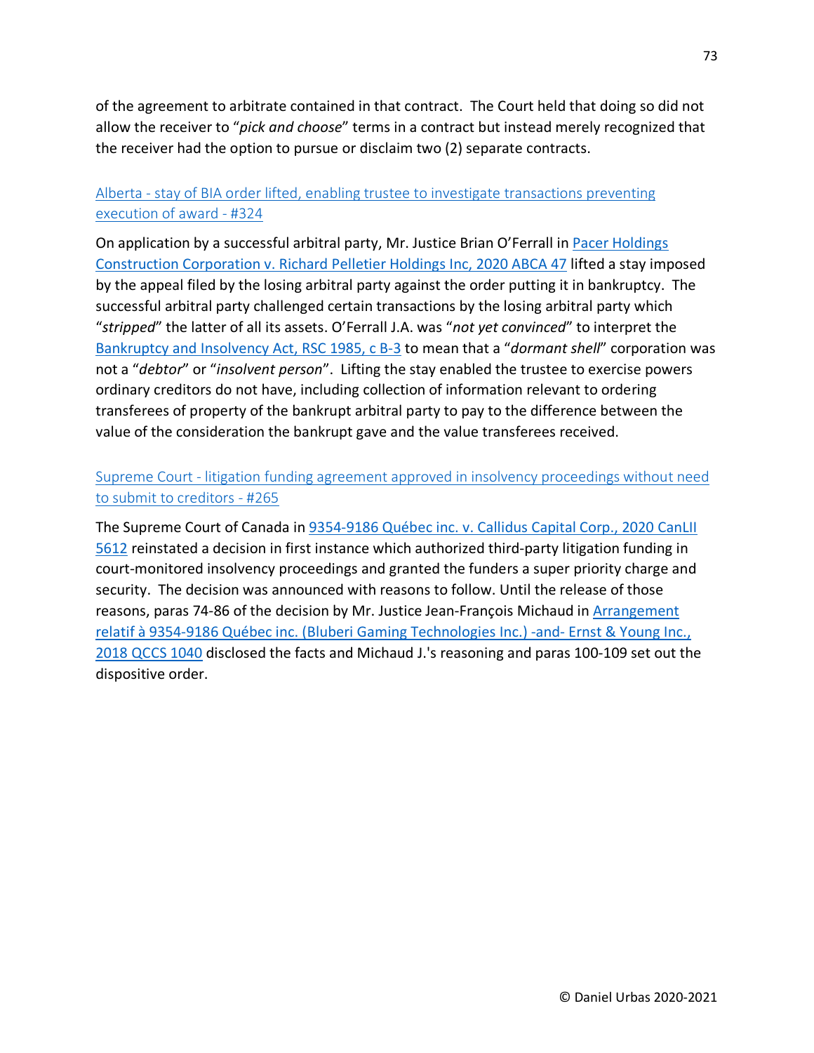of the agreement to arbitrate contained in that contract. The Court held that doing so did not allow the receiver to "*pick and choose*" terms in a contract but instead merely recognized that the receiver had the option to pursue or disclaim two (2) separate contracts.

### Alberta - stay of BIA order lifted, enabling trustee to investigate transactions preventing execution of award - #324

On application by a successful arbitral party, Mr. Justice Brian O'Ferrall in Pacer Holdings Construction Corporation v. Richard Pelletier Holdings Inc, 2020 ABCA 47 lifted a stay imposed by the appeal filed by the losing arbitral party against the order putting it in bankruptcy. The successful arbitral party challenged certain transactions by the losing arbitral party which "*stripped*" the latter of all its assets. O'Ferrall J.A. was "*not yet convinced*" to interpret the Bankruptcy and Insolvency Act, RSC 1985, c B-3 to mean that a "*dormant shell*" corporation was not a "*debtor*" or "*insolvent person*". Lifting the stay enabled the trustee to exercise powers ordinary creditors do not have, including collection of information relevant to ordering transferees of property of the bankrupt arbitral party to pay to the difference between the value of the consideration the bankrupt gave and the value transferees received.

### Supreme Court - litigation funding agreement approved in insolvency proceedings without need to submit to creditors - #265

The Supreme Court of Canada in 9354-9186 Québec inc. v. Callidus Capital Corp., 2020 CanLII 5612 reinstated a decision in first instance which authorized third-party litigation funding in court-monitored insolvency proceedings and granted the funders a super priority charge and security. The decision was announced with reasons to follow. Until the release of those reasons, paras 74-86 of the decision by Mr. Justice Jean-François Michaud in Arrangement relatif à 9354-9186 Québec inc. (Bluberi Gaming Technologies Inc.) -and- Ernst & Young Inc., 2018 QCCS 1040 disclosed the facts and Michaud J.'s reasoning and paras 100-109 set out the dispositive order.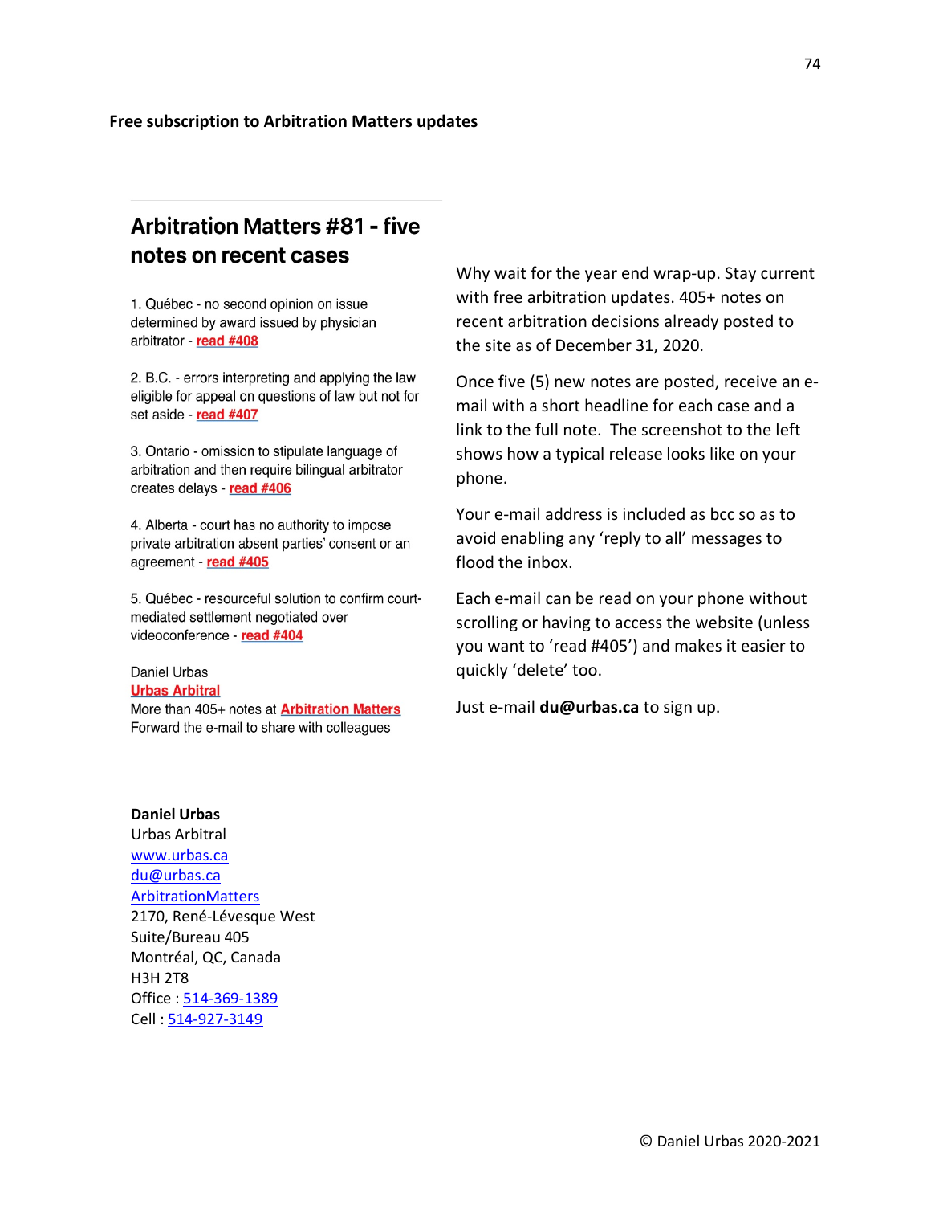**Free subscription to Arbitration Matters updates**

## Arbitration Matters #81 - five notes on recent cases

1. Québec - no second opinion on issue determined by award issued by physician arbitrator - **read #408**

2. B.C. - errors interpreting and applying the law eligible for appeal on questions of law but not for set aside - **read #407**

3. Ontario - omission to stipulate language of arbitration and then require bilingual arbitrator creates delays - **read #406**

4. Alberta - court has no authority to impose private arbitration absent parties' consent or an agreement - **read #405**

5. Québec - resourceful solution to confirm court-mediated settlement negotiated over videoconference - **read #404**

Daniel Urbas
**Urbas Arbitral**
More than 405+ notes at **Arbitration Matters**
Forward the e-mail to share with colleagues

Why wait for the year end wrap-up. Stay current with free arbitration updates. 405+ notes on recent arbitration decisions already posted to the site as of December 31, 2020.

Once five (5) new notes are posted, receive an e-mail with a short headline for each case and a link to the full note. The screenshot to the left shows how a typical release looks like on your phone.

Your e-mail address is included as bcc so as to avoid enabling any 'reply to all' messages to flood the inbox.

Each e-mail can be read on your phone without scrolling or having to access the website (unless you want to 'read #405') and makes it easier to quickly 'delete' too.

Just e-mail **du@urbas.ca** to sign up.

**Daniel Urbas**
Urbas Arbitral
www.urbas.ca
du@urbas.ca
ArbitrationMatters
2170, René-Lévesque West
Suite/Bureau 405
Montréal, QC, Canada
H3H 2T8
Office : 514-369-1389
Cell : 514-927-3149

© Daniel Urbas 2020-2021